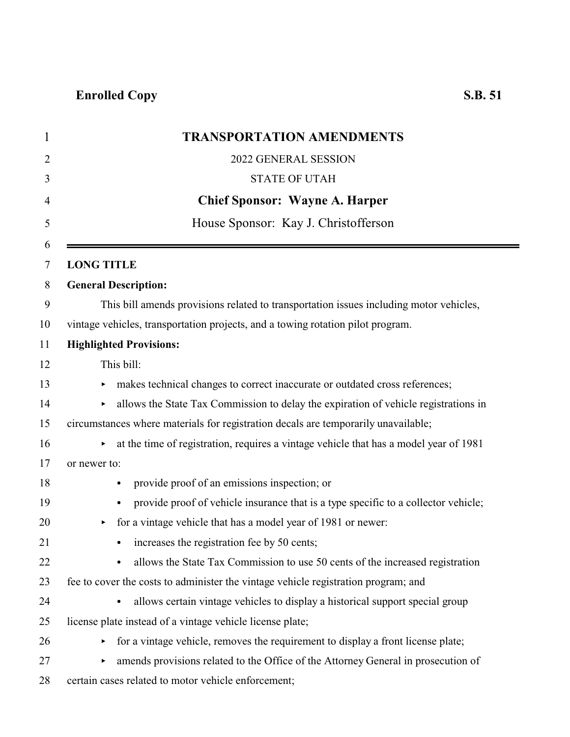**Enrolled Copy** **S.B. 51**

# TRANSPORTATION AMENDMENTS

2022 GENERAL SESSION

STATE OF UTAH

**Chief Sponsor: Wayne A. Harper**

House Sponsor: Kay J. Christofferson

---

**LONG TITLE**

**General Description:**

This bill amends provisions related to transportation issues including motor vehicles, vintage vehicles, transportation projects, and a towing rotation pilot program.

**Highlighted Provisions:**

This bill:

- makes technical changes to correct inaccurate or outdated cross references;
- allows the State Tax Commission to delay the expiration of vehicle registrations in circumstances where materials for registration decals are temporarily unavailable;
- at the time of registration, requires a vintage vehicle that has a model year of 1981 or newer to:
  - provide proof of an emissions inspection; or
  - provide proof of vehicle insurance that is a type specific to a collector vehicle;
- for a vintage vehicle that has a model year of 1981 or newer:
  - increases the registration fee by 50 cents;
  - allows the State Tax Commission to use 50 cents of the increased registration fee to cover the costs to administer the vintage vehicle registration program; and
  - allows certain vintage vehicles to display a historical support special group license plate instead of a vintage vehicle license plate;
- for a vintage vehicle, removes the requirement to display a front license plate;
- amends provisions related to the Office of the Attorney General in prosecution of certain cases related to motor vehicle enforcement;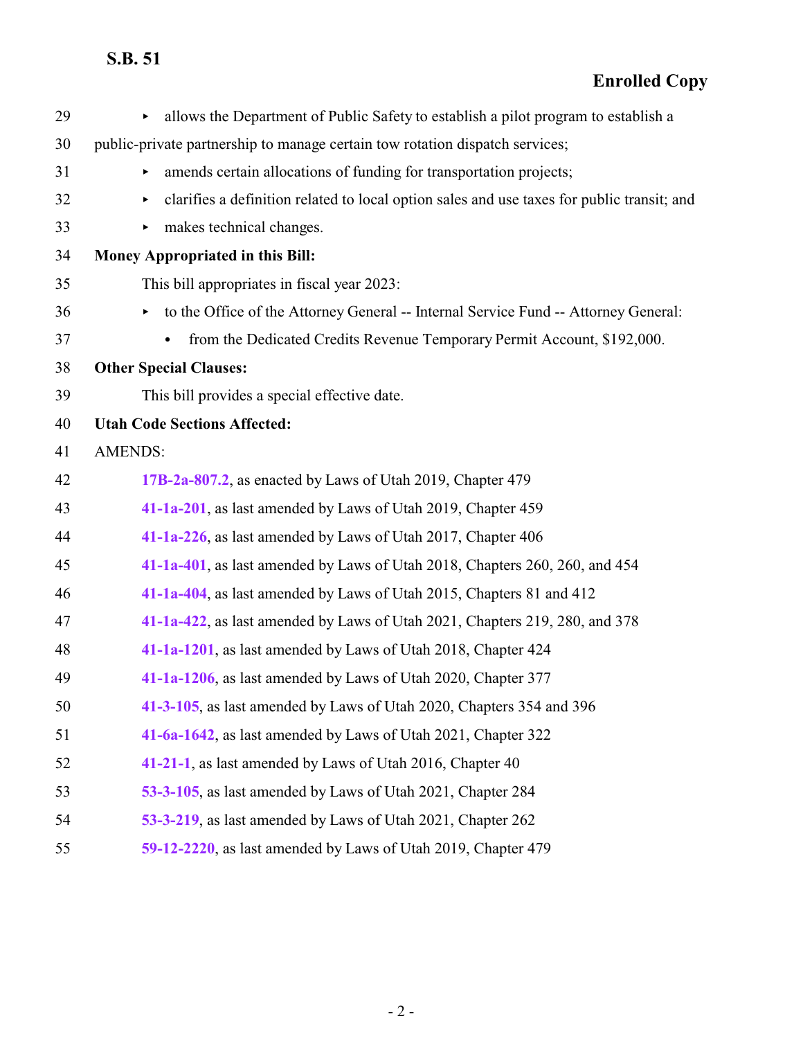- allows the Department of Public Safety to establish a pilot program to establish a public-private partnership to manage certain tow rotation dispatch services;
- amends certain allocations of funding for transportation projects;
- clarifies a definition related to local option sales and use taxes for public transit; and
- makes technical changes.

**Money Appropriated in this Bill:**

This bill appropriates in fiscal year 2023:

- to the Office of the Attorney General -- Internal Service Fund -- Attorney General:
  - from the Dedicated Credits Revenue Temporary Permit Account, $192,000.

**Other Special Clauses:**

This bill provides a special effective date.

**Utah Code Sections Affected:**

AMENDS:

**17B-2a-807.2**, as enacted by Laws of Utah 2019, Chapter 479

**41-1a-201**, as last amended by Laws of Utah 2019, Chapter 459

**41-1a-226**, as last amended by Laws of Utah 2017, Chapter 406

**41-1a-401**, as last amended by Laws of Utah 2018, Chapters 260, 260, and 454

**41-1a-404**, as last amended by Laws of Utah 2015, Chapters 81 and 412

**41-1a-422**, as last amended by Laws of Utah 2021, Chapters 219, 280, and 378

**41-1a-1201**, as last amended by Laws of Utah 2018, Chapter 424

**41-1a-1206**, as last amended by Laws of Utah 2020, Chapter 377

**41-3-105**, as last amended by Laws of Utah 2020, Chapters 354 and 396

**41-6a-1642**, as last amended by Laws of Utah 2021, Chapter 322

**41-21-1**, as last amended by Laws of Utah 2016, Chapter 40

**53-3-105**, as last amended by Laws of Utah 2021, Chapter 284

**53-3-219**, as last amended by Laws of Utah 2021, Chapter 262

**59-12-2220**, as last amended by Laws of Utah 2019, Chapter 479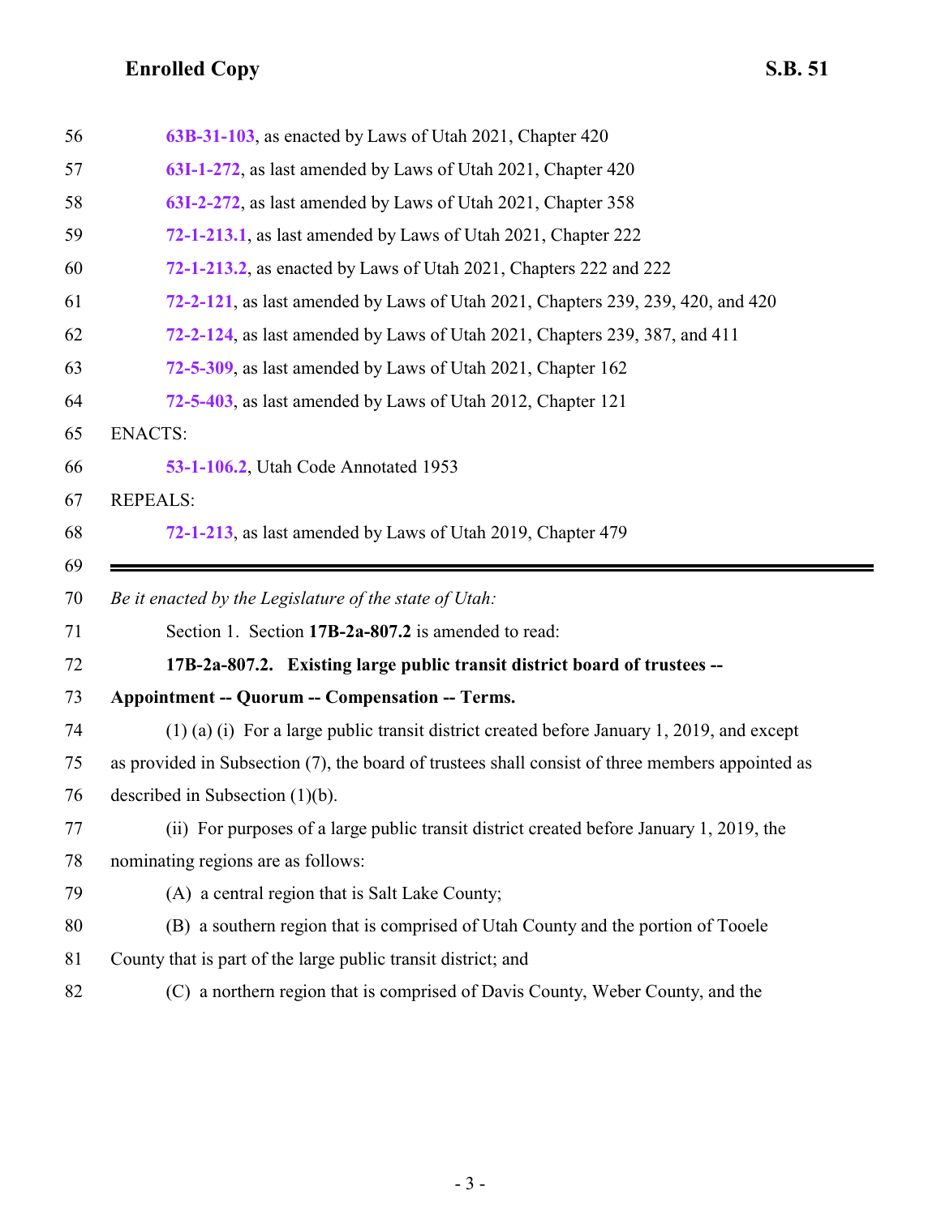63B-31-103, as enacted by Laws of Utah 2021, Chapter 420

63I-1-272, as last amended by Laws of Utah 2021, Chapter 420

63I-2-272, as last amended by Laws of Utah 2021, Chapter 358

72-1-213.1, as last amended by Laws of Utah 2021, Chapter 222

72-1-213.2, as enacted by Laws of Utah 2021, Chapters 222 and 222

72-2-121, as last amended by Laws of Utah 2021, Chapters 239, 239, 420, and 420

72-2-124, as last amended by Laws of Utah 2021, Chapters 239, 387, and 411

72-5-309, as last amended by Laws of Utah 2021, Chapter 162

72-5-403, as last amended by Laws of Utah 2012, Chapter 121

ENACTS:

53-1-106.2, Utah Code Annotated 1953

REPEALS:

72-1-213, as last amended by Laws of Utah 2019, Chapter 479

---

*Be it enacted by the Legislature of the state of Utah:*

Section 1. Section **17B-2a-807.2** is amended to read:

**17B-2a-807.2. Existing large public transit district board of trustees -- Appointment -- Quorum -- Compensation -- Terms.**

(1) (a) (i) For a large public transit district created before January 1, 2019, and except as provided in Subsection (7), the board of trustees shall consist of three members appointed as described in Subsection (1)(b).

(ii) For purposes of a large public transit district created before January 1, 2019, the nominating regions are as follows:

(A) a central region that is Salt Lake County;

(B) a southern region that is comprised of Utah County and the portion of Tooele County that is part of the large public transit district; and

(C) a northern region that is comprised of Davis County, Weber County, and the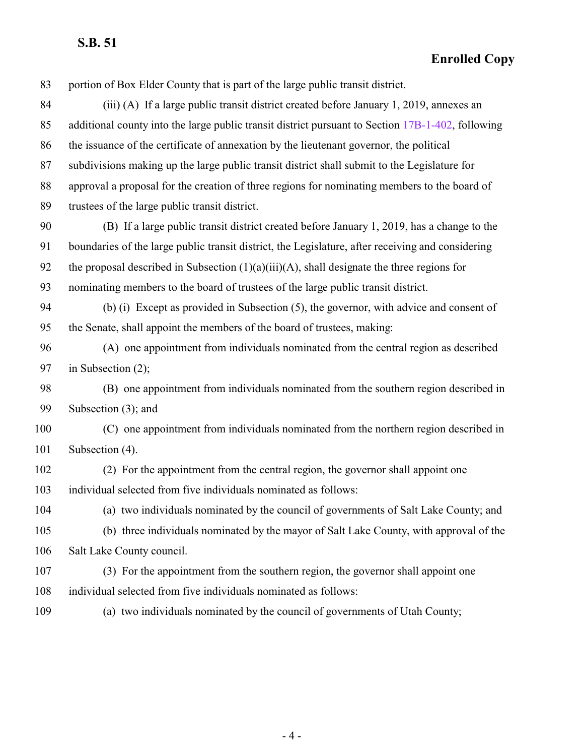83 portion of Box Elder County that is part of the large public transit district.

84 (iii) (A) If a large public transit district created before January 1, 2019, annexes an
85 additional county into the large public transit district pursuant to Section 17B-1-402, following
86 the issuance of the certificate of annexation by the lieutenant governor, the political
87 subdivisions making up the large public transit district shall submit to the Legislature for
88 approval a proposal for the creation of three regions for nominating members to the board of
89 trustees of the large public transit district.

90 (B) If a large public transit district created before January 1, 2019, has a change to the
91 boundaries of the large public transit district, the Legislature, after receiving and considering
92 the proposal described in Subsection (1)(a)(iii)(A), shall designate the three regions for
93 nominating members to the board of trustees of the large public transit district.

94 (b) (i) Except as provided in Subsection (5), the governor, with advice and consent of
95 the Senate, shall appoint the members of the board of trustees, making:

96 (A) one appointment from individuals nominated from the central region as described
97 in Subsection (2);

98 (B) one appointment from individuals nominated from the southern region described in
99 Subsection (3); and

100 (C) one appointment from individuals nominated from the northern region described in
101 Subsection (4).

102 (2) For the appointment from the central region, the governor shall appoint one
103 individual selected from five individuals nominated as follows:

104 (a) two individuals nominated by the council of governments of Salt Lake County; and

105 (b) three individuals nominated by the mayor of Salt Lake County, with approval of the
106 Salt Lake County council.

107 (3) For the appointment from the southern region, the governor shall appoint one
108 individual selected from five individuals nominated as follows:

109 (a) two individuals nominated by the council of governments of Utah County;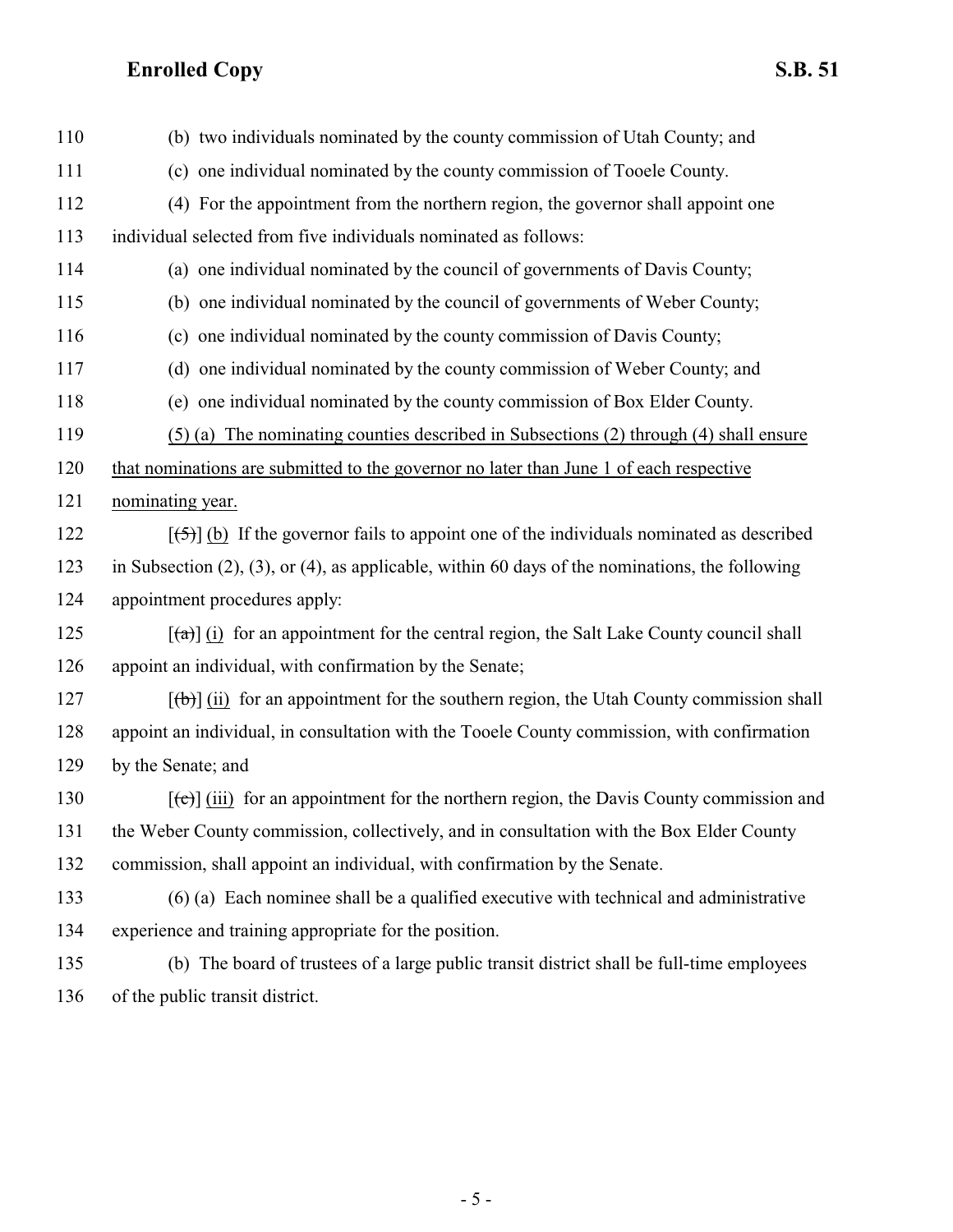110 (b) two individuals nominated by the county commission of Utah County; and

111 (c) one individual nominated by the county commission of Tooele County.

112 (4) For the appointment from the northern region, the governor shall appoint one

113 individual selected from five individuals nominated as follows:

114 (a) one individual nominated by the council of governments of Davis County;

115 (b) one individual nominated by the council of governments of Weber County;

116 (c) one individual nominated by the county commission of Davis County;

117 (d) one individual nominated by the county commission of Weber County; and

118 (e) one individual nominated by the county commission of Box Elder County.

119 (5) (a) The nominating counties described in Subsections (2) through (4) shall ensure

120 that nominations are submitted to the governor no later than June 1 of each respective

121 nominating year.

122 [~~(5)~~] (b) If the governor fails to appoint one of the individuals nominated as described

123 in Subsection (2), (3), or (4), as applicable, within 60 days of the nominations, the following

124 appointment procedures apply:

125 [~~(a)~~] (i) for an appointment for the central region, the Salt Lake County council shall

126 appoint an individual, with confirmation by the Senate;

127 [~~(b)~~] (ii) for an appointment for the southern region, the Utah County commission shall

128 appoint an individual, in consultation with the Tooele County commission, with confirmation

129 by the Senate; and

130 [~~(c)~~] (iii) for an appointment for the northern region, the Davis County commission and

131 the Weber County commission, collectively, and in consultation with the Box Elder County

132 commission, shall appoint an individual, with confirmation by the Senate.

133 (6) (a) Each nominee shall be a qualified executive with technical and administrative

134 experience and training appropriate for the position.

135 (b) The board of trustees of a large public transit district shall be full-time employees

136 of the public transit district.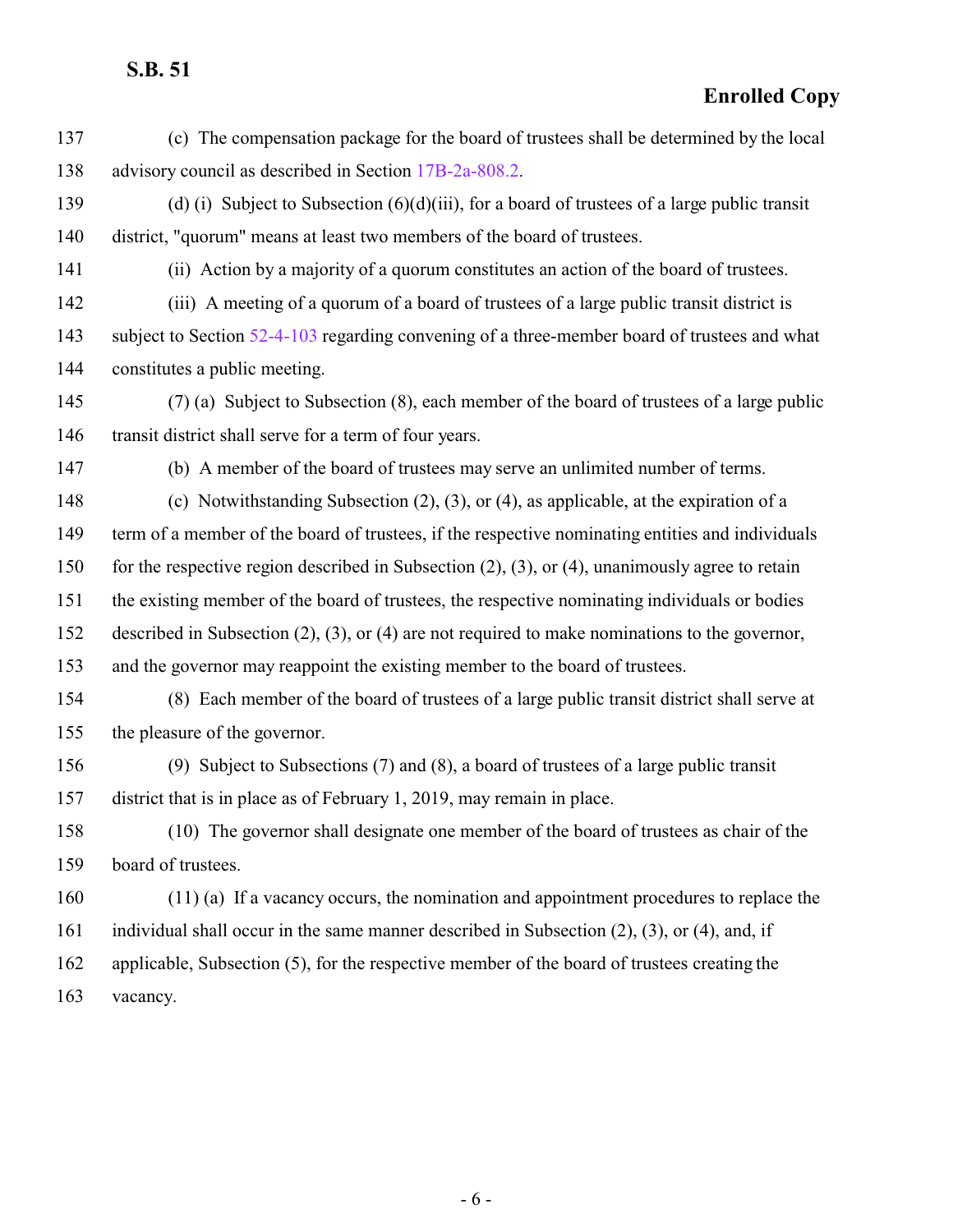137 (c) The compensation package for the board of trustees shall be determined by the local
138 advisory council as described in Section 17B-2a-808.2.

139 (d) (i) Subject to Subsection (6)(d)(iii), for a board of trustees of a large public transit
140 district, "quorum" means at least two members of the board of trustees.

141 (ii) Action by a majority of a quorum constitutes an action of the board of trustees.

142 (iii) A meeting of a quorum of a board of trustees of a large public transit district is
143 subject to Section 52-4-103 regarding convening of a three-member board of trustees and what
144 constitutes a public meeting.

145 (7) (a) Subject to Subsection (8), each member of the board of trustees of a large public
146 transit district shall serve for a term of four years.

147 (b) A member of the board of trustees may serve an unlimited number of terms.

148 (c) Notwithstanding Subsection (2), (3), or (4), as applicable, at the expiration of a
149 term of a member of the board of trustees, if the respective nominating entities and individuals
150 for the respective region described in Subsection (2), (3), or (4), unanimously agree to retain
151 the existing member of the board of trustees, the respective nominating individuals or bodies
152 described in Subsection (2), (3), or (4) are not required to make nominations to the governor,
153 and the governor may reappoint the existing member to the board of trustees.

154 (8) Each member of the board of trustees of a large public transit district shall serve at
155 the pleasure of the governor.

156 (9) Subject to Subsections (7) and (8), a board of trustees of a large public transit
157 district that is in place as of February 1, 2019, may remain in place.

158 (10) The governor shall designate one member of the board of trustees as chair of the
159 board of trustees.

160 (11) (a) If a vacancy occurs, the nomination and appointment procedures to replace the
161 individual shall occur in the same manner described in Subsection (2), (3), or (4), and, if
162 applicable, Subsection (5), for the respective member of the board of trustees creating the
163 vacancy.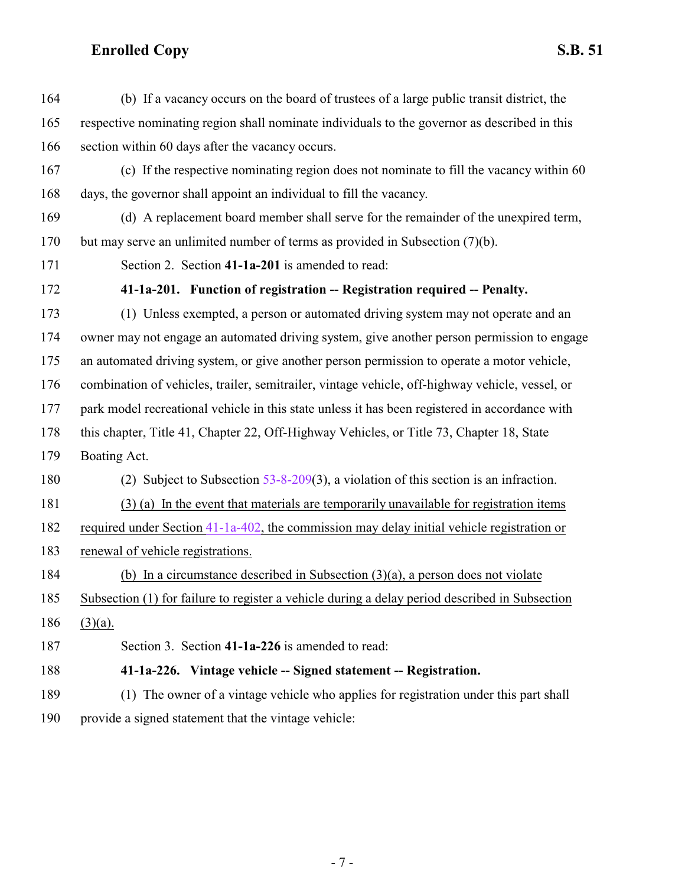(b) If a vacancy occurs on the board of trustees of a large public transit district, the respective nominating region shall nominate individuals to the governor as described in this section within 60 days after the vacancy occurs.

(c) If the respective nominating region does not nominate to fill the vacancy within 60 days, the governor shall appoint an individual to fill the vacancy.

(d) A replacement board member shall serve for the remainder of the unexpired term, but may serve an unlimited number of terms as provided in Subsection (7)(b).

Section 2. Section **41-1a-201** is amended to read:

**41-1a-201. Function of registration -- Registration required -- Penalty.**

(1) Unless exempted, a person or automated driving system may not operate and an owner may not engage an automated driving system, give another person permission to engage an automated driving system, or give another person permission to operate a motor vehicle, combination of vehicles, trailer, semitrailer, vintage vehicle, off-highway vehicle, vessel, or park model recreational vehicle in this state unless it has been registered in accordance with this chapter, Title 41, Chapter 22, Off-Highway Vehicles, or Title 73, Chapter 18, State Boating Act.

(2) Subject to Subsection 53-8-209(3), a violation of this section is an infraction.

(3) (a) In the event that materials are temporarily unavailable for registration items required under Section 41-1a-402, the commission may delay initial vehicle registration or renewal of vehicle registrations.

(b) In a circumstance described in Subsection (3)(a), a person does not violate Subsection (1) for failure to register a vehicle during a delay period described in Subsection (3)(a).

Section 3. Section **41-1a-226** is amended to read:

**41-1a-226. Vintage vehicle -- Signed statement -- Registration.**

(1) The owner of a vintage vehicle who applies for registration under this part shall provide a signed statement that the vintage vehicle: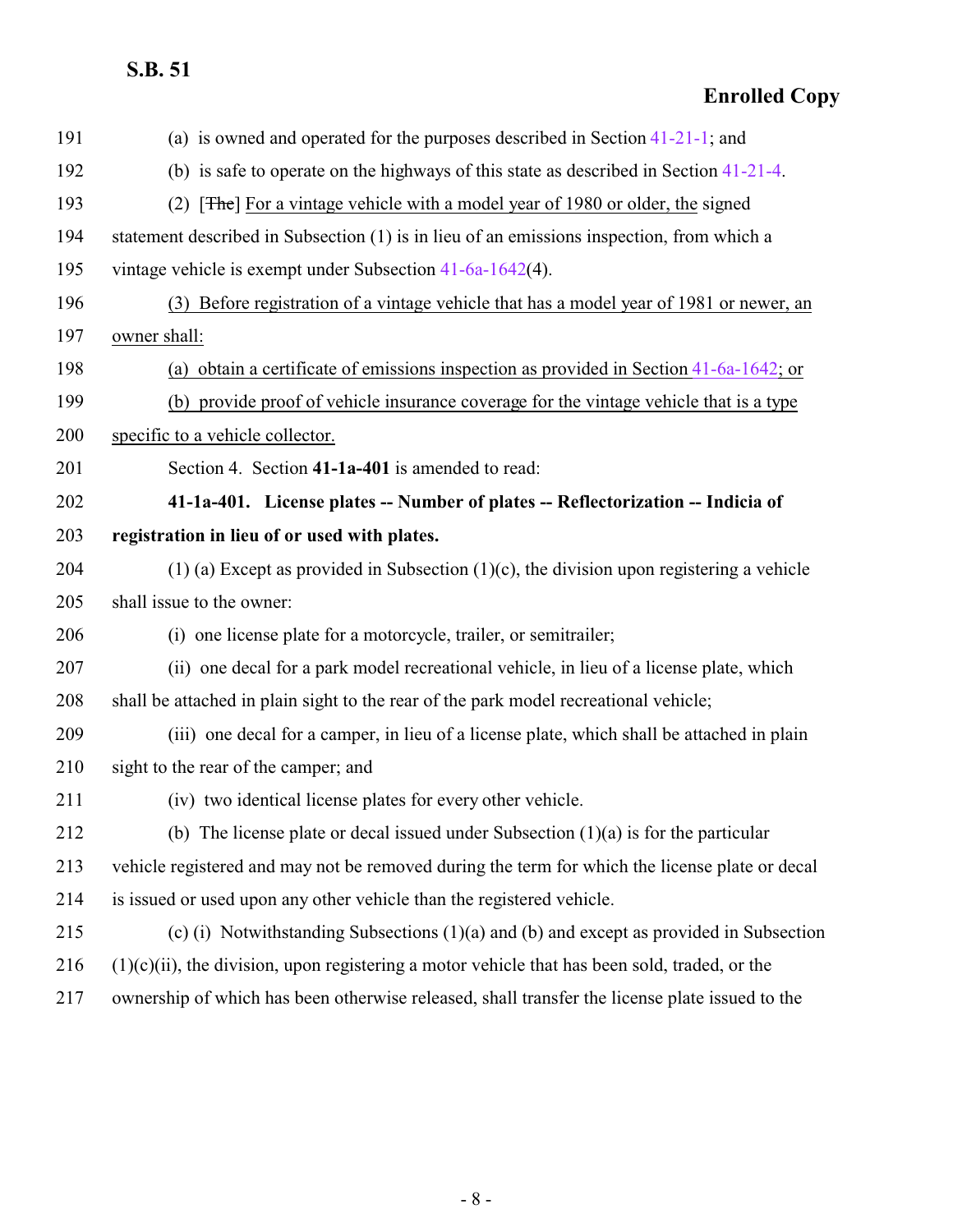(a) is owned and operated for the purposes described in Section 41-21-1; and

(b) is safe to operate on the highways of this state as described in Section 41-21-4.

(2) [~~The~~] For a vintage vehicle with a model year of 1980 or older, the signed statement described in Subsection (1) is in lieu of an emissions inspection, from which a vintage vehicle is exempt under Subsection 41-6a-1642(4).

(3) Before registration of a vintage vehicle that has a model year of 1981 or newer, an owner shall:

(a) obtain a certificate of emissions inspection as provided in Section 41-6a-1642; or

(b) provide proof of vehicle insurance coverage for the vintage vehicle that is a type specific to a vehicle collector.

Section 4. Section **41-1a-401** is amended to read:

**41-1a-401. License plates -- Number of plates -- Reflectorization -- Indicia of registration in lieu of or used with plates.**

(1) (a) Except as provided in Subsection (1)(c), the division upon registering a vehicle shall issue to the owner:

(i) one license plate for a motorcycle, trailer, or semitrailer;

(ii) one decal for a park model recreational vehicle, in lieu of a license plate, which shall be attached in plain sight to the rear of the park model recreational vehicle;

(iii) one decal for a camper, in lieu of a license plate, which shall be attached in plain sight to the rear of the camper; and

(iv) two identical license plates for every other vehicle.

(b) The license plate or decal issued under Subsection (1)(a) is for the particular vehicle registered and may not be removed during the term for which the license plate or decal is issued or used upon any other vehicle than the registered vehicle.

(c) (i) Notwithstanding Subsections (1)(a) and (b) and except as provided in Subsection (1)(c)(ii), the division, upon registering a motor vehicle that has been sold, traded, or the ownership of which has been otherwise released, shall transfer the license plate issued to the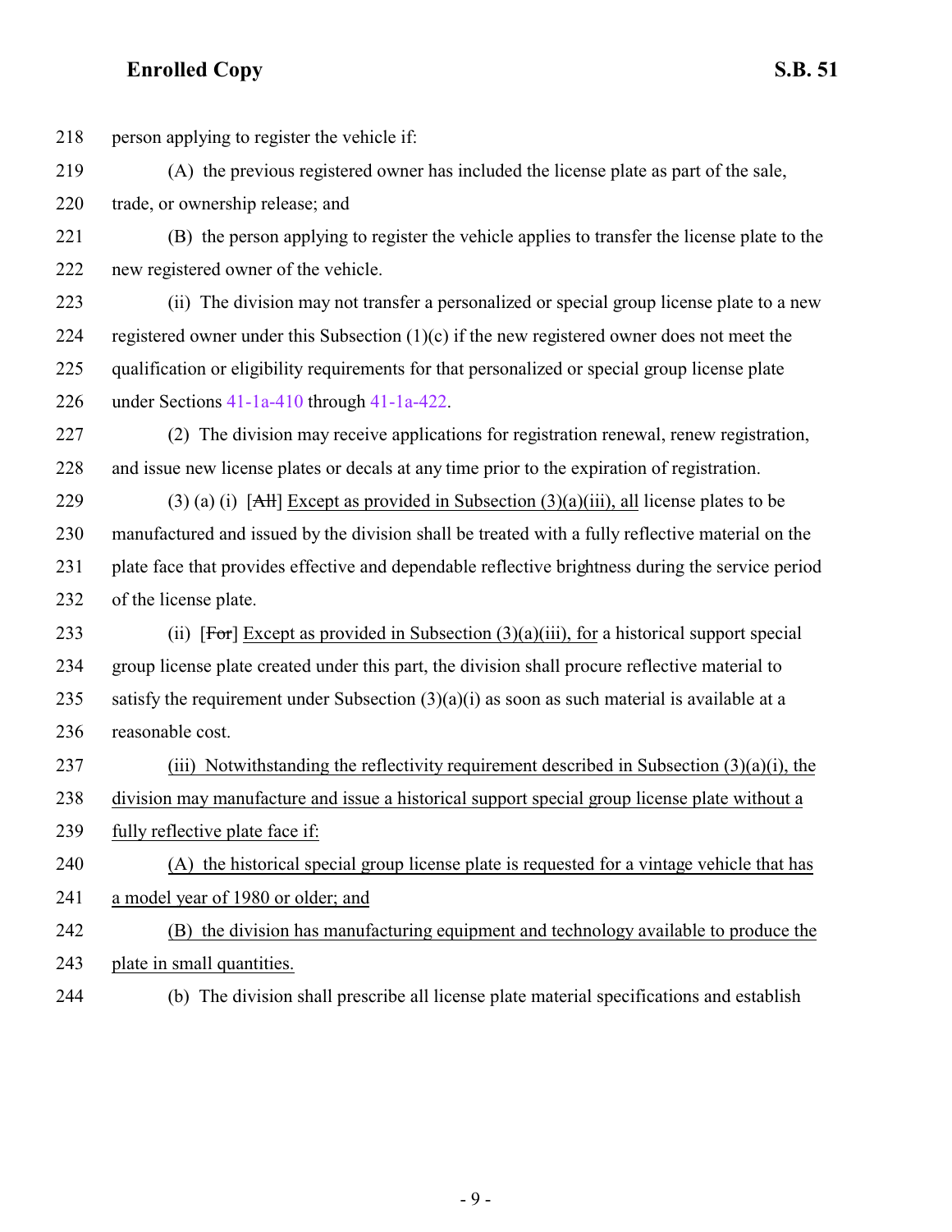218 person applying to register the vehicle if:

219 (A) the previous registered owner has included the license plate as part of the sale,

220 trade, or ownership release; and

221 (B) the person applying to register the vehicle applies to transfer the license plate to the

222 new registered owner of the vehicle.

223 (ii) The division may not transfer a personalized or special group license plate to a new

224 registered owner under this Subsection (1)(c) if the new registered owner does not meet the

225 qualification or eligibility requirements for that personalized or special group license plate

226 under Sections 41-1a-410 through 41-1a-422.

227 (2) The division may receive applications for registration renewal, renew registration,

228 and issue new license plates or decals at any time prior to the expiration of registration.

229 (3) (a) (i) [~~All~~] <u>Except as provided in Subsection (3)(a)(iii), all</u> license plates to be

230 manufactured and issued by the division shall be treated with a fully reflective material on the

231 plate face that provides effective and dependable reflective brightness during the service period

232 of the license plate.

233 (ii) [~~For~~] <u>Except as provided in Subsection (3)(a)(iii), for</u> a historical support special

234 group license plate created under this part, the division shall procure reflective material to

235 satisfy the requirement under Subsection (3)(a)(i) as soon as such material is available at a

236 reasonable cost.

237 <u>(iii) Notwithstanding the reflectivity requirement described in Subsection (3)(a)(i), the</u>

238 <u>division may manufacture and issue a historical support special group license plate without a</u>

239 <u>fully reflective plate face if:</u>

240 <u>(A) the historical special group license plate is requested for a vintage vehicle that has</u>

241 <u>a model year of 1980 or older; and</u>

242 <u>(B) the division has manufacturing equipment and technology available to produce the</u>

243 <u>plate in small quantities.</u>

244 (b) The division shall prescribe all license plate material specifications and establish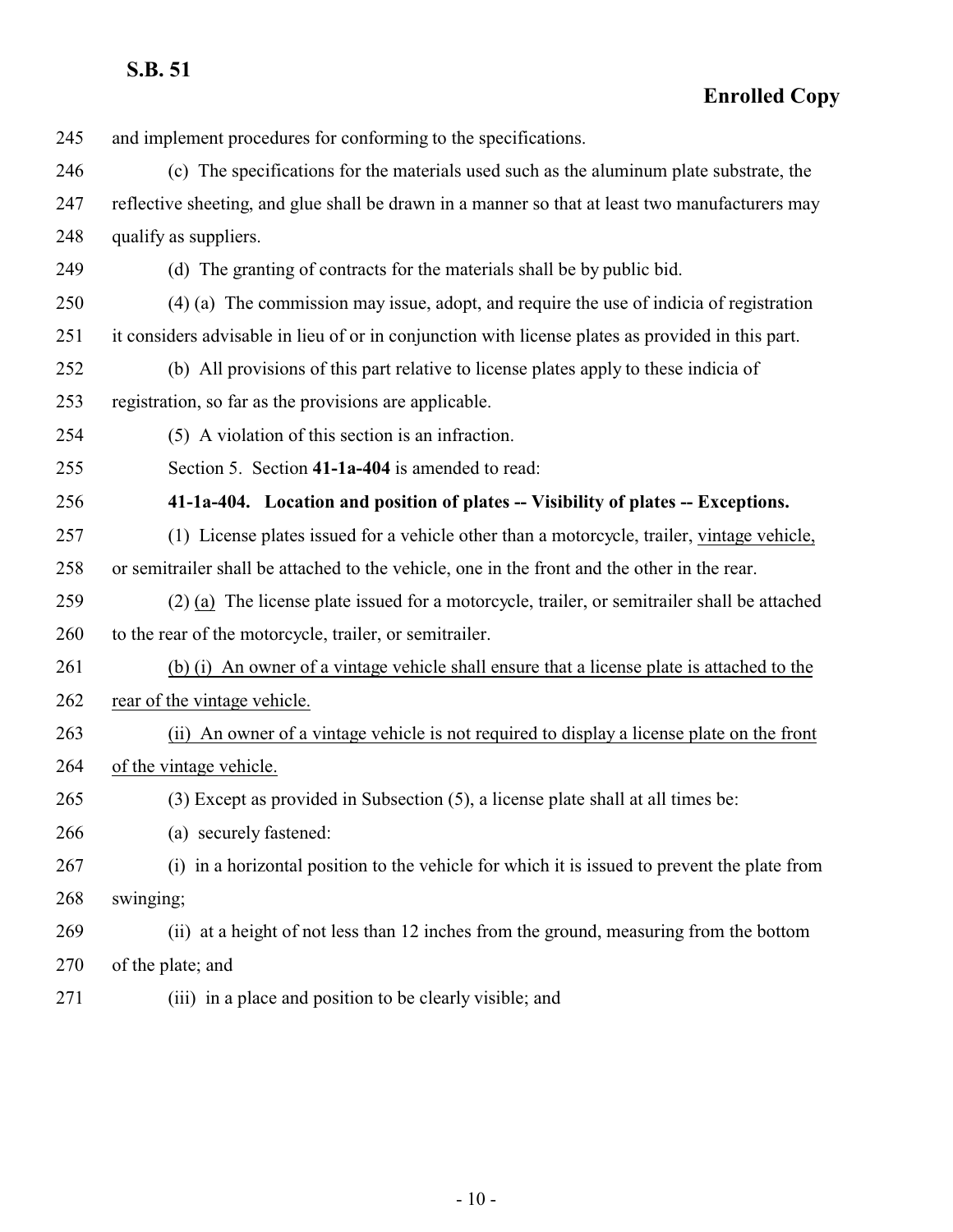and implement procedures for conforming to the specifications.

(c) The specifications for the materials used such as the aluminum plate substrate, the reflective sheeting, and glue shall be drawn in a manner so that at least two manufacturers may qualify as suppliers.

(d) The granting of contracts for the materials shall be by public bid.

(4) (a) The commission may issue, adopt, and require the use of indicia of registration it considers advisable in lieu of or in conjunction with license plates as provided in this part.

(b) All provisions of this part relative to license plates apply to these indicia of registration, so far as the provisions are applicable.

(5) A violation of this section is an infraction.

Section 5. Section **41-1a-404** is amended to read:

**41-1a-404. Location and position of plates -- Visibility of plates -- Exceptions.**

(1) License plates issued for a vehicle other than a motorcycle, trailer, <u>vintage vehicle,</u> or semitrailer shall be attached to the vehicle, one in the front and the other in the rear.

(2) <u>(a)</u> The license plate issued for a motorcycle, trailer, or semitrailer shall be attached to the rear of the motorcycle, trailer, or semitrailer.

<u>(b) (i) An owner of a vintage vehicle shall ensure that a license plate is attached to the rear of the vintage vehicle.</u>

<u>(ii) An owner of a vintage vehicle is not required to display a license plate on the front of the vintage vehicle.</u>

(3) Except as provided in Subsection (5), a license plate shall at all times be:

(a) securely fastened:

(i) in a horizontal position to the vehicle for which it is issued to prevent the plate from swinging;

(ii) at a height of not less than 12 inches from the ground, measuring from the bottom of the plate; and

(iii) in a place and position to be clearly visible; and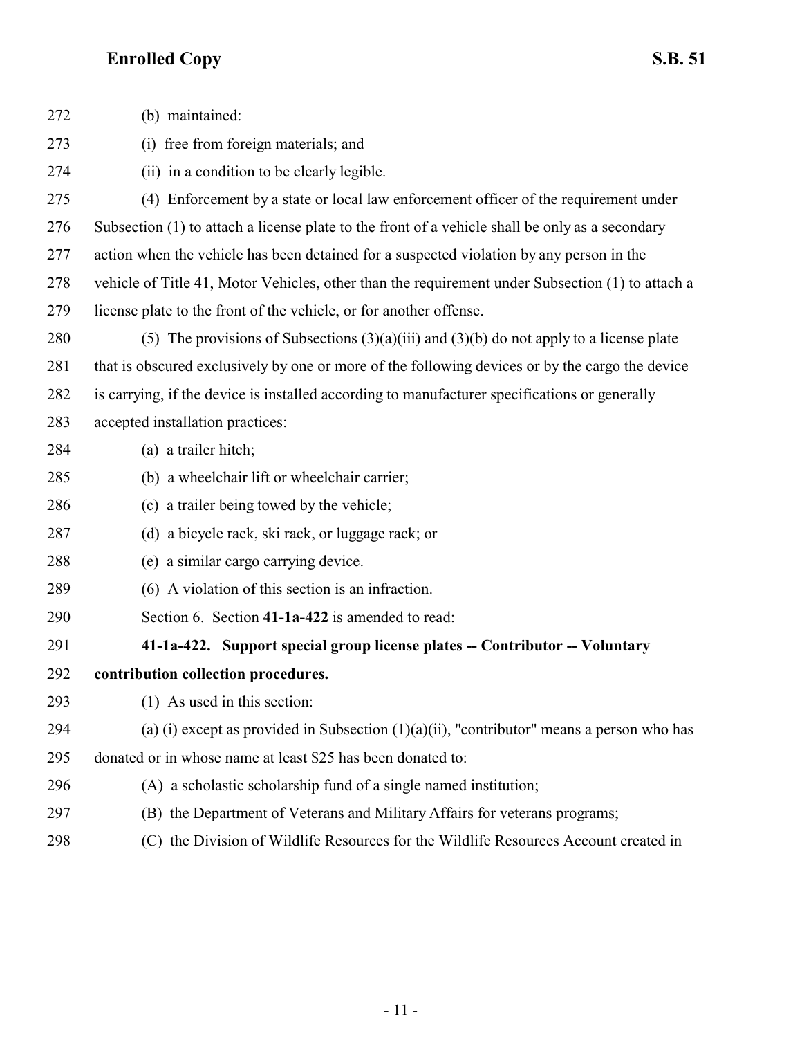(b) maintained:

(i) free from foreign materials; and

(ii) in a condition to be clearly legible.

(4) Enforcement by a state or local law enforcement officer of the requirement under Subsection (1) to attach a license plate to the front of a vehicle shall be only as a secondary action when the vehicle has been detained for a suspected violation by any person in the vehicle of Title 41, Motor Vehicles, other than the requirement under Subsection (1) to attach a license plate to the front of the vehicle, or for another offense.

(5) The provisions of Subsections (3)(a)(iii) and (3)(b) do not apply to a license plate that is obscured exclusively by one or more of the following devices or by the cargo the device is carrying, if the device is installed according to manufacturer specifications or generally accepted installation practices:

(a) a trailer hitch;

(b) a wheelchair lift or wheelchair carrier;

(c) a trailer being towed by the vehicle;

(d) a bicycle rack, ski rack, or luggage rack; or

(e) a similar cargo carrying device.

(6) A violation of this section is an infraction.

Section 6. Section **41-1a-422** is amended to read:

**41-1a-422. Support special group license plates -- Contributor -- Voluntary contribution collection procedures.**

(1) As used in this section:

(a) (i) except as provided in Subsection (1)(a)(ii), "contributor" means a person who has donated or in whose name at least $25 has been donated to:

(A) a scholastic scholarship fund of a single named institution;

(B) the Department of Veterans and Military Affairs for veterans programs;

(C) the Division of Wildlife Resources for the Wildlife Resources Account created in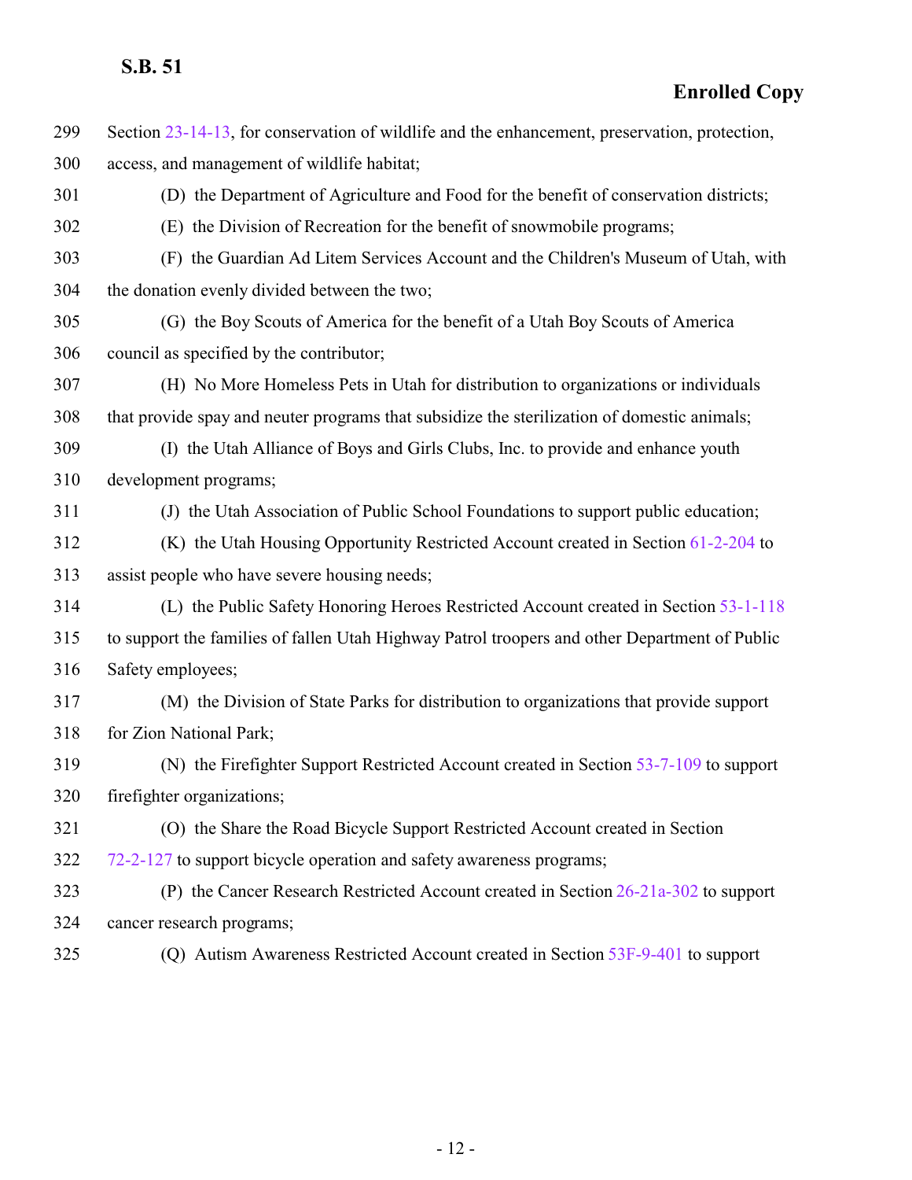299 Section 23-14-13, for conservation of wildlife and the enhancement, preservation, protection,
300 access, and management of wildlife habitat;
301 (D) the Department of Agriculture and Food for the benefit of conservation districts;
302 (E) the Division of Recreation for the benefit of snowmobile programs;
303 (F) the Guardian Ad Litem Services Account and the Children's Museum of Utah, with
304 the donation evenly divided between the two;
305 (G) the Boy Scouts of America for the benefit of a Utah Boy Scouts of America
306 council as specified by the contributor;
307 (H) No More Homeless Pets in Utah for distribution to organizations or individuals
308 that provide spay and neuter programs that subsidize the sterilization of domestic animals;
309 (I) the Utah Alliance of Boys and Girls Clubs, Inc. to provide and enhance youth
310 development programs;
311 (J) the Utah Association of Public School Foundations to support public education;
312 (K) the Utah Housing Opportunity Restricted Account created in Section 61-2-204 to
313 assist people who have severe housing needs;
314 (L) the Public Safety Honoring Heroes Restricted Account created in Section 53-1-118
315 to support the families of fallen Utah Highway Patrol troopers and other Department of Public
316 Safety employees;
317 (M) the Division of State Parks for distribution to organizations that provide support
318 for Zion National Park;
319 (N) the Firefighter Support Restricted Account created in Section 53-7-109 to support
320 firefighter organizations;
321 (O) the Share the Road Bicycle Support Restricted Account created in Section
322 72-2-127 to support bicycle operation and safety awareness programs;
323 (P) the Cancer Research Restricted Account created in Section 26-21a-302 to support
324 cancer research programs;
325 (Q) Autism Awareness Restricted Account created in Section 53F-9-401 to support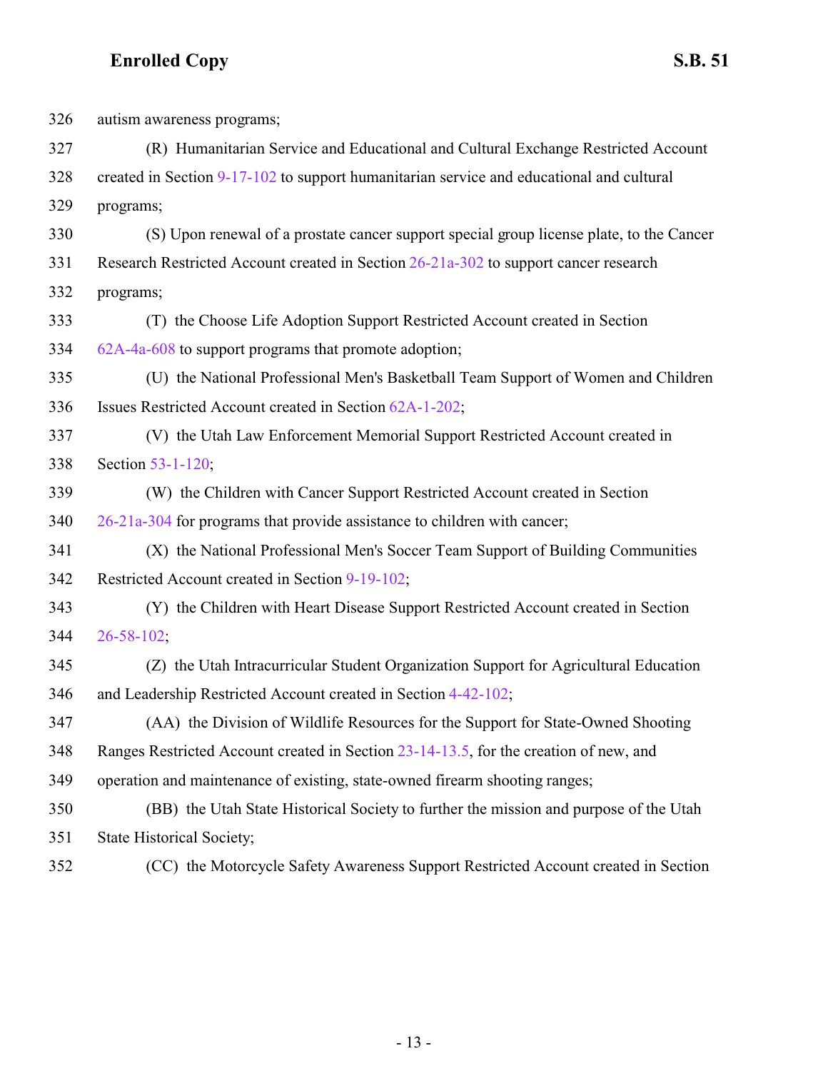326 autism awareness programs;

327 (R) Humanitarian Service and Educational and Cultural Exchange Restricted Account

328 created in Section 9-17-102 to support humanitarian service and educational and cultural

329 programs;

330 (S) Upon renewal of a prostate cancer support special group license plate, to the Cancer

331 Research Restricted Account created in Section 26-21a-302 to support cancer research

332 programs;

333 (T) the Choose Life Adoption Support Restricted Account created in Section

334 62A-4a-608 to support programs that promote adoption;

335 (U) the National Professional Men's Basketball Team Support of Women and Children

336 Issues Restricted Account created in Section 62A-1-202;

337 (V) the Utah Law Enforcement Memorial Support Restricted Account created in

338 Section 53-1-120;

339 (W) the Children with Cancer Support Restricted Account created in Section

340 26-21a-304 for programs that provide assistance to children with cancer;

341 (X) the National Professional Men's Soccer Team Support of Building Communities

342 Restricted Account created in Section 9-19-102;

343 (Y) the Children with Heart Disease Support Restricted Account created in Section

344 26-58-102;

345 (Z) the Utah Intracurricular Student Organization Support for Agricultural Education

346 and Leadership Restricted Account created in Section 4-42-102;

347 (AA) the Division of Wildlife Resources for the Support for State-Owned Shooting

348 Ranges Restricted Account created in Section 23-14-13.5, for the creation of new, and

349 operation and maintenance of existing, state-owned firearm shooting ranges;

350 (BB) the Utah State Historical Society to further the mission and purpose of the Utah

351 State Historical Society;

352 (CC) the Motorcycle Safety Awareness Support Restricted Account created in Section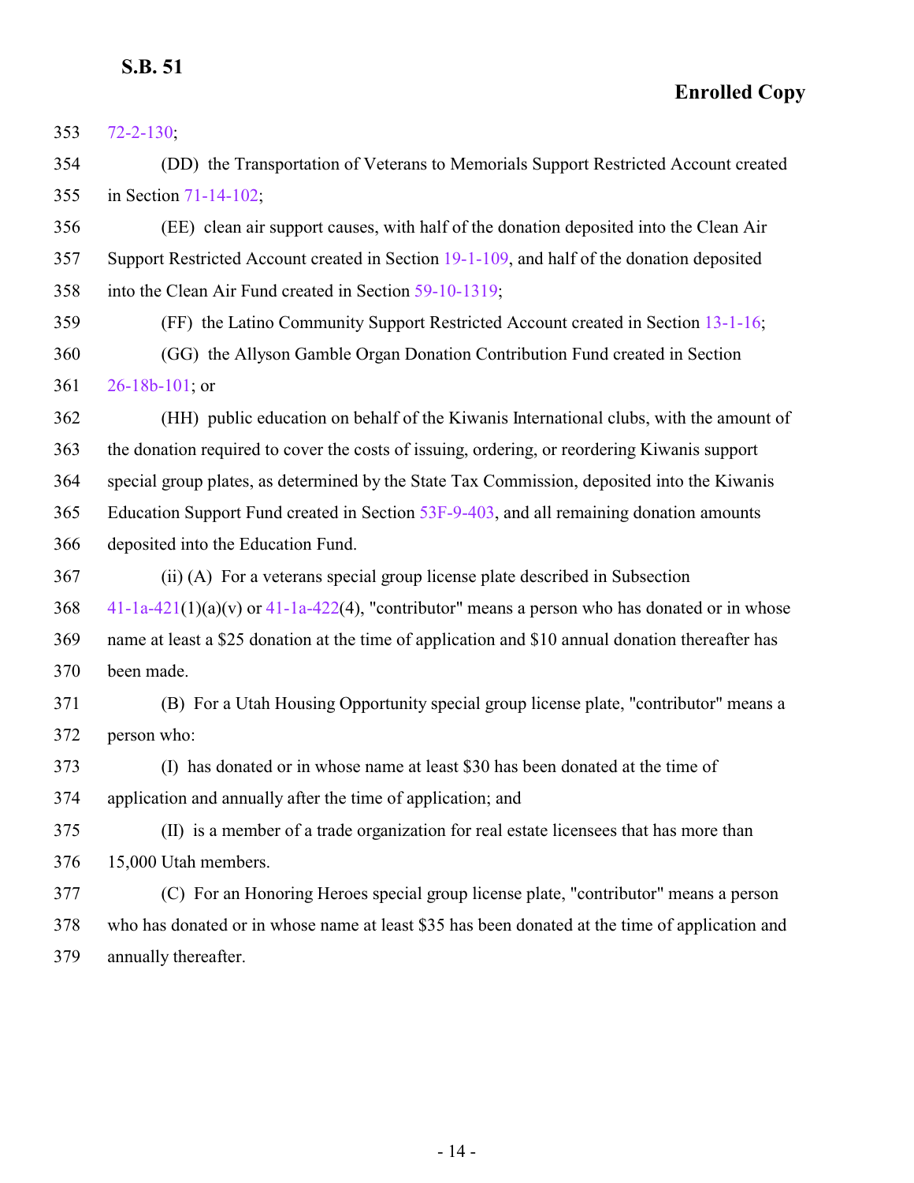72-2-130;

(DD) the Transportation of Veterans to Memorials Support Restricted Account created in Section 71-14-102;

(EE) clean air support causes, with half of the donation deposited into the Clean Air Support Restricted Account created in Section 19-1-109, and half of the donation deposited into the Clean Air Fund created in Section 59-10-1319;

(FF) the Latino Community Support Restricted Account created in Section 13-1-16;

(GG) the Allyson Gamble Organ Donation Contribution Fund created in Section 26-18b-101; or

(HH) public education on behalf of the Kiwanis International clubs, with the amount of the donation required to cover the costs of issuing, ordering, or reordering Kiwanis support special group plates, as determined by the State Tax Commission, deposited into the Kiwanis Education Support Fund created in Section 53F-9-403, and all remaining donation amounts deposited into the Education Fund.

(ii) (A) For a veterans special group license plate described in Subsection 41-1a-421(1)(a)(v) or 41-1a-422(4), "contributor" means a person who has donated or in whose name at least a $25 donation at the time of application and $10 annual donation thereafter has been made.

(B) For a Utah Housing Opportunity special group license plate, "contributor" means a person who:

(I) has donated or in whose name at least $30 has been donated at the time of application and annually after the time of application; and

(II) is a member of a trade organization for real estate licensees that has more than 15,000 Utah members.

(C) For an Honoring Heroes special group license plate, "contributor" means a person who has donated or in whose name at least $35 has been donated at the time of application and annually thereafter.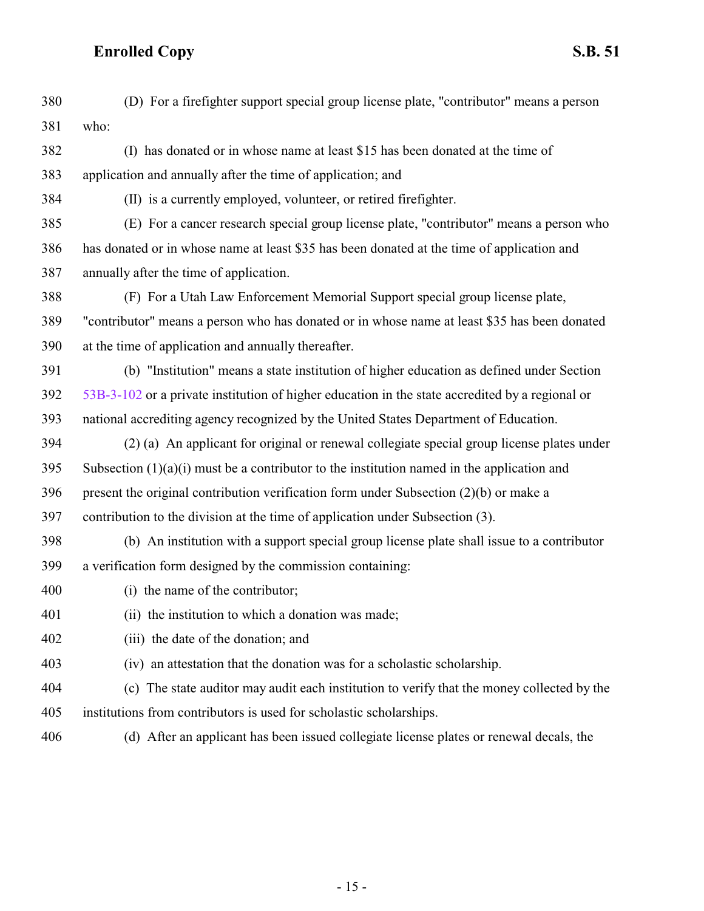380 (D) For a firefighter support special group license plate, "contributor" means a person
381 who:

382 (I) has donated or in whose name at least $15 has been donated at the time of
383 application and annually after the time of application; and

384 (II) is a currently employed, volunteer, or retired firefighter.

385 (E) For a cancer research special group license plate, "contributor" means a person who
386 has donated or in whose name at least $35 has been donated at the time of application and
387 annually after the time of application.

388 (F) For a Utah Law Enforcement Memorial Support special group license plate,
389 "contributor" means a person who has donated or in whose name at least $35 has been donated
390 at the time of application and annually thereafter.

391 (b) "Institution" means a state institution of higher education as defined under Section
392 53B-3-102 or a private institution of higher education in the state accredited by a regional or
393 national accrediting agency recognized by the United States Department of Education.

394 (2) (a) An applicant for original or renewal collegiate special group license plates under
395 Subsection (1)(a)(i) must be a contributor to the institution named in the application and
396 present the original contribution verification form under Subsection (2)(b) or make a
397 contribution to the division at the time of application under Subsection (3).

398 (b) An institution with a support special group license plate shall issue to a contributor
399 a verification form designed by the commission containing:

400 (i) the name of the contributor;

401 (ii) the institution to which a donation was made;

402 (iii) the date of the donation; and

403 (iv) an attestation that the donation was for a scholastic scholarship.

404 (c) The state auditor may audit each institution to verify that the money collected by the
405 institutions from contributors is used for scholastic scholarships.

406 (d) After an applicant has been issued collegiate license plates or renewal decals, the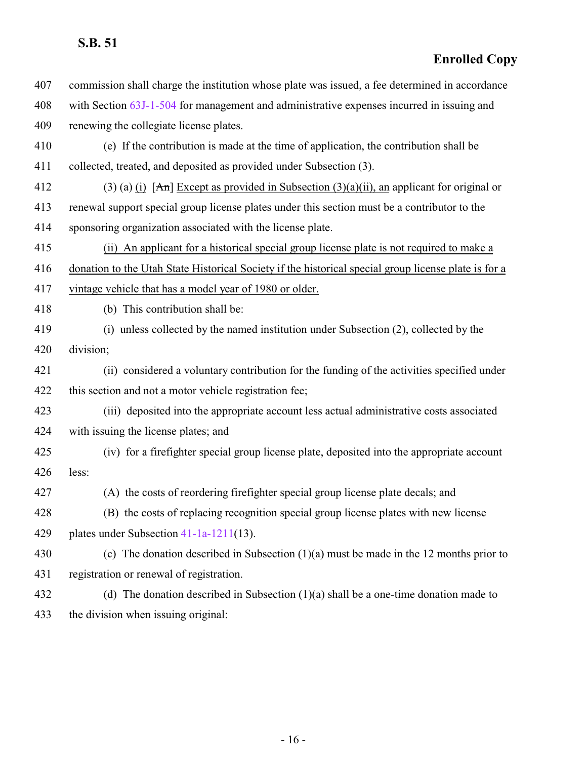407 commission shall charge the institution whose plate was issued, a fee determined in accordance
408 with Section 63J-1-504 for management and administrative expenses incurred in issuing and
409 renewing the collegiate license plates.

410 (e) If the contribution is made at the time of application, the contribution shall be
411 collected, treated, and deposited as provided under Subsection (3).

412 (3) (a) (i) [~~An~~] Except as provided in Subsection (3)(a)(ii), an applicant for original or
413 renewal support special group license plates under this section must be a contributor to the
414 sponsoring organization associated with the license plate.

415 (ii) An applicant for a historical special group license plate is not required to make a
416 donation to the Utah State Historical Society if the historical special group license plate is for a
417 vintage vehicle that has a model year of 1980 or older.

418 (b) This contribution shall be:

419 (i) unless collected by the named institution under Subsection (2), collected by the
420 division;

421 (ii) considered a voluntary contribution for the funding of the activities specified under
422 this section and not a motor vehicle registration fee;

423 (iii) deposited into the appropriate account less actual administrative costs associated
424 with issuing the license plates; and

425 (iv) for a firefighter special group license plate, deposited into the appropriate account
426 less:

427 (A) the costs of reordering firefighter special group license plate decals; and

428 (B) the costs of replacing recognition special group license plates with new license
429 plates under Subsection 41-1a-1211(13).

430 (c) The donation described in Subsection (1)(a) must be made in the 12 months prior to
431 registration or renewal of registration.

432 (d) The donation described in Subsection (1)(a) shall be a one-time donation made to
433 the division when issuing original: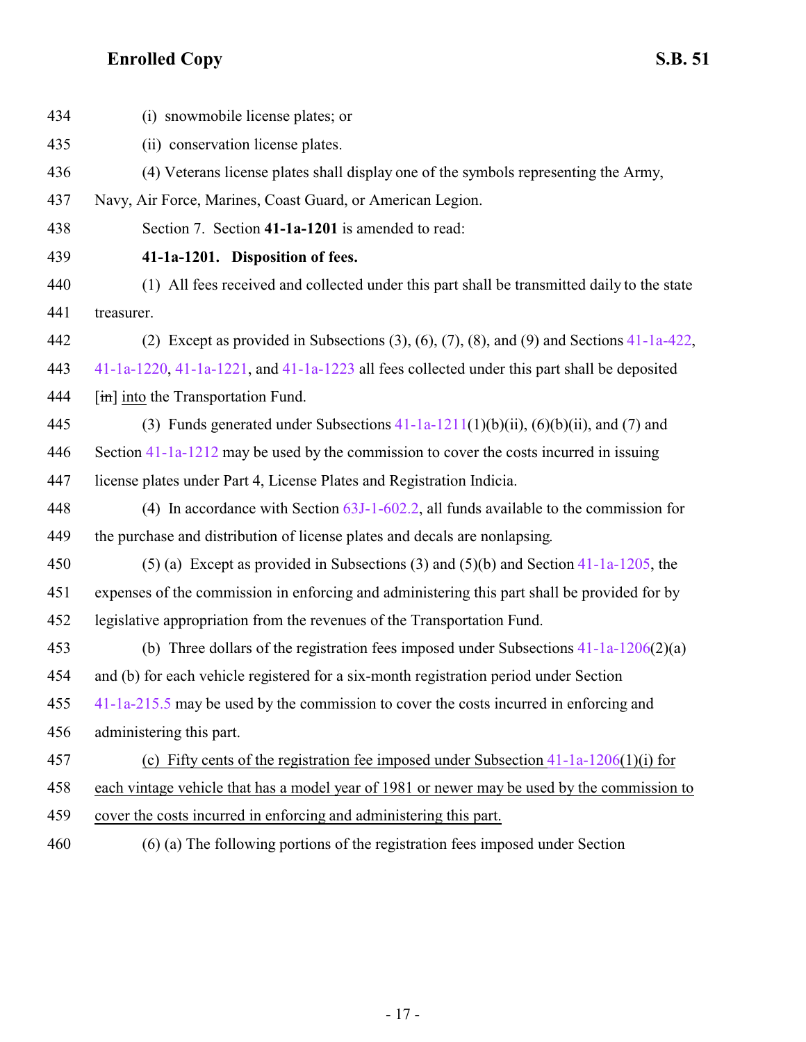434 (i) snowmobile license plates; or

435 (ii) conservation license plates.

436 (4) Veterans license plates shall display one of the symbols representing the Army,

437 Navy, Air Force, Marines, Coast Guard, or American Legion.

438 Section 7. Section **41-1a-1201** is amended to read:

439 **41-1a-1201. Disposition of fees.**

440 (1) All fees received and collected under this part shall be transmitted daily to the state

441 treasurer.

442 (2) Except as provided in Subsections (3), (6), (7), (8), and (9) and Sections 41-1a-422,

443 41-1a-1220, 41-1a-1221, and 41-1a-1223 all fees collected under this part shall be deposited

444 [~~in~~] into the Transportation Fund.

445 (3) Funds generated under Subsections 41-1a-1211(1)(b)(ii), (6)(b)(ii), and (7) and

446 Section 41-1a-1212 may be used by the commission to cover the costs incurred in issuing

447 license plates under Part 4, License Plates and Registration Indicia.

448 (4) In accordance with Section 63J-1-602.2, all funds available to the commission for

449 the purchase and distribution of license plates and decals are nonlapsing.

450 (5) (a) Except as provided in Subsections (3) and (5)(b) and Section 41-1a-1205, the

451 expenses of the commission in enforcing and administering this part shall be provided for by

452 legislative appropriation from the revenues of the Transportation Fund.

453 (b) Three dollars of the registration fees imposed under Subsections 41-1a-1206(2)(a)

454 and (b) for each vehicle registered for a six-month registration period under Section

455 41-1a-215.5 may be used by the commission to cover the costs incurred in enforcing and

456 administering this part.

457 (c) Fifty cents of the registration fee imposed under Subsection 41-1a-1206(1)(i) for

458 each vintage vehicle that has a model year of 1981 or newer may be used by the commission to

459 cover the costs incurred in enforcing and administering this part.

460 (6) (a) The following portions of the registration fees imposed under Section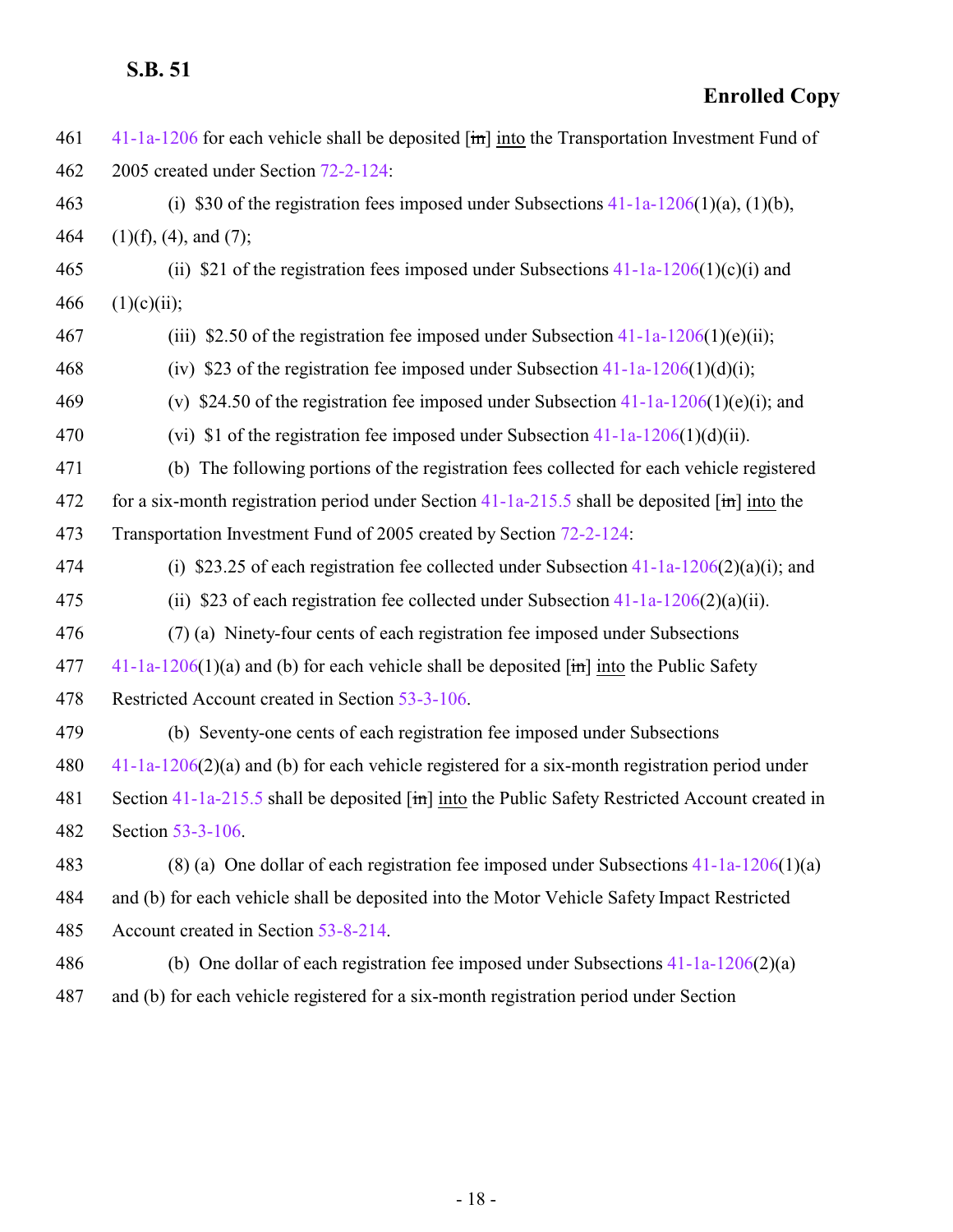41-1a-1206 for each vehicle shall be deposited [~~in~~] into the Transportation Investment Fund of 2005 created under Section 72-2-124:

(i) $30 of the registration fees imposed under Subsections 41-1a-1206(1)(a), (1)(b), (1)(f), (4), and (7);

(ii) $21 of the registration fees imposed under Subsections 41-1a-1206(1)(c)(i) and (1)(c)(ii);

(iii) $2.50 of the registration fee imposed under Subsection 41-1a-1206(1)(e)(ii);

(iv) $23 of the registration fee imposed under Subsection 41-1a-1206(1)(d)(i);

(v) $24.50 of the registration fee imposed under Subsection 41-1a-1206(1)(e)(i); and

(vi) $1 of the registration fee imposed under Subsection 41-1a-1206(1)(d)(ii).

(b) The following portions of the registration fees collected for each vehicle registered for a six-month registration period under Section 41-1a-215.5 shall be deposited [~~in~~] into the Transportation Investment Fund of 2005 created by Section 72-2-124:

(i) $23.25 of each registration fee collected under Subsection 41-1a-1206(2)(a)(i); and

(ii) $23 of each registration fee collected under Subsection 41-1a-1206(2)(a)(ii).

(7) (a) Ninety-four cents of each registration fee imposed under Subsections 41-1a-1206(1)(a) and (b) for each vehicle shall be deposited [~~in~~] into the Public Safety Restricted Account created in Section 53-3-106.

(b) Seventy-one cents of each registration fee imposed under Subsections 41-1a-1206(2)(a) and (b) for each vehicle registered for a six-month registration period under Section 41-1a-215.5 shall be deposited [~~in~~] into the Public Safety Restricted Account created in Section 53-3-106.

(8) (a) One dollar of each registration fee imposed under Subsections 41-1a-1206(1)(a) and (b) for each vehicle shall be deposited into the Motor Vehicle Safety Impact Restricted Account created in Section 53-8-214.

(b) One dollar of each registration fee imposed under Subsections 41-1a-1206(2)(a) and (b) for each vehicle registered for a six-month registration period under Section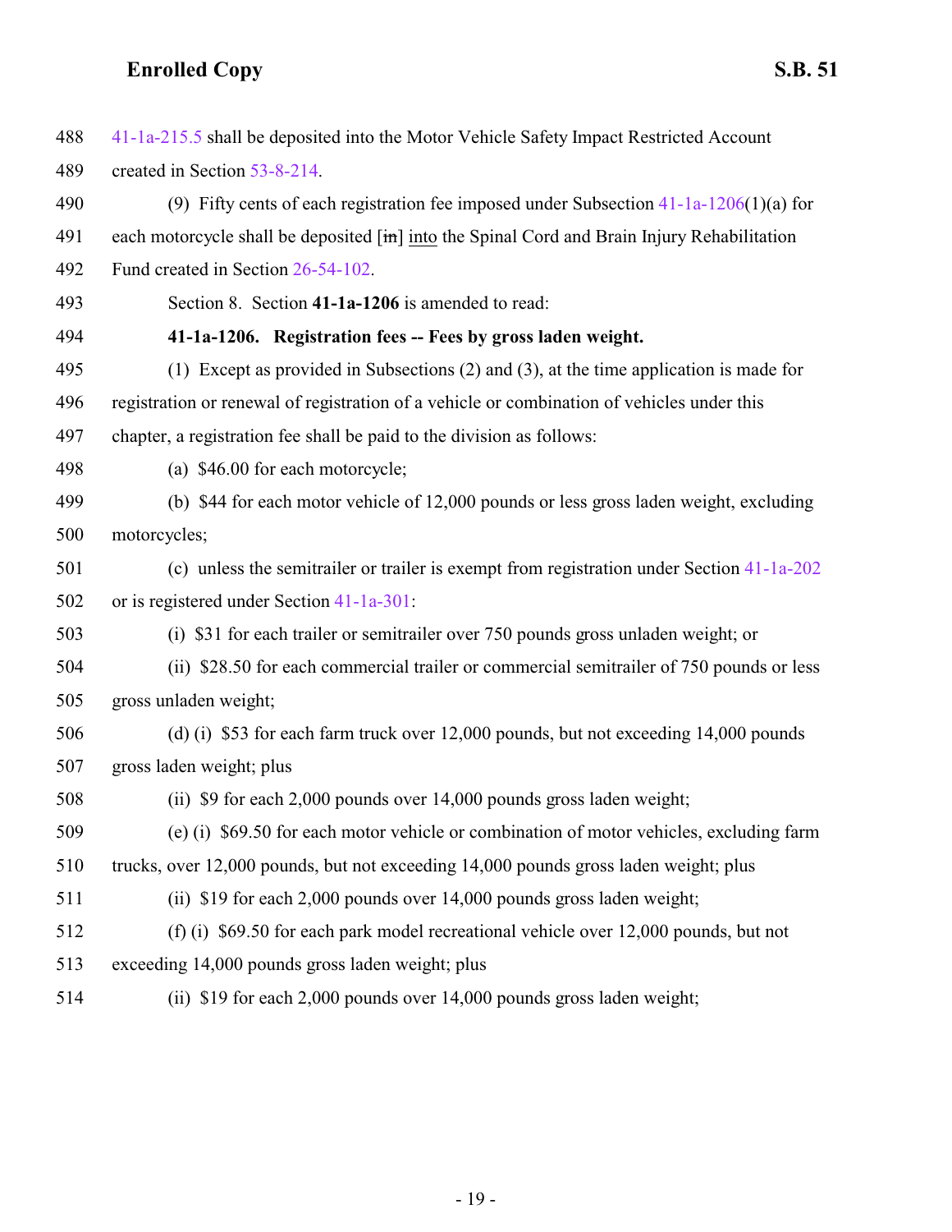488 41-1a-215.5 shall be deposited into the Motor Vehicle Safety Impact Restricted Account

489 created in Section 53-8-214.

490 (9) Fifty cents of each registration fee imposed under Subsection 41-1a-1206(1)(a) for

491 each motorcycle shall be deposited [~~in~~] into the Spinal Cord and Brain Injury Rehabilitation

492 Fund created in Section 26-54-102.

493 Section 8. Section **41-1a-1206** is amended to read:

494 **41-1a-1206. Registration fees -- Fees by gross laden weight.**

495 (1) Except as provided in Subsections (2) and (3), at the time application is made for

496 registration or renewal of registration of a vehicle or combination of vehicles under this

497 chapter, a registration fee shall be paid to the division as follows:

498 (a) $46.00 for each motorcycle;

499 (b) $44 for each motor vehicle of 12,000 pounds or less gross laden weight, excluding

500 motorcycles;

501 (c) unless the semitrailer or trailer is exempt from registration under Section 41-1a-202

502 or is registered under Section 41-1a-301:

503 (i) $31 for each trailer or semitrailer over 750 pounds gross unladen weight; or

504 (ii) $28.50 for each commercial trailer or commercial semitrailer of 750 pounds or less

505 gross unladen weight;

506 (d) (i) $53 for each farm truck over 12,000 pounds, but not exceeding 14,000 pounds

507 gross laden weight; plus

508 (ii) $9 for each 2,000 pounds over 14,000 pounds gross laden weight;

509 (e) (i) $69.50 for each motor vehicle or combination of motor vehicles, excluding farm

510 trucks, over 12,000 pounds, but not exceeding 14,000 pounds gross laden weight; plus

511 (ii) $19 for each 2,000 pounds over 14,000 pounds gross laden weight;

512 (f) (i) $69.50 for each park model recreational vehicle over 12,000 pounds, but not

513 exceeding 14,000 pounds gross laden weight; plus

514 (ii) $19 for each 2,000 pounds over 14,000 pounds gross laden weight;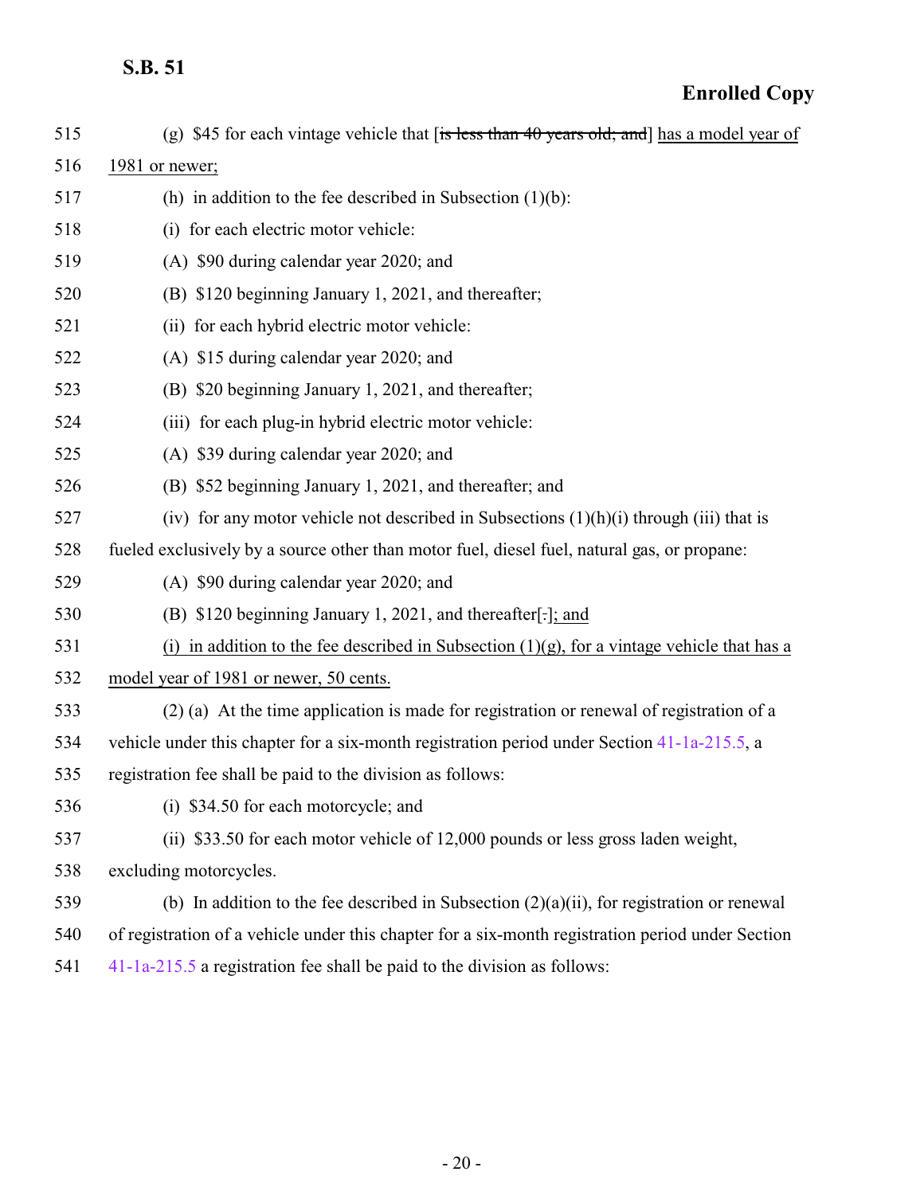515 (g) $45 for each vintage vehicle that [~~is less than 40 years old; and~~] <u>has a model year of</u>

516 <u>1981 or newer;</u>

517 (h) in addition to the fee described in Subsection (1)(b):

518 (i) for each electric motor vehicle:

519 (A) $90 during calendar year 2020; and

520 (B) $120 beginning January 1, 2021, and thereafter;

521 (ii) for each hybrid electric motor vehicle:

522 (A) $15 during calendar year 2020; and

523 (B) $20 beginning January 1, 2021, and thereafter;

524 (iii) for each plug-in hybrid electric motor vehicle:

525 (A) $39 during calendar year 2020; and

526 (B) $52 beginning January 1, 2021, and thereafter; and

527 (iv) for any motor vehicle not described in Subsections (1)(h)(i) through (iii) that is

528 fueled exclusively by a source other than motor fuel, diesel fuel, natural gas, or propane:

529 (A) $90 during calendar year 2020; and

530 (B) $120 beginning January 1, 2021, and thereafter[~~.~~]<u>; and</u>

531 <u>(i) in addition to the fee described in Subsection (1)(g), for a vintage vehicle that has a</u>

532 <u>model year of 1981 or newer, 50 cents.</u>

533 (2) (a) At the time application is made for registration or renewal of registration of a

534 vehicle under this chapter for a six-month registration period under Section 41-1a-215.5, a

535 registration fee shall be paid to the division as follows:

536 (i) $34.50 for each motorcycle; and

537 (ii) $33.50 for each motor vehicle of 12,000 pounds or less gross laden weight,

538 excluding motorcycles.

539 (b) In addition to the fee described in Subsection (2)(a)(ii), for registration or renewal

540 of registration of a vehicle under this chapter for a six-month registration period under Section

541 41-1a-215.5 a registration fee shall be paid to the division as follows: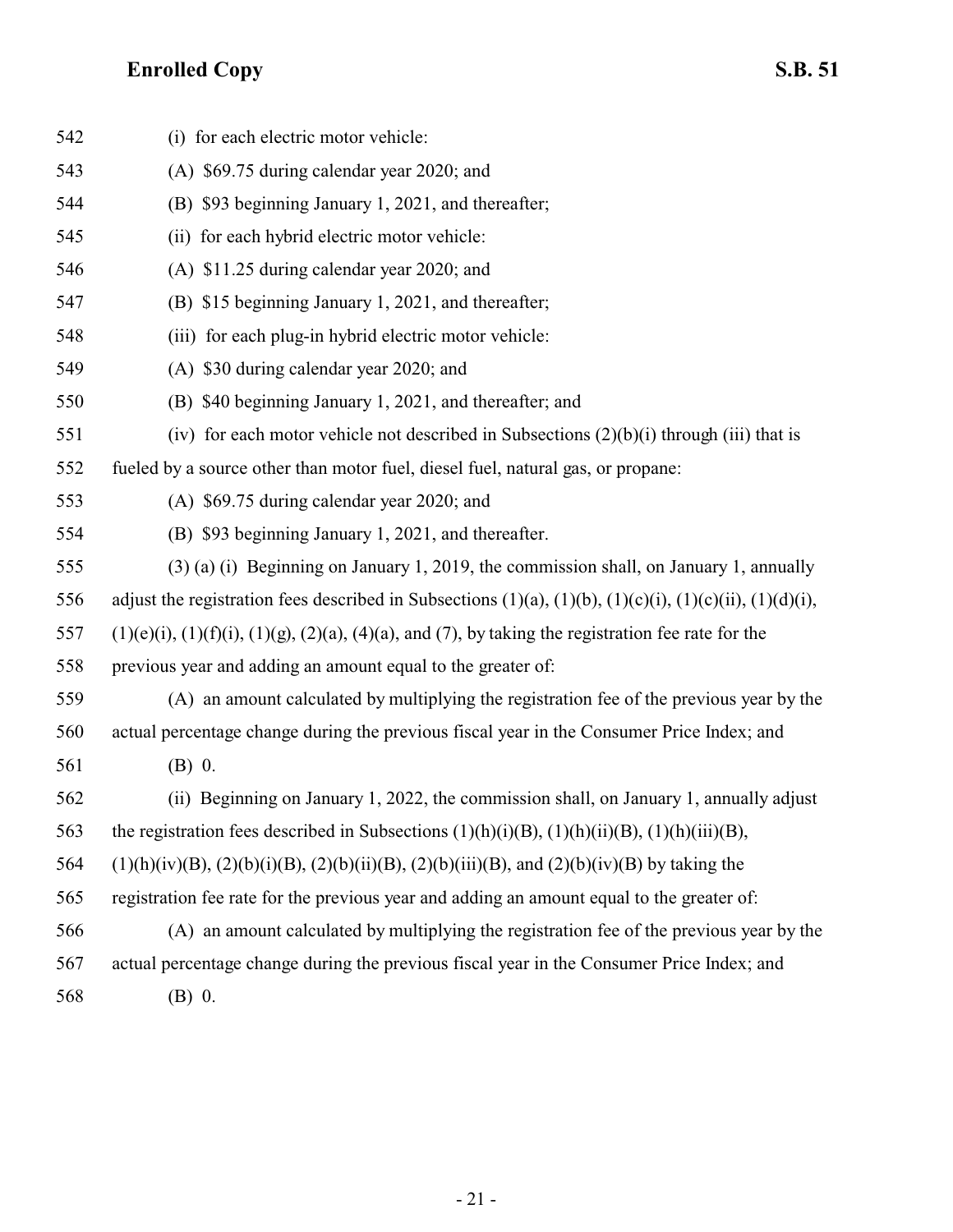542 (i) for each electric motor vehicle:

543 (A) $69.75 during calendar year 2020; and

544 (B) $93 beginning January 1, 2021, and thereafter;

545 (ii) for each hybrid electric motor vehicle:

546 (A) $11.25 during calendar year 2020; and

547 (B) $15 beginning January 1, 2021, and thereafter;

548 (iii) for each plug-in hybrid electric motor vehicle:

549 (A) $30 during calendar year 2020; and

550 (B) $40 beginning January 1, 2021, and thereafter; and

551 (iv) for each motor vehicle not described in Subsections (2)(b)(i) through (iii) that is

552 fueled by a source other than motor fuel, diesel fuel, natural gas, or propane:

553 (A) $69.75 during calendar year 2020; and

554 (B) $93 beginning January 1, 2021, and thereafter.

555 (3) (a) (i) Beginning on January 1, 2019, the commission shall, on January 1, annually

556 adjust the registration fees described in Subsections (1)(a), (1)(b), (1)(c)(i), (1)(c)(ii), (1)(d)(i),

557 (1)(e)(i), (1)(f)(i), (1)(g), (2)(a), (4)(a), and (7), by taking the registration fee rate for the

558 previous year and adding an amount equal to the greater of:

559 (A) an amount calculated by multiplying the registration fee of the previous year by the

560 actual percentage change during the previous fiscal year in the Consumer Price Index; and

561 (B) 0.

562 (ii) Beginning on January 1, 2022, the commission shall, on January 1, annually adjust

563 the registration fees described in Subsections (1)(h)(i)(B), (1)(h)(ii)(B), (1)(h)(iii)(B),

564 (1)(h)(iv)(B), (2)(b)(i)(B), (2)(b)(ii)(B), (2)(b)(iii)(B), and (2)(b)(iv)(B) by taking the

565 registration fee rate for the previous year and adding an amount equal to the greater of:

566 (A) an amount calculated by multiplying the registration fee of the previous year by the

567 actual percentage change during the previous fiscal year in the Consumer Price Index; and

568 (B) 0.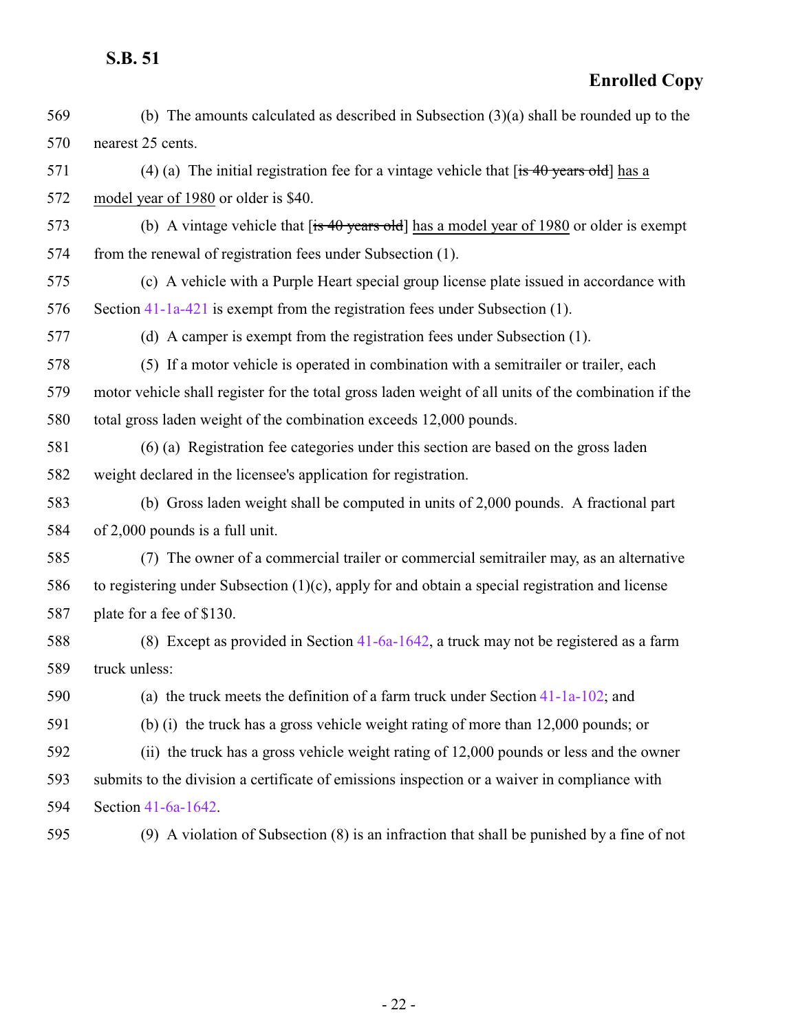569 (b) The amounts calculated as described in Subsection (3)(a) shall be rounded up to the
570 nearest 25 cents.

571 (4) (a) The initial registration fee for a vintage vehicle that [~~is 40 years old~~] <u>has a</u>
572 <u>model year of 1980</u> or older is $40.

573 (b) A vintage vehicle that [~~is 40 years old~~] <u>has a model year of 1980</u> or older is exempt
574 from the renewal of registration fees under Subsection (1).

575 (c) A vehicle with a Purple Heart special group license plate issued in accordance with
576 Section 41-1a-421 is exempt from the registration fees under Subsection (1).

577 (d) A camper is exempt from the registration fees under Subsection (1).

578 (5) If a motor vehicle is operated in combination with a semitrailer or trailer, each
579 motor vehicle shall register for the total gross laden weight of all units of the combination if the
580 total gross laden weight of the combination exceeds 12,000 pounds.

581 (6) (a) Registration fee categories under this section are based on the gross laden
582 weight declared in the licensee's application for registration.

583 (b) Gross laden weight shall be computed in units of 2,000 pounds. A fractional part
584 of 2,000 pounds is a full unit.

585 (7) The owner of a commercial trailer or commercial semitrailer may, as an alternative
586 to registering under Subsection (1)(c), apply for and obtain a special registration and license
587 plate for a fee of $130.

588 (8) Except as provided in Section 41-6a-1642, a truck may not be registered as a farm
589 truck unless:

590 (a) the truck meets the definition of a farm truck under Section 41-1a-102; and

591 (b) (i) the truck has a gross vehicle weight rating of more than 12,000 pounds; or

592 (ii) the truck has a gross vehicle weight rating of 12,000 pounds or less and the owner
593 submits to the division a certificate of emissions inspection or a waiver in compliance with
594 Section 41-6a-1642.

595 (9) A violation of Subsection (8) is an infraction that shall be punished by a fine of not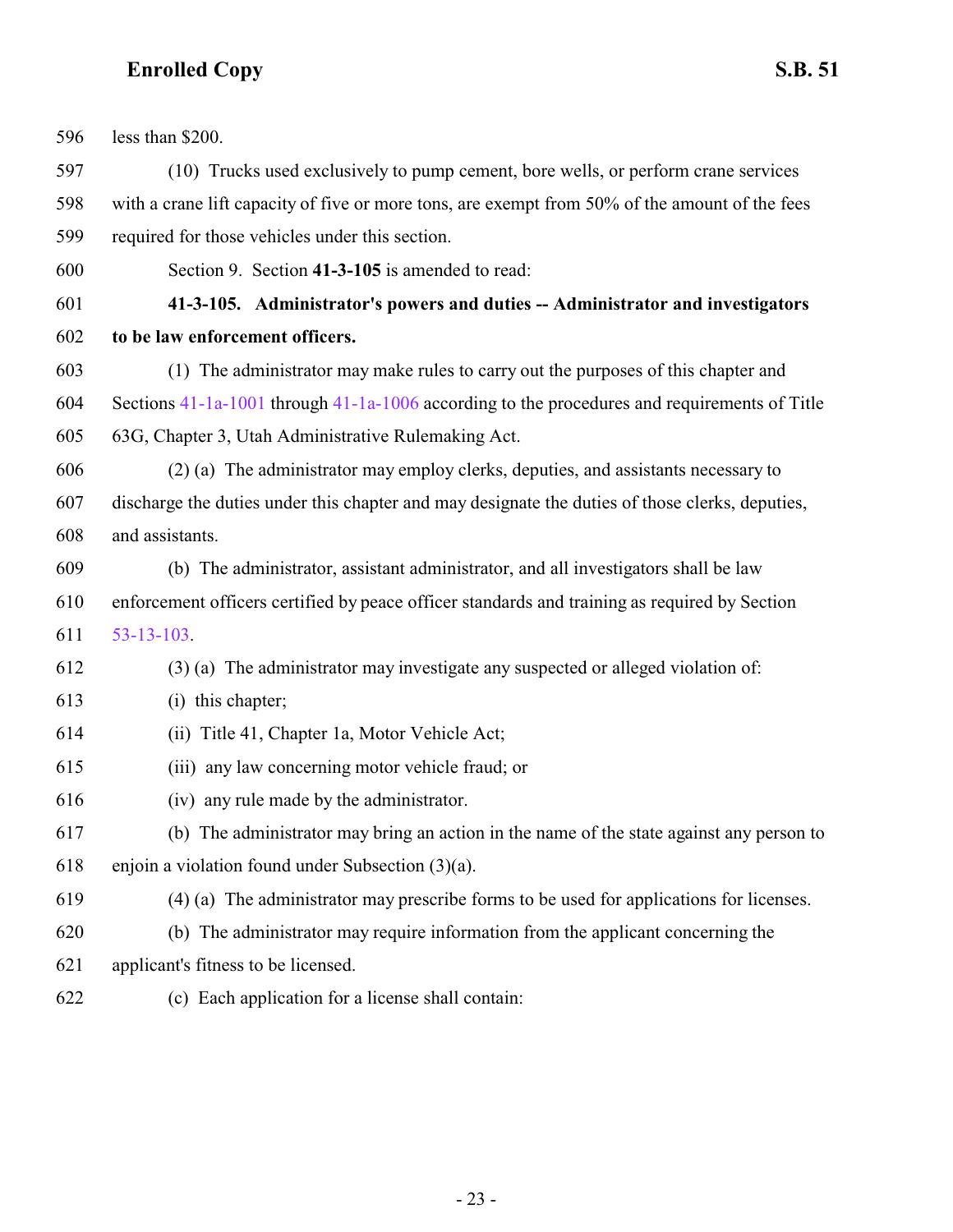less than $200.

(10) Trucks used exclusively to pump cement, bore wells, or perform crane services with a crane lift capacity of five or more tons, are exempt from 50% of the amount of the fees required for those vehicles under this section.

Section 9. Section **41-3-105** is amended to read:

**41-3-105. Administrator's powers and duties -- Administrator and investigators to be law enforcement officers.**

(1) The administrator may make rules to carry out the purposes of this chapter and Sections 41-1a-1001 through 41-1a-1006 according to the procedures and requirements of Title 63G, Chapter 3, Utah Administrative Rulemaking Act.

(2) (a) The administrator may employ clerks, deputies, and assistants necessary to discharge the duties under this chapter and may designate the duties of those clerks, deputies, and assistants.

(b) The administrator, assistant administrator, and all investigators shall be law enforcement officers certified by peace officer standards and training as required by Section 53-13-103.

(3) (a) The administrator may investigate any suspected or alleged violation of:

(i) this chapter;

(ii) Title 41, Chapter 1a, Motor Vehicle Act;

(iii) any law concerning motor vehicle fraud; or

(iv) any rule made by the administrator.

(b) The administrator may bring an action in the name of the state against any person to enjoin a violation found under Subsection (3)(a).

(4) (a) The administrator may prescribe forms to be used for applications for licenses.

(b) The administrator may require information from the applicant concerning the applicant's fitness to be licensed.

(c) Each application for a license shall contain: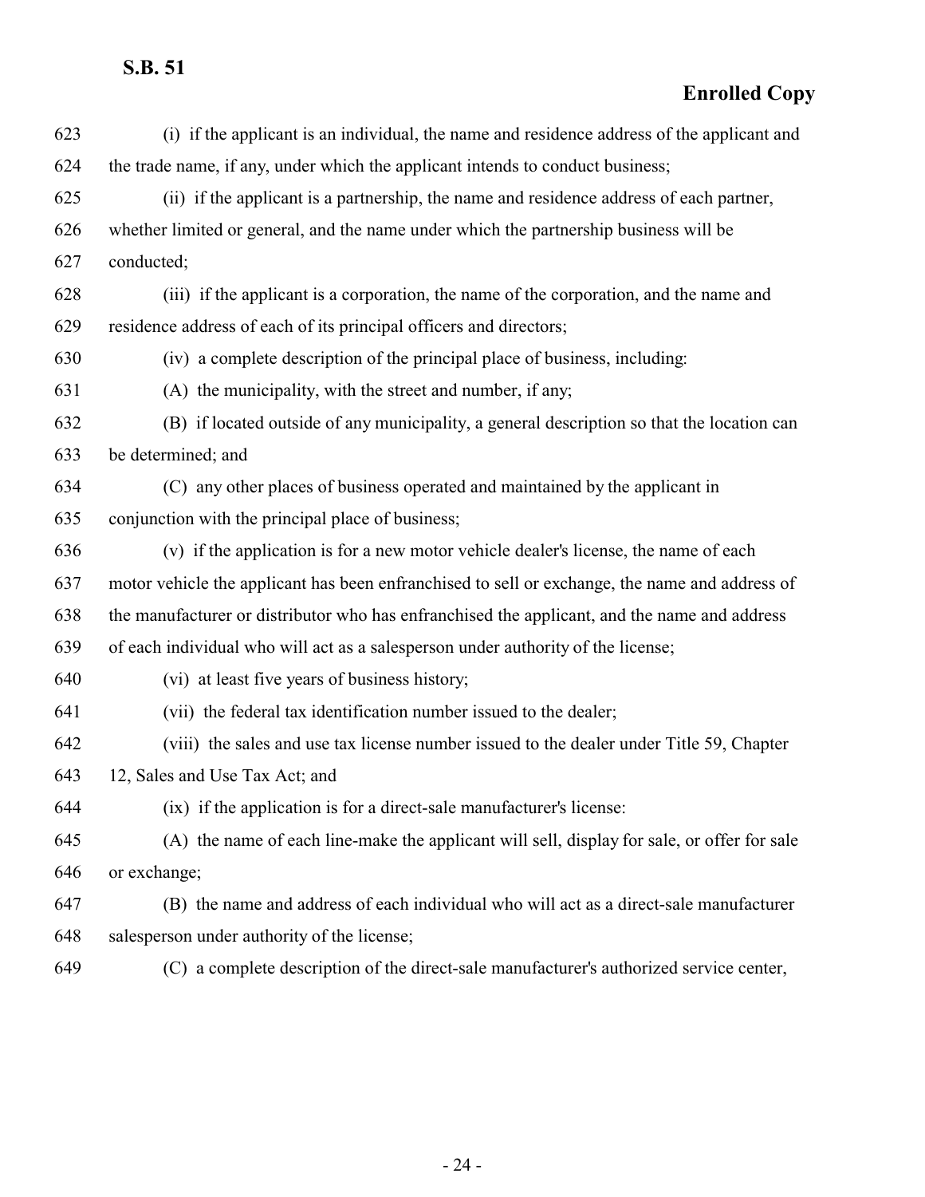(i) if the applicant is an individual, the name and residence address of the applicant and the trade name, if any, under which the applicant intends to conduct business;

(ii) if the applicant is a partnership, the name and residence address of each partner, whether limited or general, and the name under which the partnership business will be conducted;

(iii) if the applicant is a corporation, the name of the corporation, and the name and residence address of each of its principal officers and directors;

(iv) a complete description of the principal place of business, including:

(A) the municipality, with the street and number, if any;

(B) if located outside of any municipality, a general description so that the location can be determined; and

(C) any other places of business operated and maintained by the applicant in conjunction with the principal place of business;

(v) if the application is for a new motor vehicle dealer's license, the name of each motor vehicle the applicant has been enfranchised to sell or exchange, the name and address of the manufacturer or distributor who has enfranchised the applicant, and the name and address of each individual who will act as a salesperson under authority of the license;

(vi) at least five years of business history;

(vii) the federal tax identification number issued to the dealer;

(viii) the sales and use tax license number issued to the dealer under Title 59, Chapter 12, Sales and Use Tax Act; and

(ix) if the application is for a direct-sale manufacturer's license:

(A) the name of each line-make the applicant will sell, display for sale, or offer for sale or exchange;

(B) the name and address of each individual who will act as a direct-sale manufacturer salesperson under authority of the license;

(C) a complete description of the direct-sale manufacturer's authorized service center,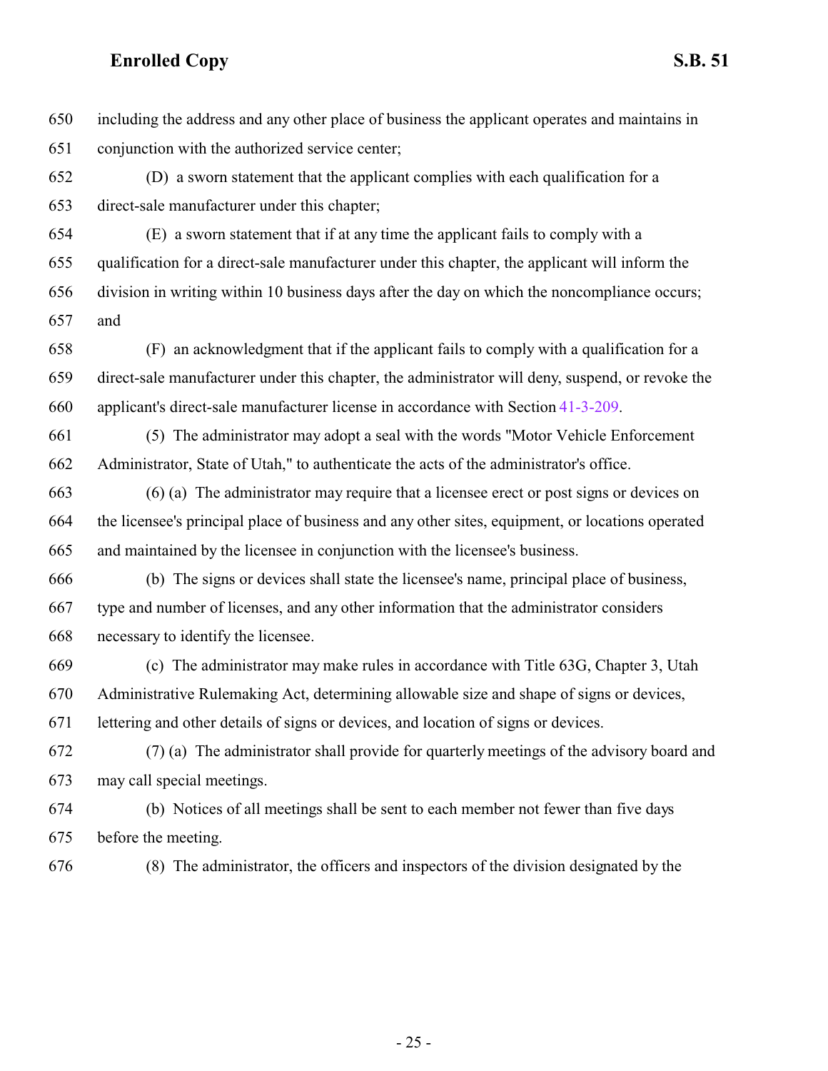including the address and any other place of business the applicant operates and maintains in conjunction with the authorized service center;

(D) a sworn statement that the applicant complies with each qualification for a direct-sale manufacturer under this chapter;

(E) a sworn statement that if at any time the applicant fails to comply with a qualification for a direct-sale manufacturer under this chapter, the applicant will inform the division in writing within 10 business days after the day on which the noncompliance occurs; and

(F) an acknowledgment that if the applicant fails to comply with a qualification for a direct-sale manufacturer under this chapter, the administrator will deny, suspend, or revoke the applicant's direct-sale manufacturer license in accordance with Section 41-3-209.

(5) The administrator may adopt a seal with the words "Motor Vehicle Enforcement Administrator, State of Utah," to authenticate the acts of the administrator's office.

(6) (a) The administrator may require that a licensee erect or post signs or devices on the licensee's principal place of business and any other sites, equipment, or locations operated and maintained by the licensee in conjunction with the licensee's business.

(b) The signs or devices shall state the licensee's name, principal place of business, type and number of licenses, and any other information that the administrator considers necessary to identify the licensee.

(c) The administrator may make rules in accordance with Title 63G, Chapter 3, Utah Administrative Rulemaking Act, determining allowable size and shape of signs or devices, lettering and other details of signs or devices, and location of signs or devices.

(7) (a) The administrator shall provide for quarterly meetings of the advisory board and may call special meetings.

(b) Notices of all meetings shall be sent to each member not fewer than five days before the meeting.

(8) The administrator, the officers and inspectors of the division designated by the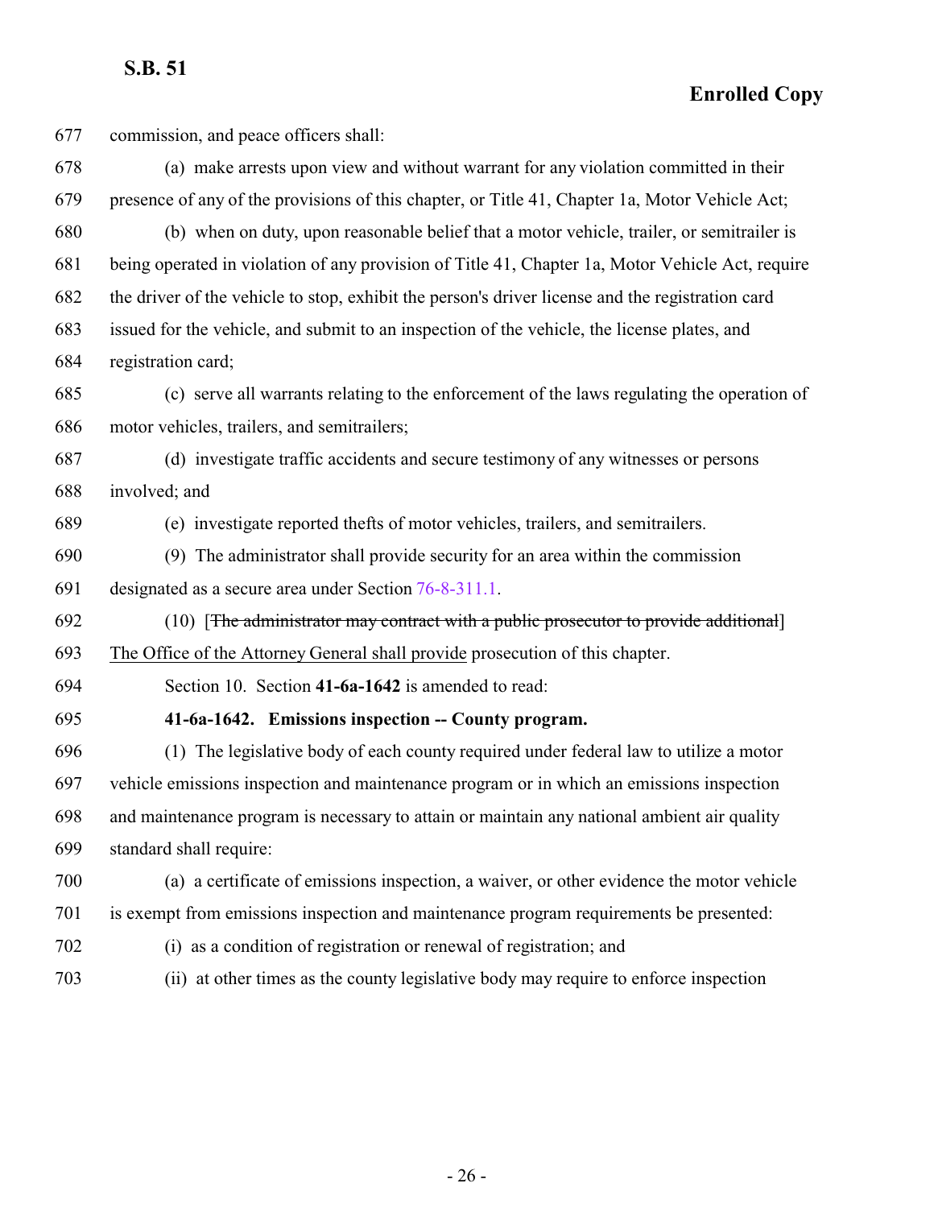677 commission, and peace officers shall:

678 (a) make arrests upon view and without warrant for any violation committed in their

679 presence of any of the provisions of this chapter, or Title 41, Chapter 1a, Motor Vehicle Act;

680 (b) when on duty, upon reasonable belief that a motor vehicle, trailer, or semitrailer is

681 being operated in violation of any provision of Title 41, Chapter 1a, Motor Vehicle Act, require

682 the driver of the vehicle to stop, exhibit the person's driver license and the registration card

683 issued for the vehicle, and submit to an inspection of the vehicle, the license plates, and

684 registration card;

685 (c) serve all warrants relating to the enforcement of the laws regulating the operation of

686 motor vehicles, trailers, and semitrailers;

687 (d) investigate traffic accidents and secure testimony of any witnesses or persons

688 involved; and

689 (e) investigate reported thefts of motor vehicles, trailers, and semitrailers.

690 (9) The administrator shall provide security for an area within the commission

691 designated as a secure area under Section 76-8-311.1.

692 (10) [~~The administrator may contract with a public prosecutor to provide additional~~]

693 <u>The Office of the Attorney General shall provide</u> prosecution of this chapter.

694 Section 10. Section **41-6a-1642** is amended to read:

695 **41-6a-1642. Emissions inspection -- County program.**

696 (1) The legislative body of each county required under federal law to utilize a motor

697 vehicle emissions inspection and maintenance program or in which an emissions inspection

698 and maintenance program is necessary to attain or maintain any national ambient air quality

699 standard shall require:

700 (a) a certificate of emissions inspection, a waiver, or other evidence the motor vehicle

701 is exempt from emissions inspection and maintenance program requirements be presented:

702 (i) as a condition of registration or renewal of registration; and

703 (ii) at other times as the county legislative body may require to enforce inspection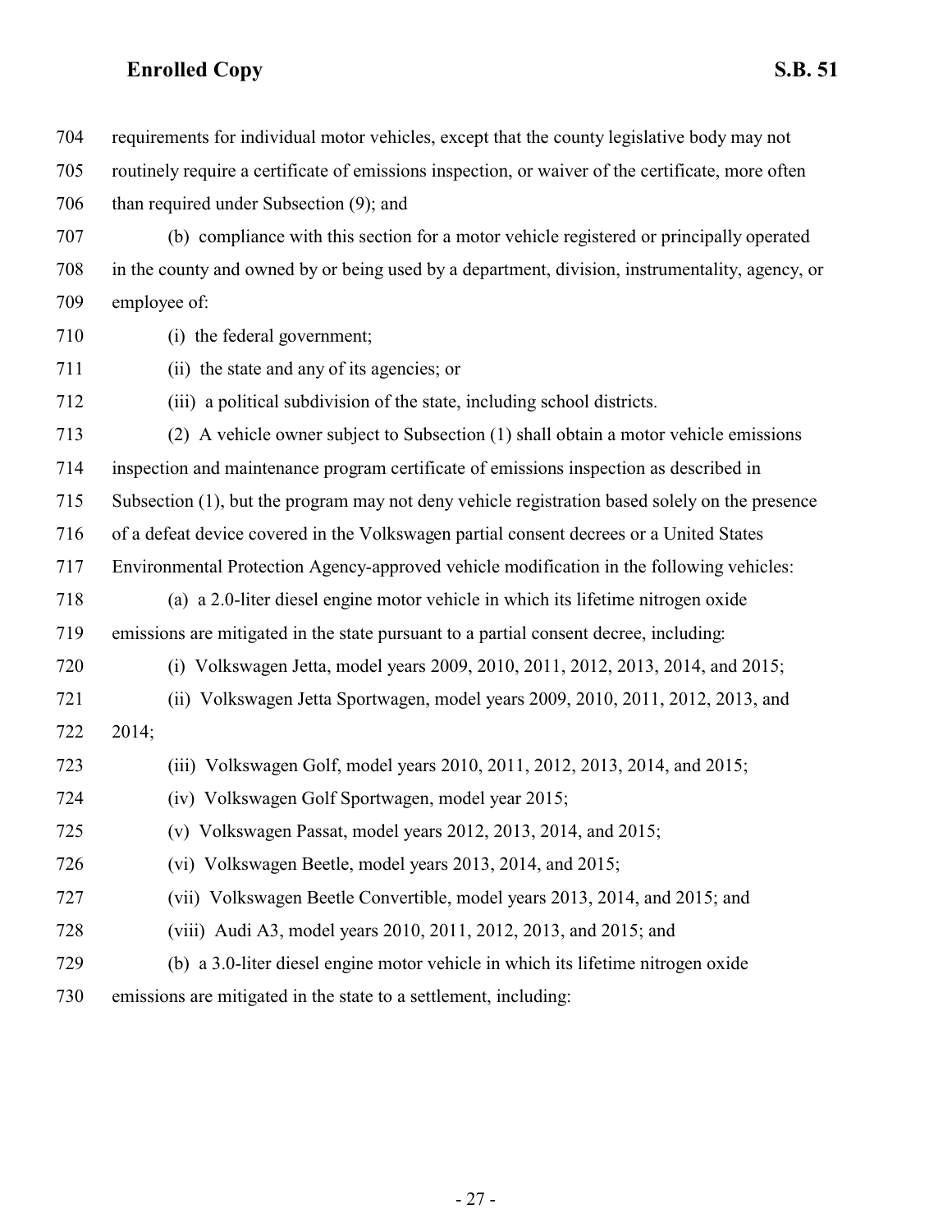requirements for individual motor vehicles, except that the county legislative body may not routinely require a certificate of emissions inspection, or waiver of the certificate, more often than required under Subsection (9); and

(b) compliance with this section for a motor vehicle registered or principally operated in the county and owned by or being used by a department, division, instrumentality, agency, or employee of:

(i) the federal government;

(ii) the state and any of its agencies; or

(iii) a political subdivision of the state, including school districts.

(2) A vehicle owner subject to Subsection (1) shall obtain a motor vehicle emissions inspection and maintenance program certificate of emissions inspection as described in Subsection (1), but the program may not deny vehicle registration based solely on the presence of a defeat device covered in the Volkswagen partial consent decrees or a United States Environmental Protection Agency-approved vehicle modification in the following vehicles:

(a) a 2.0-liter diesel engine motor vehicle in which its lifetime nitrogen oxide emissions are mitigated in the state pursuant to a partial consent decree, including:

(i) Volkswagen Jetta, model years 2009, 2010, 2011, 2012, 2013, 2014, and 2015;

(ii) Volkswagen Jetta Sportwagen, model years 2009, 2010, 2011, 2012, 2013, and 2014;

(iii) Volkswagen Golf, model years 2010, 2011, 2012, 2013, 2014, and 2015;

(iv) Volkswagen Golf Sportwagen, model year 2015;

(v) Volkswagen Passat, model years 2012, 2013, 2014, and 2015;

(vi) Volkswagen Beetle, model years 2013, 2014, and 2015;

(vii) Volkswagen Beetle Convertible, model years 2013, 2014, and 2015; and

(viii) Audi A3, model years 2010, 2011, 2012, 2013, and 2015; and

(b) a 3.0-liter diesel engine motor vehicle in which its lifetime nitrogen oxide emissions are mitigated in the state to a settlement, including: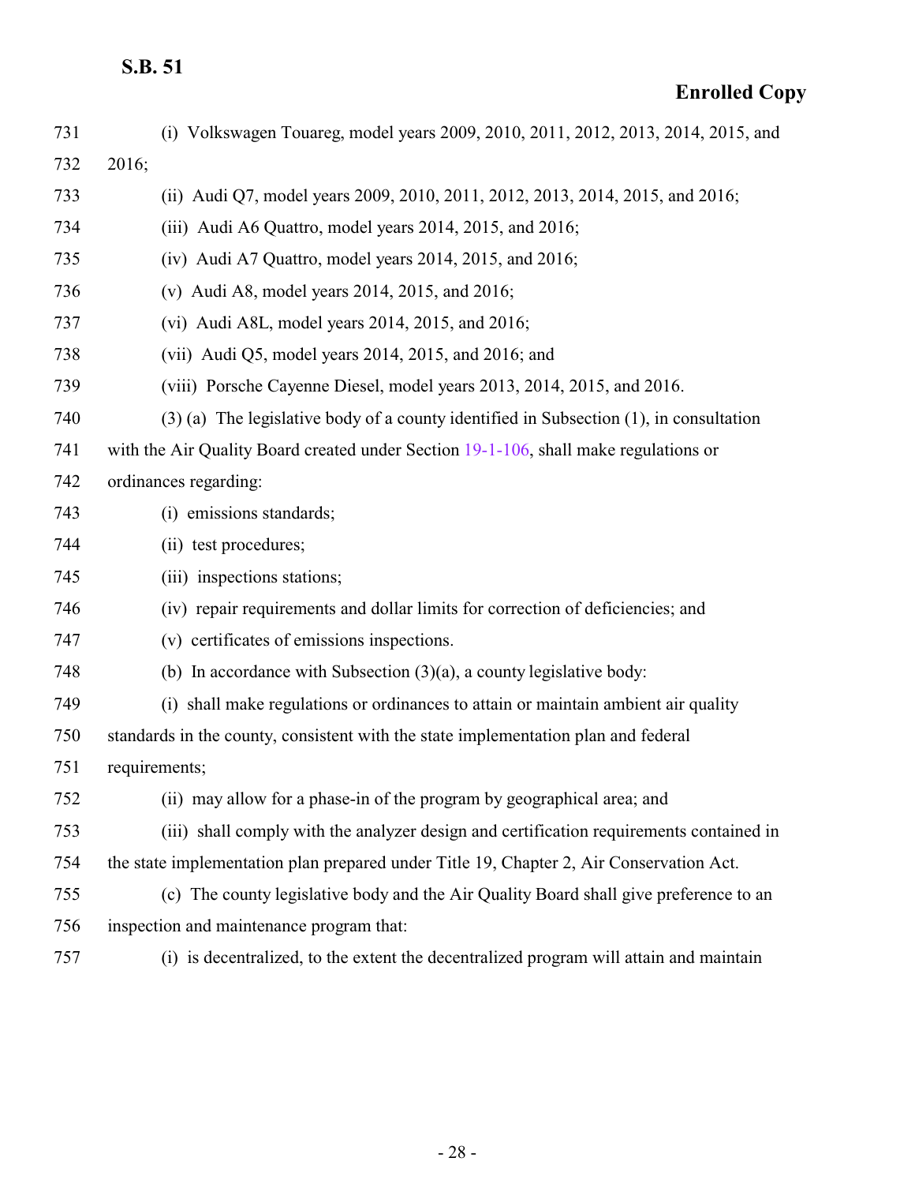(i) Volkswagen Touareg, model years 2009, 2010, 2011, 2012, 2013, 2014, 2015, and 2016;

(ii) Audi Q7, model years 2009, 2010, 2011, 2012, 2013, 2014, 2015, and 2016;

(iii) Audi A6 Quattro, model years 2014, 2015, and 2016;

(iv) Audi A7 Quattro, model years 2014, 2015, and 2016;

(v) Audi A8, model years 2014, 2015, and 2016;

(vi) Audi A8L, model years 2014, 2015, and 2016;

(vii) Audi Q5, model years 2014, 2015, and 2016; and

(viii) Porsche Cayenne Diesel, model years 2013, 2014, 2015, and 2016.

(3) (a) The legislative body of a county identified in Subsection (1), in consultation with the Air Quality Board created under Section 19-1-106, shall make regulations or ordinances regarding:

(i) emissions standards;

(ii) test procedures;

(iii) inspections stations;

(iv) repair requirements and dollar limits for correction of deficiencies; and

(v) certificates of emissions inspections.

(b) In accordance with Subsection (3)(a), a county legislative body:

(i) shall make regulations or ordinances to attain or maintain ambient air quality standards in the county, consistent with the state implementation plan and federal requirements;

(ii) may allow for a phase-in of the program by geographical area; and

(iii) shall comply with the analyzer design and certification requirements contained in the state implementation plan prepared under Title 19, Chapter 2, Air Conservation Act.

(c) The county legislative body and the Air Quality Board shall give preference to an inspection and maintenance program that:

(i) is decentralized, to the extent the decentralized program will attain and maintain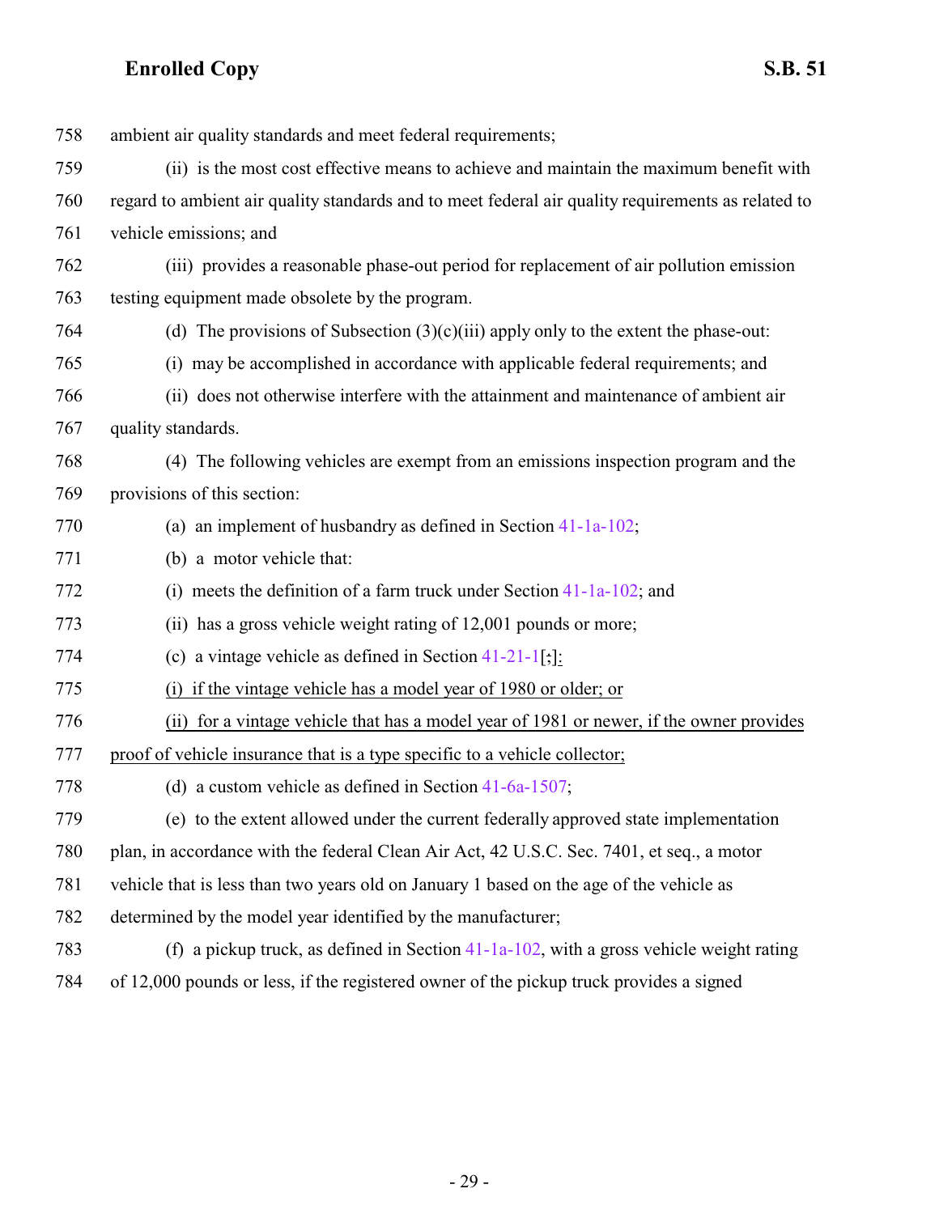758 ambient air quality standards and meet federal requirements;

759 (ii) is the most cost effective means to achieve and maintain the maximum benefit with

760 regard to ambient air quality standards and to meet federal air quality requirements as related to

761 vehicle emissions; and

762 (iii) provides a reasonable phase-out period for replacement of air pollution emission

763 testing equipment made obsolete by the program.

764 (d) The provisions of Subsection (3)(c)(iii) apply only to the extent the phase-out:

765 (i) may be accomplished in accordance with applicable federal requirements; and

766 (ii) does not otherwise interfere with the attainment and maintenance of ambient air

767 quality standards.

768 (4) The following vehicles are exempt from an emissions inspection program and the

769 provisions of this section:

770 (a) an implement of husbandry as defined in Section 41-1a-102;

771 (b) a motor vehicle that:

772 (i) meets the definition of a farm truck under Section 41-1a-102; and

773 (ii) has a gross vehicle weight rating of 12,001 pounds or more;

774 (c) a vintage vehicle as defined in Section 41-21-1[;]<u>:</u>

775 <u>(i) if the vintage vehicle has a model year of 1980 or older; or</u>

776 <u>(ii) for a vintage vehicle that has a model year of 1981 or newer, if the owner provides</u>

777 <u>proof of vehicle insurance that is a type specific to a vehicle collector;</u>

778 (d) a custom vehicle as defined in Section 41-6a-1507;

779 (e) to the extent allowed under the current federally approved state implementation

780 plan, in accordance with the federal Clean Air Act, 42 U.S.C. Sec. 7401, et seq., a motor

781 vehicle that is less than two years old on January 1 based on the age of the vehicle as

782 determined by the model year identified by the manufacturer;

783 (f) a pickup truck, as defined in Section 41-1a-102, with a gross vehicle weight rating

784 of 12,000 pounds or less, if the registered owner of the pickup truck provides a signed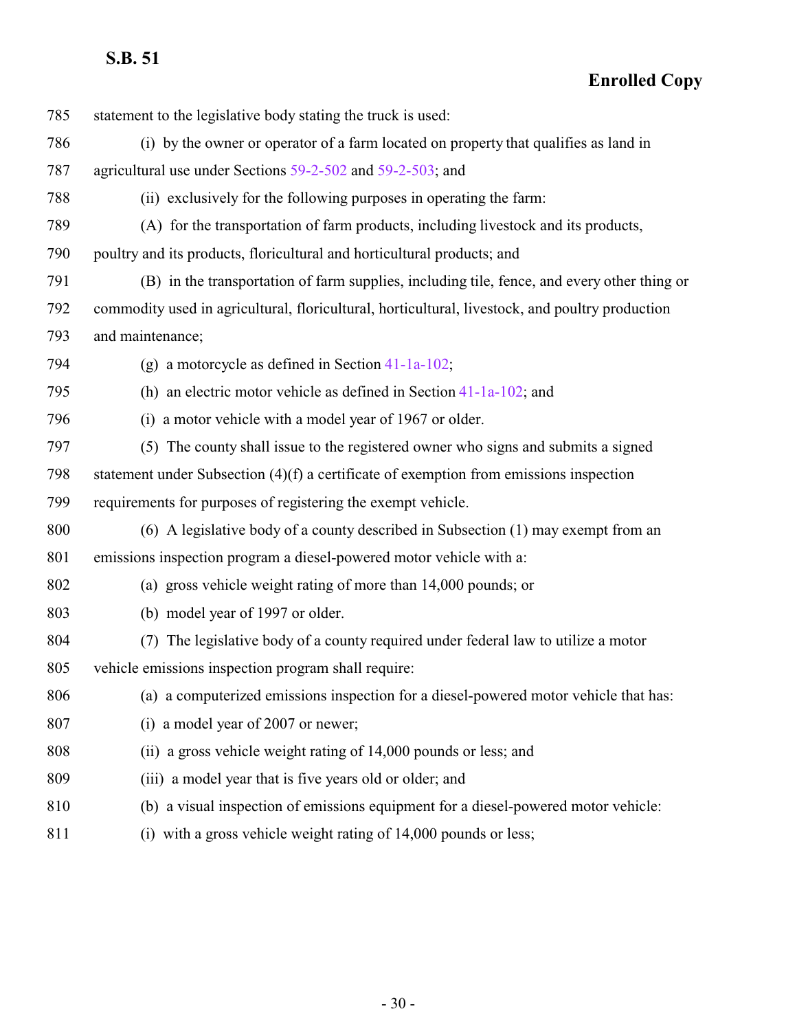statement to the legislative body stating the truck is used:

(i) by the owner or operator of a farm located on property that qualifies as land in agricultural use under Sections 59-2-502 and 59-2-503; and

(ii) exclusively for the following purposes in operating the farm:

(A) for the transportation of farm products, including livestock and its products, poultry and its products, floricultural and horticultural products; and

(B) in the transportation of farm supplies, including tile, fence, and every other thing or commodity used in agricultural, floricultural, horticultural, livestock, and poultry production and maintenance;

(g) a motorcycle as defined in Section 41-1a-102;

(h) an electric motor vehicle as defined in Section 41-1a-102; and

(i) a motor vehicle with a model year of 1967 or older.

(5) The county shall issue to the registered owner who signs and submits a signed statement under Subsection (4)(f) a certificate of exemption from emissions inspection requirements for purposes of registering the exempt vehicle.

(6) A legislative body of a county described in Subsection (1) may exempt from an emissions inspection program a diesel-powered motor vehicle with a:

(a) gross vehicle weight rating of more than 14,000 pounds; or

(b) model year of 1997 or older.

(7) The legislative body of a county required under federal law to utilize a motor vehicle emissions inspection program shall require:

(a) a computerized emissions inspection for a diesel-powered motor vehicle that has:

(i) a model year of 2007 or newer;

(ii) a gross vehicle weight rating of 14,000 pounds or less; and

(iii) a model year that is five years old or older; and

(b) a visual inspection of emissions equipment for a diesel-powered motor vehicle:

(i) with a gross vehicle weight rating of 14,000 pounds or less;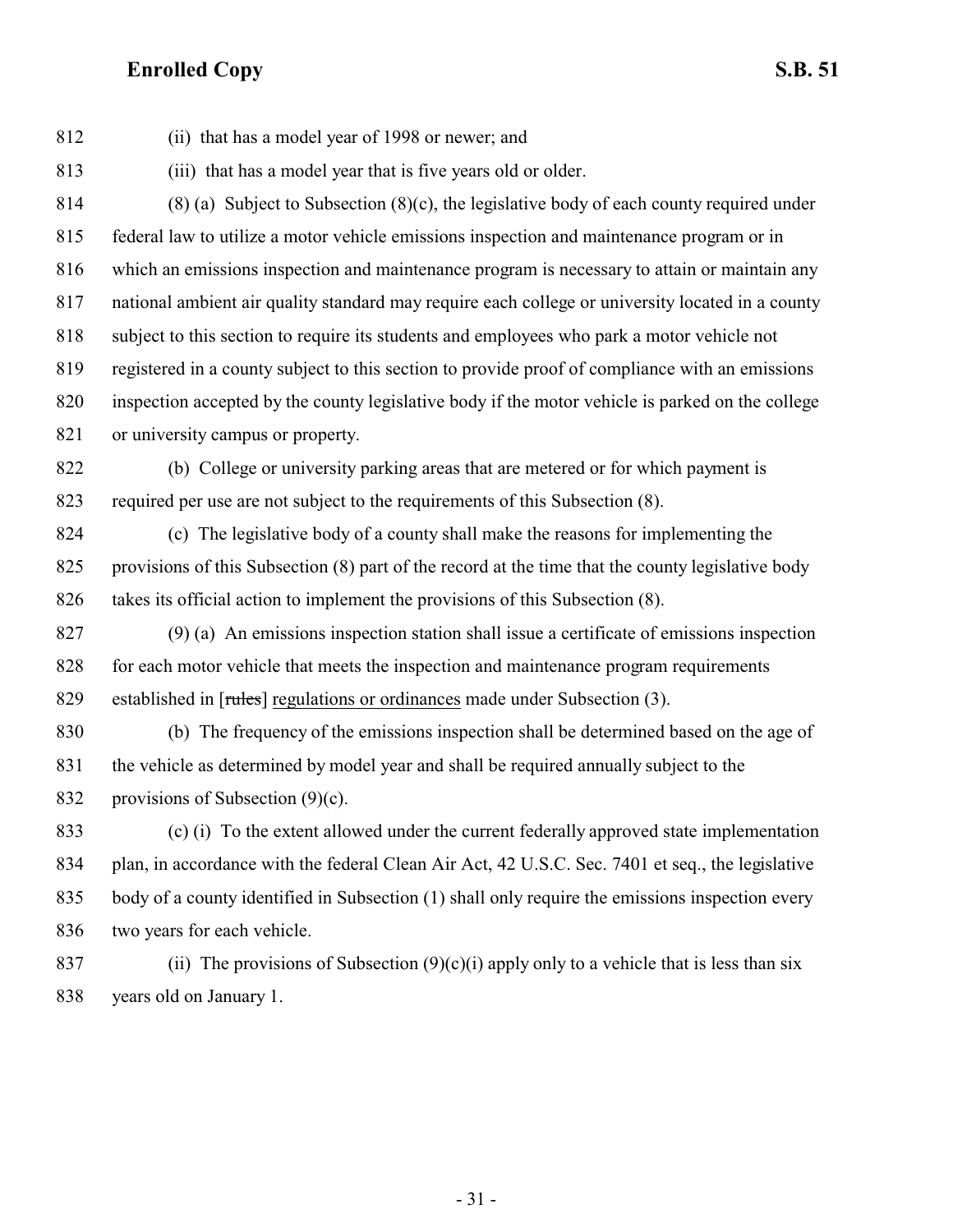812 (ii) that has a model year of 1998 or newer; and

813 (iii) that has a model year that is five years old or older.

814 (8) (a) Subject to Subsection (8)(c), the legislative body of each county required under
815 federal law to utilize a motor vehicle emissions inspection and maintenance program or in
816 which an emissions inspection and maintenance program is necessary to attain or maintain any
817 national ambient air quality standard may require each college or university located in a county
818 subject to this section to require its students and employees who park a motor vehicle not
819 registered in a county subject to this section to provide proof of compliance with an emissions
820 inspection accepted by the county legislative body if the motor vehicle is parked on the college
821 or university campus or property.

822 (b) College or university parking areas that are metered or for which payment is
823 required per use are not subject to the requirements of this Subsection (8).

824 (c) The legislative body of a county shall make the reasons for implementing the
825 provisions of this Subsection (8) part of the record at the time that the county legislative body
826 takes its official action to implement the provisions of this Subsection (8).

827 (9) (a) An emissions inspection station shall issue a certificate of emissions inspection
828 for each motor vehicle that meets the inspection and maintenance program requirements
829 established in [~~rules~~] regulations or ordinances made under Subsection (3).

830 (b) The frequency of the emissions inspection shall be determined based on the age of
831 the vehicle as determined by model year and shall be required annually subject to the
832 provisions of Subsection (9)(c).

833 (c) (i) To the extent allowed under the current federally approved state implementation
834 plan, in accordance with the federal Clean Air Act, 42 U.S.C. Sec. 7401 et seq., the legislative
835 body of a county identified in Subsection (1) shall only require the emissions inspection every
836 two years for each vehicle.

837 (ii) The provisions of Subsection (9)(c)(i) apply only to a vehicle that is less than six
838 years old on January 1.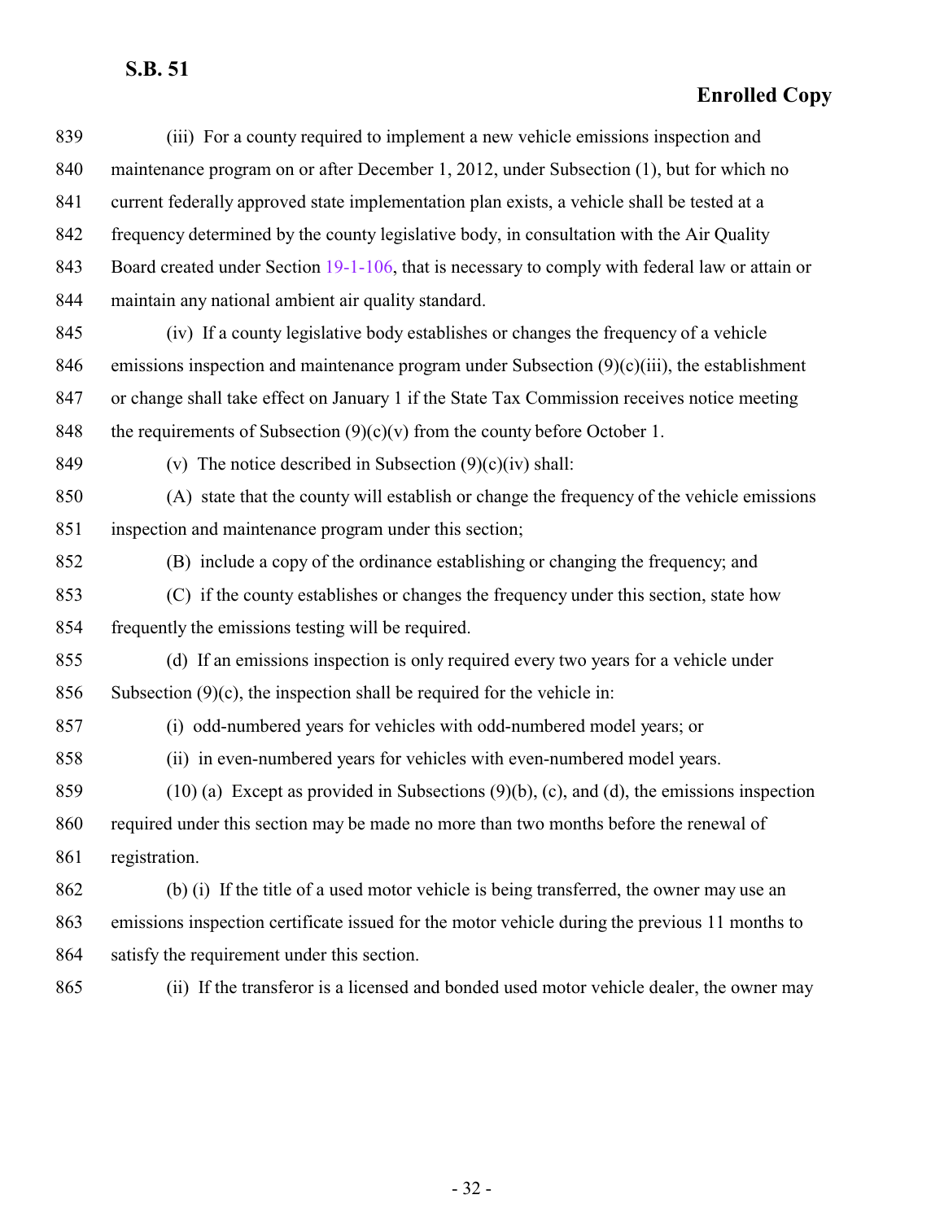(iii) For a county required to implement a new vehicle emissions inspection and maintenance program on or after December 1, 2012, under Subsection (1), but for which no current federally approved state implementation plan exists, a vehicle shall be tested at a frequency determined by the county legislative body, in consultation with the Air Quality Board created under Section 19-1-106, that is necessary to comply with federal law or attain or maintain any national ambient air quality standard.

(iv) If a county legislative body establishes or changes the frequency of a vehicle emissions inspection and maintenance program under Subsection (9)(c)(iii), the establishment or change shall take effect on January 1 if the State Tax Commission receives notice meeting the requirements of Subsection (9)(c)(v) from the county before October 1.

(v) The notice described in Subsection (9)(c)(iv) shall:

(A) state that the county will establish or change the frequency of the vehicle emissions inspection and maintenance program under this section;

(B) include a copy of the ordinance establishing or changing the frequency; and

(C) if the county establishes or changes the frequency under this section, state how frequently the emissions testing will be required.

(d) If an emissions inspection is only required every two years for a vehicle under Subsection (9)(c), the inspection shall be required for the vehicle in:

(i) odd-numbered years for vehicles with odd-numbered model years; or

(ii) in even-numbered years for vehicles with even-numbered model years.

(10) (a) Except as provided in Subsections (9)(b), (c), and (d), the emissions inspection required under this section may be made no more than two months before the renewal of registration.

(b) (i) If the title of a used motor vehicle is being transferred, the owner may use an emissions inspection certificate issued for the motor vehicle during the previous 11 months to satisfy the requirement under this section.

(ii) If the transferor is a licensed and bonded used motor vehicle dealer, the owner may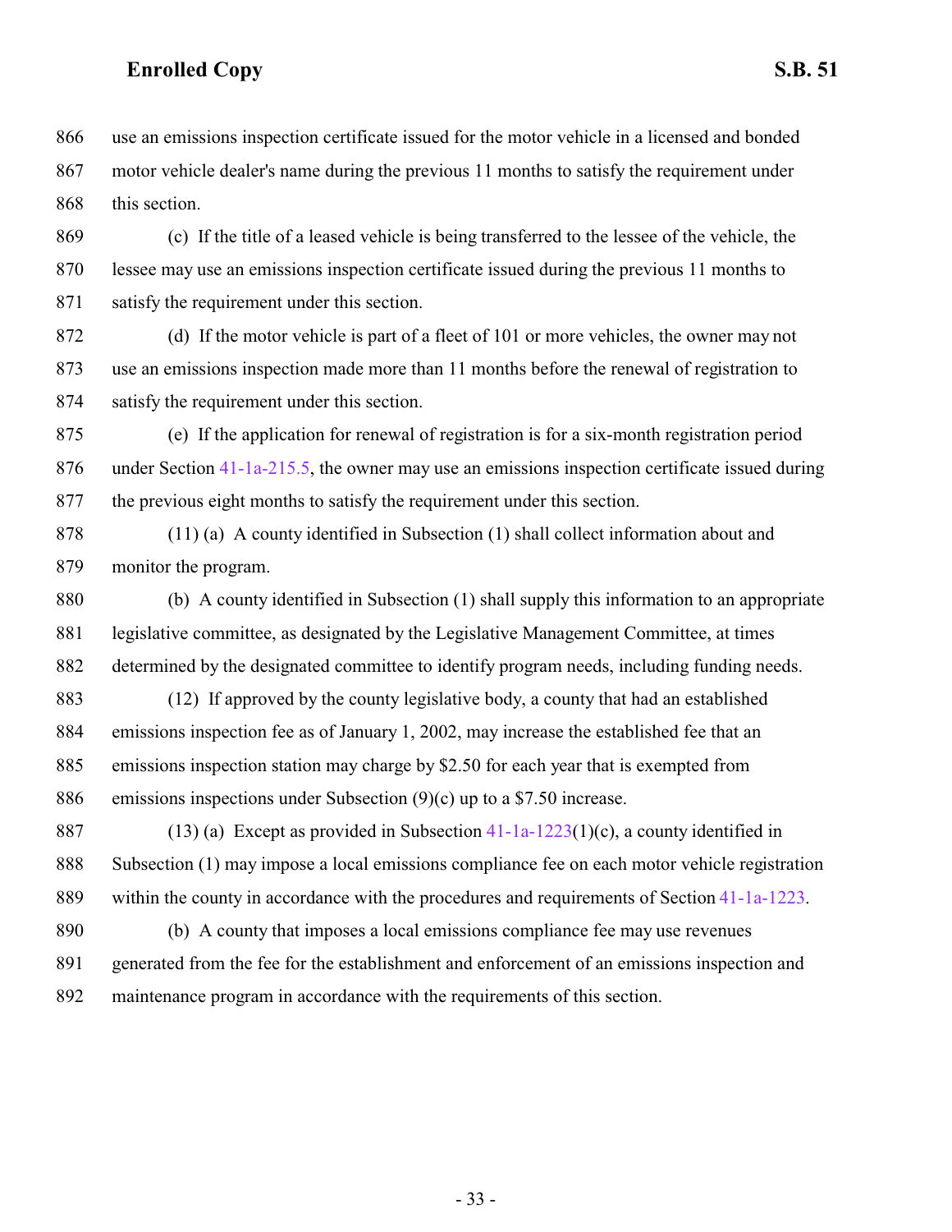use an emissions inspection certificate issued for the motor vehicle in a licensed and bonded motor vehicle dealer's name during the previous 11 months to satisfy the requirement under this section.

(c) If the title of a leased vehicle is being transferred to the lessee of the vehicle, the lessee may use an emissions inspection certificate issued during the previous 11 months to satisfy the requirement under this section.

(d) If the motor vehicle is part of a fleet of 101 or more vehicles, the owner may not use an emissions inspection made more than 11 months before the renewal of registration to satisfy the requirement under this section.

(e) If the application for renewal of registration is for a six-month registration period under Section 41-1a-215.5, the owner may use an emissions inspection certificate issued during the previous eight months to satisfy the requirement under this section.

(11) (a) A county identified in Subsection (1) shall collect information about and monitor the program.

(b) A county identified in Subsection (1) shall supply this information to an appropriate legislative committee, as designated by the Legislative Management Committee, at times determined by the designated committee to identify program needs, including funding needs.

(12) If approved by the county legislative body, a county that had an established emissions inspection fee as of January 1, 2002, may increase the established fee that an emissions inspection station may charge by $2.50 for each year that is exempted from emissions inspections under Subsection (9)(c) up to a $7.50 increase.

(13) (a) Except as provided in Subsection 41-1a-1223(1)(c), a county identified in Subsection (1) may impose a local emissions compliance fee on each motor vehicle registration within the county in accordance with the procedures and requirements of Section 41-1a-1223.

(b) A county that imposes a local emissions compliance fee may use revenues generated from the fee for the establishment and enforcement of an emissions inspection and maintenance program in accordance with the requirements of this section.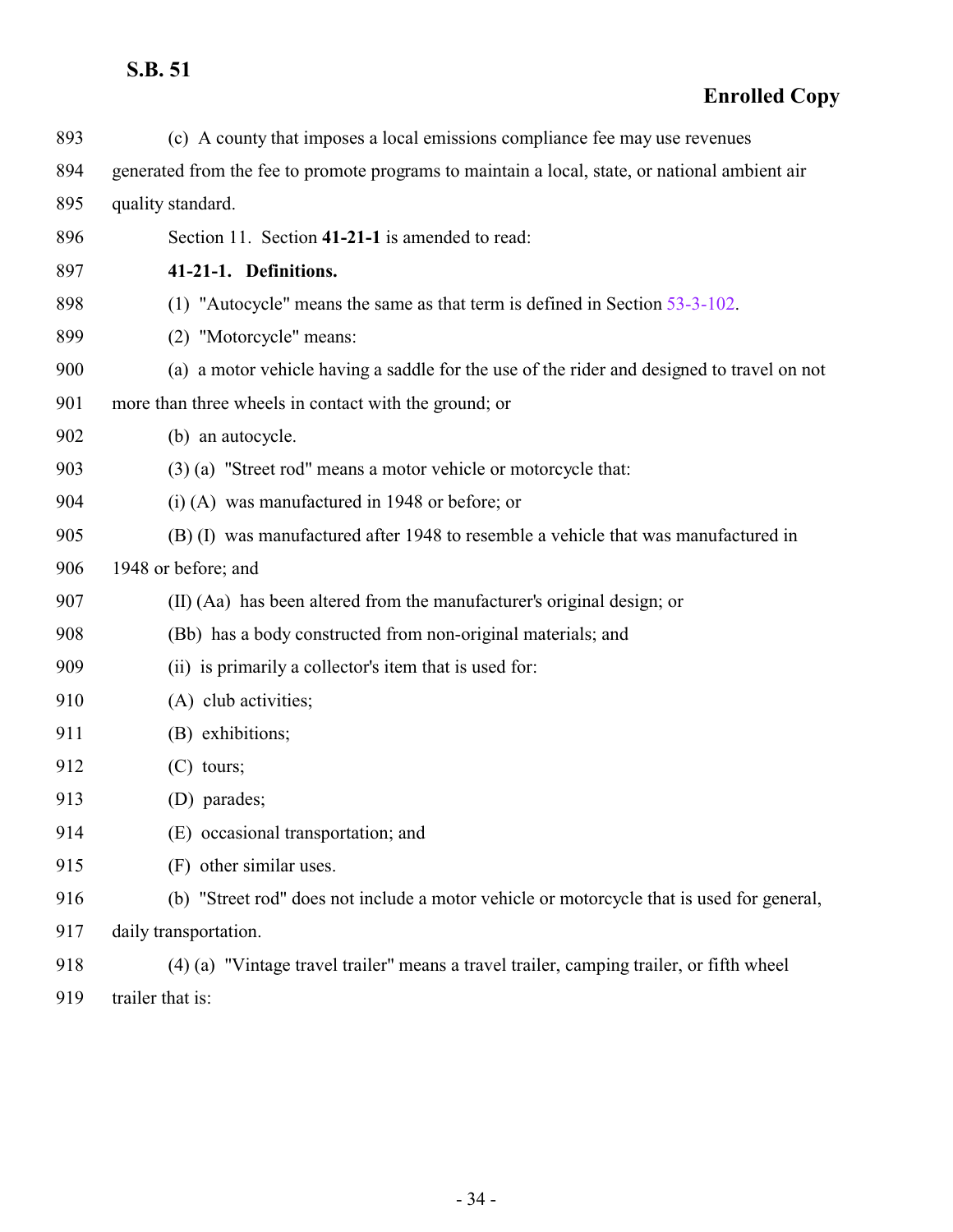(c) A county that imposes a local emissions compliance fee may use revenues generated from the fee to promote programs to maintain a local, state, or national ambient air quality standard.

Section 11. Section **41-21-1** is amended to read:

**41-21-1. Definitions.**

(1) "Autocycle" means the same as that term is defined in Section 53-3-102.

(2) "Motorcycle" means:

(a) a motor vehicle having a saddle for the use of the rider and designed to travel on not more than three wheels in contact with the ground; or

(b) an autocycle.

(3) (a) "Street rod" means a motor vehicle or motorcycle that:

(i) (A) was manufactured in 1948 or before; or

(B) (I) was manufactured after 1948 to resemble a vehicle that was manufactured in 1948 or before; and

(II) (Aa) has been altered from the manufacturer's original design; or

(Bb) has a body constructed from non-original materials; and

(ii) is primarily a collector's item that is used for:

(A) club activities;

(B) exhibitions;

(C) tours;

(D) parades;

(E) occasional transportation; and

(F) other similar uses.

(b) "Street rod" does not include a motor vehicle or motorcycle that is used for general, daily transportation.

(4) (a) "Vintage travel trailer" means a travel trailer, camping trailer, or fifth wheel trailer that is: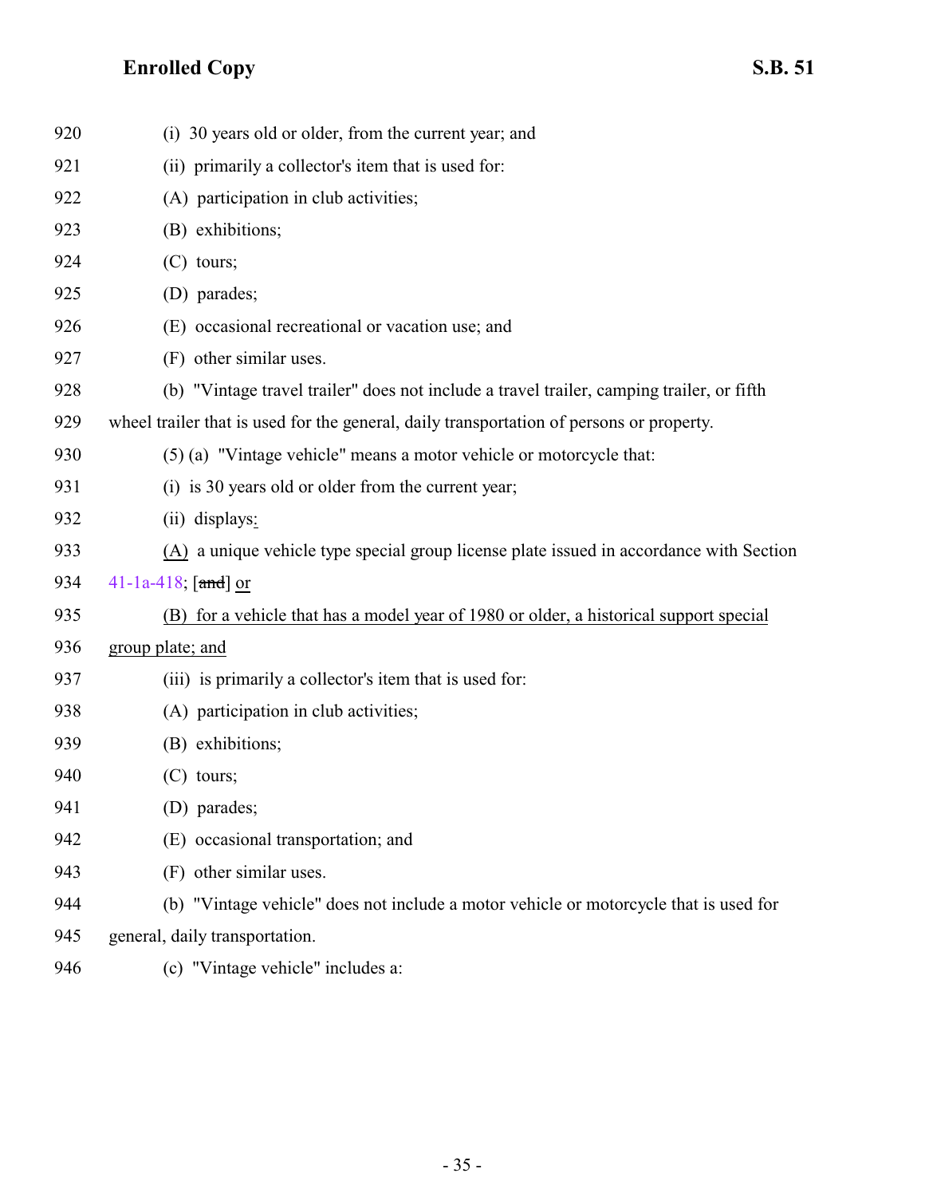920 (i) 30 years old or older, from the current year; and

921 (ii) primarily a collector's item that is used for:

922 (A) participation in club activities;

923 (B) exhibitions;

924 (C) tours;

925 (D) parades;

926 (E) occasional recreational or vacation use; and

927 (F) other similar uses.

928 (b) "Vintage travel trailer" does not include a travel trailer, camping trailer, or fifth

929 wheel trailer that is used for the general, daily transportation of persons or property.

930 (5) (a) "Vintage vehicle" means a motor vehicle or motorcycle that:

931 (i) is 30 years old or older from the current year;

932 (ii) displays:

933 (A) a unique vehicle type special group license plate issued in accordance with Section

934 41-1a-418; [~~and~~] or

935 (B) for a vehicle that has a model year of 1980 or older, a historical support special

936 group plate; and

937 (iii) is primarily a collector's item that is used for:

938 (A) participation in club activities;

939 (B) exhibitions;

940 (C) tours;

941 (D) parades;

942 (E) occasional transportation; and

943 (F) other similar uses.

944 (b) "Vintage vehicle" does not include a motor vehicle or motorcycle that is used for

945 general, daily transportation.

946 (c) "Vintage vehicle" includes a: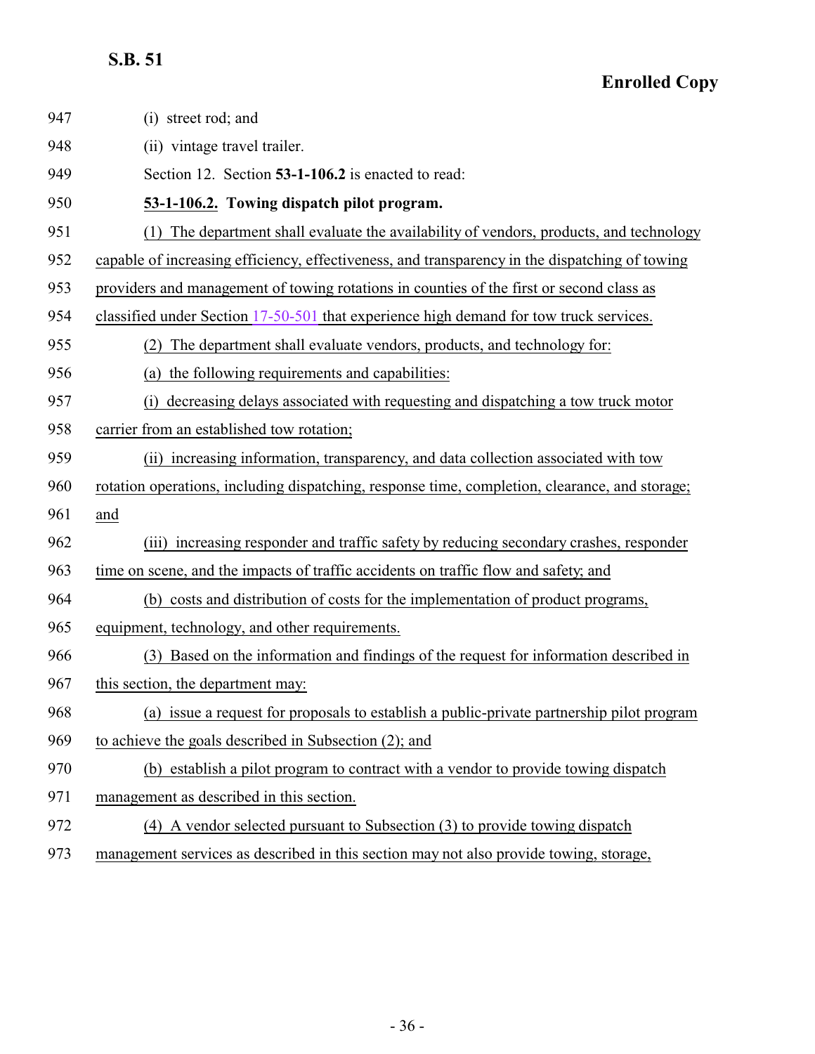(i) street rod; and

(ii) vintage travel trailer.

Section 12. Section **53-1-106.2** is enacted to read:

**53-1-106.2. Towing dispatch pilot program.**

(1) The department shall evaluate the availability of vendors, products, and technology capable of increasing efficiency, effectiveness, and transparency in the dispatching of towing providers and management of towing rotations in counties of the first or second class as classified under Section 17-50-501 that experience high demand for tow truck services.

(2) The department shall evaluate vendors, products, and technology for:

(a) the following requirements and capabilities:

(i) decreasing delays associated with requesting and dispatching a tow truck motor carrier from an established tow rotation;

(ii) increasing information, transparency, and data collection associated with tow rotation operations, including dispatching, response time, completion, clearance, and storage; and

(iii) increasing responder and traffic safety by reducing secondary crashes, responder time on scene, and the impacts of traffic accidents on traffic flow and safety; and

(b) costs and distribution of costs for the implementation of product programs, equipment, technology, and other requirements.

(3) Based on the information and findings of the request for information described in this section, the department may:

(a) issue a request for proposals to establish a public-private partnership pilot program to achieve the goals described in Subsection (2); and

(b) establish a pilot program to contract with a vendor to provide towing dispatch management as described in this section.

(4) A vendor selected pursuant to Subsection (3) to provide towing dispatch management services as described in this section may not also provide towing, storage,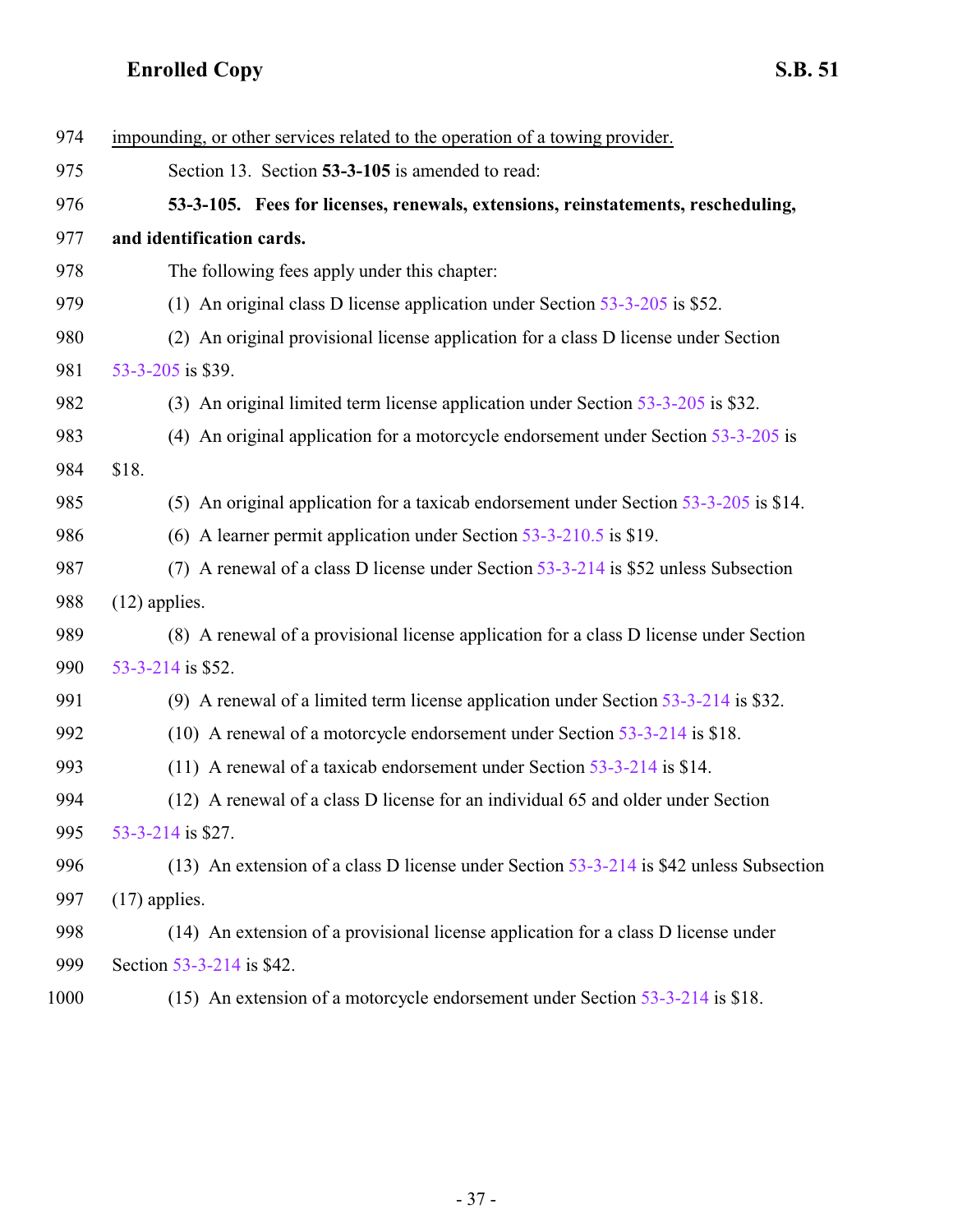974 <u>impounding, or other services related to the operation of a towing provider.</u>

975 Section 13. Section **53-3-105** is amended to read:

976 **53-3-105. Fees for licenses, renewals, extensions, reinstatements, rescheduling,**

977 **and identification cards.**

978 The following fees apply under this chapter:

979 (1) An original class D license application under Section 53-3-205 is $52.

980 (2) An original provisional license application for a class D license under Section

981 53-3-205 is $39.

982 (3) An original limited term license application under Section 53-3-205 is $32.

983 (4) An original application for a motorcycle endorsement under Section 53-3-205 is

984 $18.

985 (5) An original application for a taxicab endorsement under Section 53-3-205 is $14.

986 (6) A learner permit application under Section 53-3-210.5 is $19.

987 (7) A renewal of a class D license under Section 53-3-214 is $52 unless Subsection

988 (12) applies.

989 (8) A renewal of a provisional license application for a class D license under Section

990 53-3-214 is $52.

991 (9) A renewal of a limited term license application under Section 53-3-214 is $32.

992 (10) A renewal of a motorcycle endorsement under Section 53-3-214 is $18.

993 (11) A renewal of a taxicab endorsement under Section 53-3-214 is $14.

994 (12) A renewal of a class D license for an individual 65 and older under Section

995 53-3-214 is $27.

996 (13) An extension of a class D license under Section 53-3-214 is $42 unless Subsection

997 (17) applies.

998 (14) An extension of a provisional license application for a class D license under

999 Section 53-3-214 is $42.

1000 (15) An extension of a motorcycle endorsement under Section 53-3-214 is $18.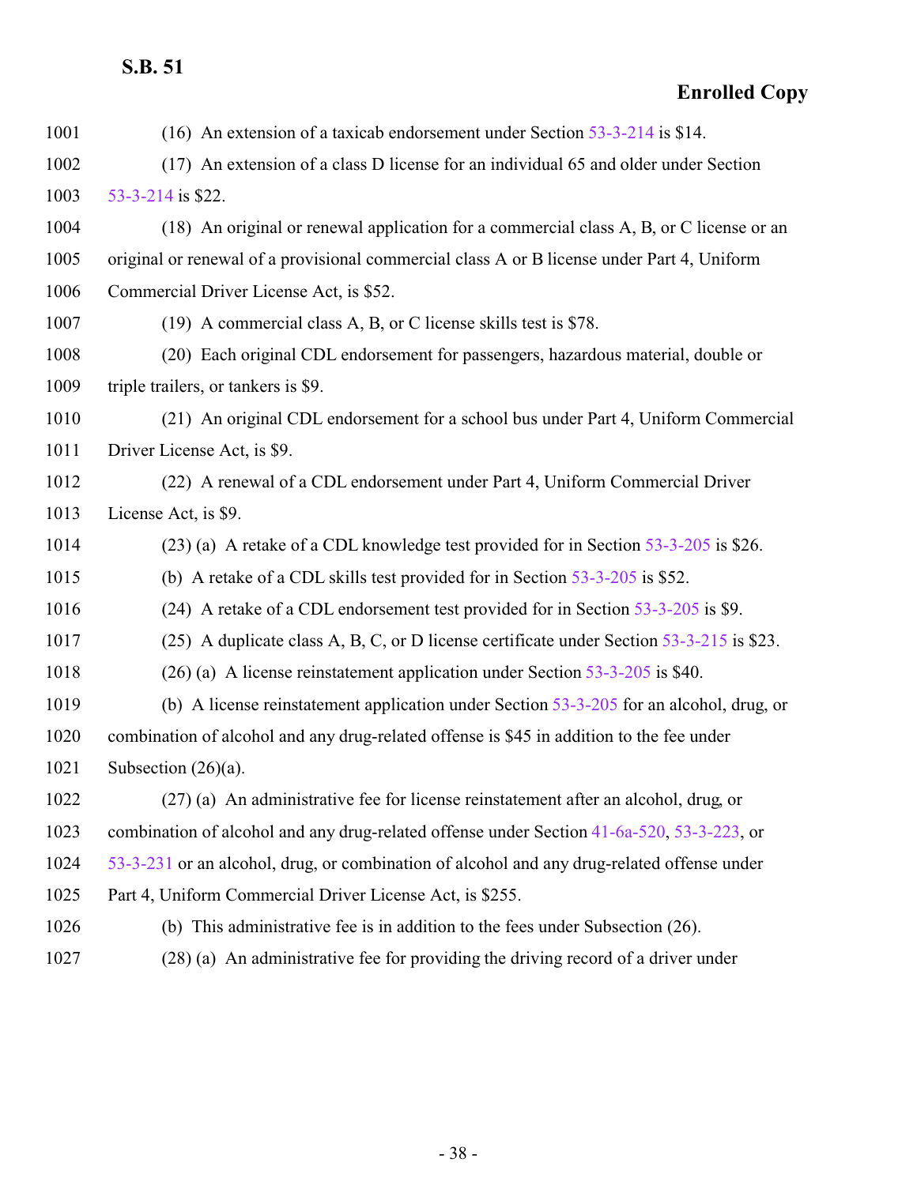(16) An extension of a taxicab endorsement under Section 53-3-214 is $14.

(17) An extension of a class D license for an individual 65 and older under Section 53-3-214 is $22.

(18) An original or renewal application for a commercial class A, B, or C license or an original or renewal of a provisional commercial class A or B license under Part 4, Uniform Commercial Driver License Act, is $52.

(19) A commercial class A, B, or C license skills test is $78.

(20) Each original CDL endorsement for passengers, hazardous material, double or triple trailers, or tankers is $9.

(21) An original CDL endorsement for a school bus under Part 4, Uniform Commercial Driver License Act, is $9.

(22) A renewal of a CDL endorsement under Part 4, Uniform Commercial Driver License Act, is $9.

(23) (a) A retake of a CDL knowledge test provided for in Section 53-3-205 is $26.

(b) A retake of a CDL skills test provided for in Section 53-3-205 is $52.

(24) A retake of a CDL endorsement test provided for in Section 53-3-205 is $9.

(25) A duplicate class A, B, C, or D license certificate under Section 53-3-215 is $23.

(26) (a) A license reinstatement application under Section 53-3-205 is $40.

(b) A license reinstatement application under Section 53-3-205 for an alcohol, drug, or combination of alcohol and any drug-related offense is $45 in addition to the fee under Subsection (26)(a).

(27) (a) An administrative fee for license reinstatement after an alcohol, drug, or combination of alcohol and any drug-related offense under Section 41-6a-520, 53-3-223, or 53-3-231 or an alcohol, drug, or combination of alcohol and any drug-related offense under Part 4, Uniform Commercial Driver License Act, is $255.

(b) This administrative fee is in addition to the fees under Subsection (26).

(28) (a) An administrative fee for providing the driving record of a driver under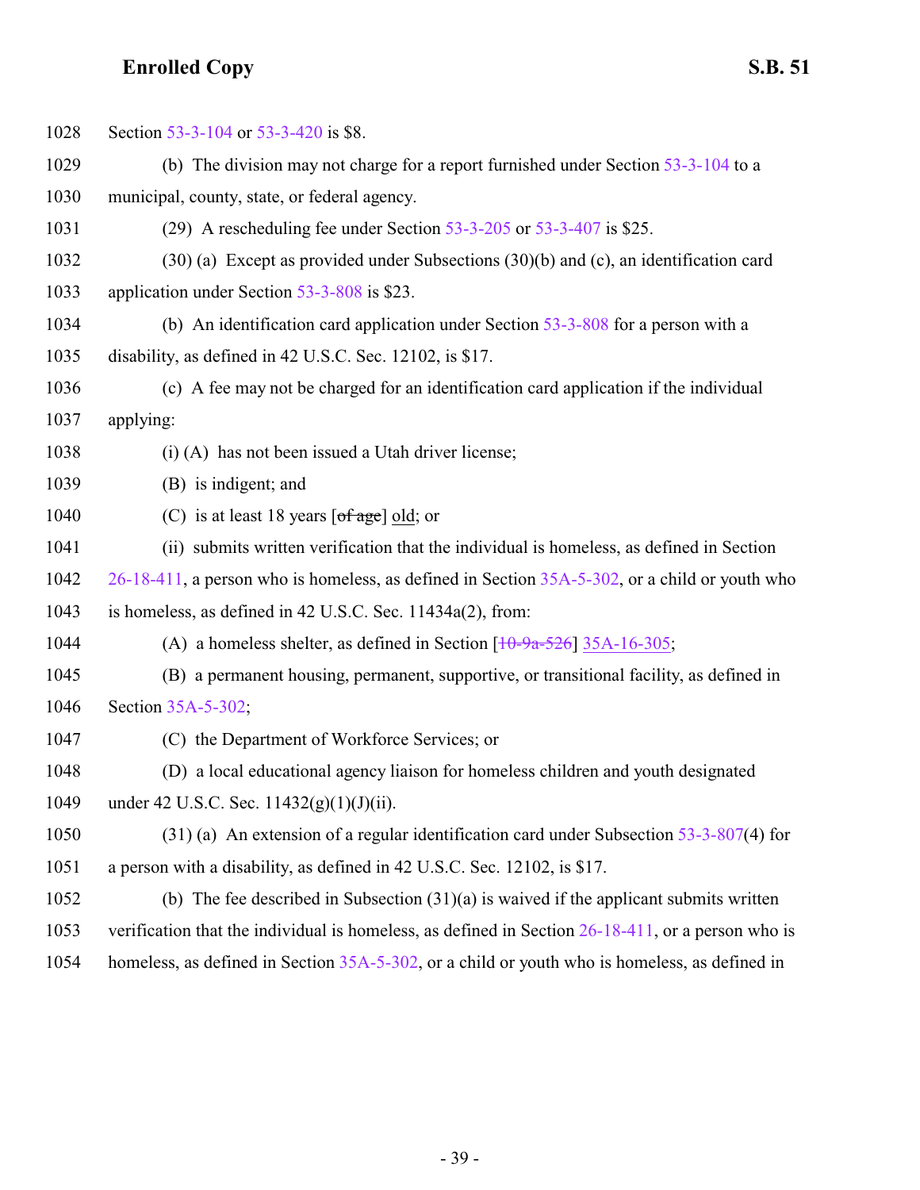1028 Section 53-3-104 or 53-3-420 is $8.

1029 (b) The division may not charge for a report furnished under Section 53-3-104 to a

1030 municipal, county, state, or federal agency.

1031 (29) A rescheduling fee under Section 53-3-205 or 53-3-407 is $25.

1032 (30) (a) Except as provided under Subsections (30)(b) and (c), an identification card

1033 application under Section 53-3-808 is $23.

1034 (b) An identification card application under Section 53-3-808 for a person with a

1035 disability, as defined in 42 U.S.C. Sec. 12102, is $17.

1036 (c) A fee may not be charged for an identification card application if the individual

1037 applying:

1038 (i) (A) has not been issued a Utah driver license;

1039 (B) is indigent; and

1040 (C) is at least 18 years [~~of age~~] <u>old</u>; or

1041 (ii) submits written verification that the individual is homeless, as defined in Section

1042 26-18-411, a person who is homeless, as defined in Section 35A-5-302, or a child or youth who

1043 is homeless, as defined in 42 U.S.C. Sec. 11434a(2), from:

1044 (A) a homeless shelter, as defined in Section [~~10-9a-526~~] <u>35A-16-305</u>;

1045 (B) a permanent housing, permanent, supportive, or transitional facility, as defined in

1046 Section 35A-5-302;

1047 (C) the Department of Workforce Services; or

1048 (D) a local educational agency liaison for homeless children and youth designated

1049 under 42 U.S.C. Sec. 11432(g)(1)(J)(ii).

1050 (31) (a) An extension of a regular identification card under Subsection 53-3-807(4) for

1051 a person with a disability, as defined in 42 U.S.C. Sec. 12102, is $17.

1052 (b) The fee described in Subsection (31)(a) is waived if the applicant submits written

1053 verification that the individual is homeless, as defined in Section 26-18-411, or a person who is

1054 homeless, as defined in Section 35A-5-302, or a child or youth who is homeless, as defined in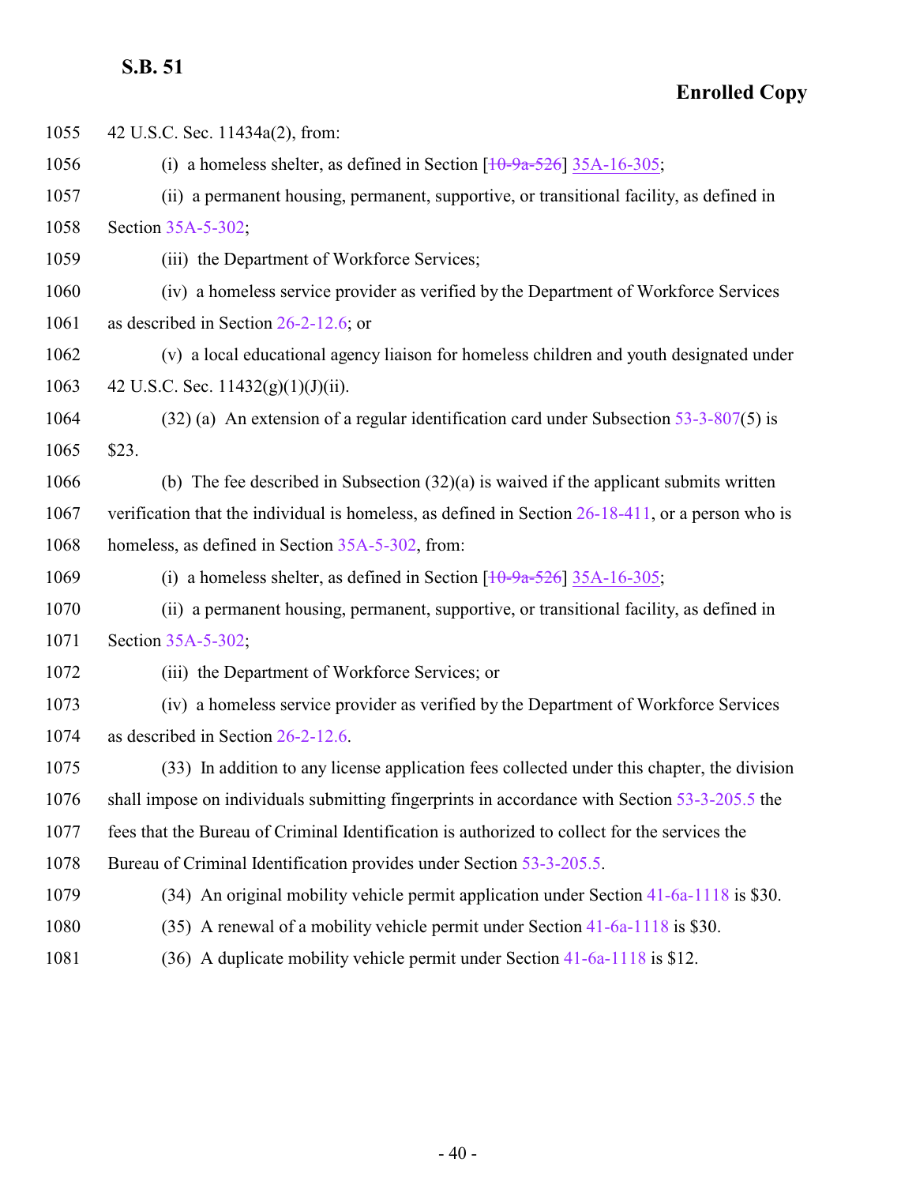1055 42 U.S.C. Sec. 11434a(2), from:

1056 (i) a homeless shelter, as defined in Section [~~10-9a-526~~] 35A-16-305;

1057 (ii) a permanent housing, permanent, supportive, or transitional facility, as defined in

1058 Section 35A-5-302;

1059 (iii) the Department of Workforce Services;

1060 (iv) a homeless service provider as verified by the Department of Workforce Services

1061 as described in Section 26-2-12.6; or

1062 (v) a local educational agency liaison for homeless children and youth designated under

1063 42 U.S.C. Sec. 11432(g)(1)(J)(ii).

1064 (32) (a) An extension of a regular identification card under Subsection 53-3-807(5) is

1065 $23.

1066 (b) The fee described in Subsection (32)(a) is waived if the applicant submits written

1067 verification that the individual is homeless, as defined in Section 26-18-411, or a person who is

1068 homeless, as defined in Section 35A-5-302, from:

1069 (i) a homeless shelter, as defined in Section [~~10-9a-526~~] 35A-16-305;

1070 (ii) a permanent housing, permanent, supportive, or transitional facility, as defined in

1071 Section 35A-5-302;

1072 (iii) the Department of Workforce Services; or

1073 (iv) a homeless service provider as verified by the Department of Workforce Services

1074 as described in Section 26-2-12.6.

1075 (33) In addition to any license application fees collected under this chapter, the division

1076 shall impose on individuals submitting fingerprints in accordance with Section 53-3-205.5 the

1077 fees that the Bureau of Criminal Identification is authorized to collect for the services the

1078 Bureau of Criminal Identification provides under Section 53-3-205.5.

1079 (34) An original mobility vehicle permit application under Section 41-6a-1118 is $30.

1080 (35) A renewal of a mobility vehicle permit under Section 41-6a-1118 is $30.

1081 (36) A duplicate mobility vehicle permit under Section 41-6a-1118 is $12.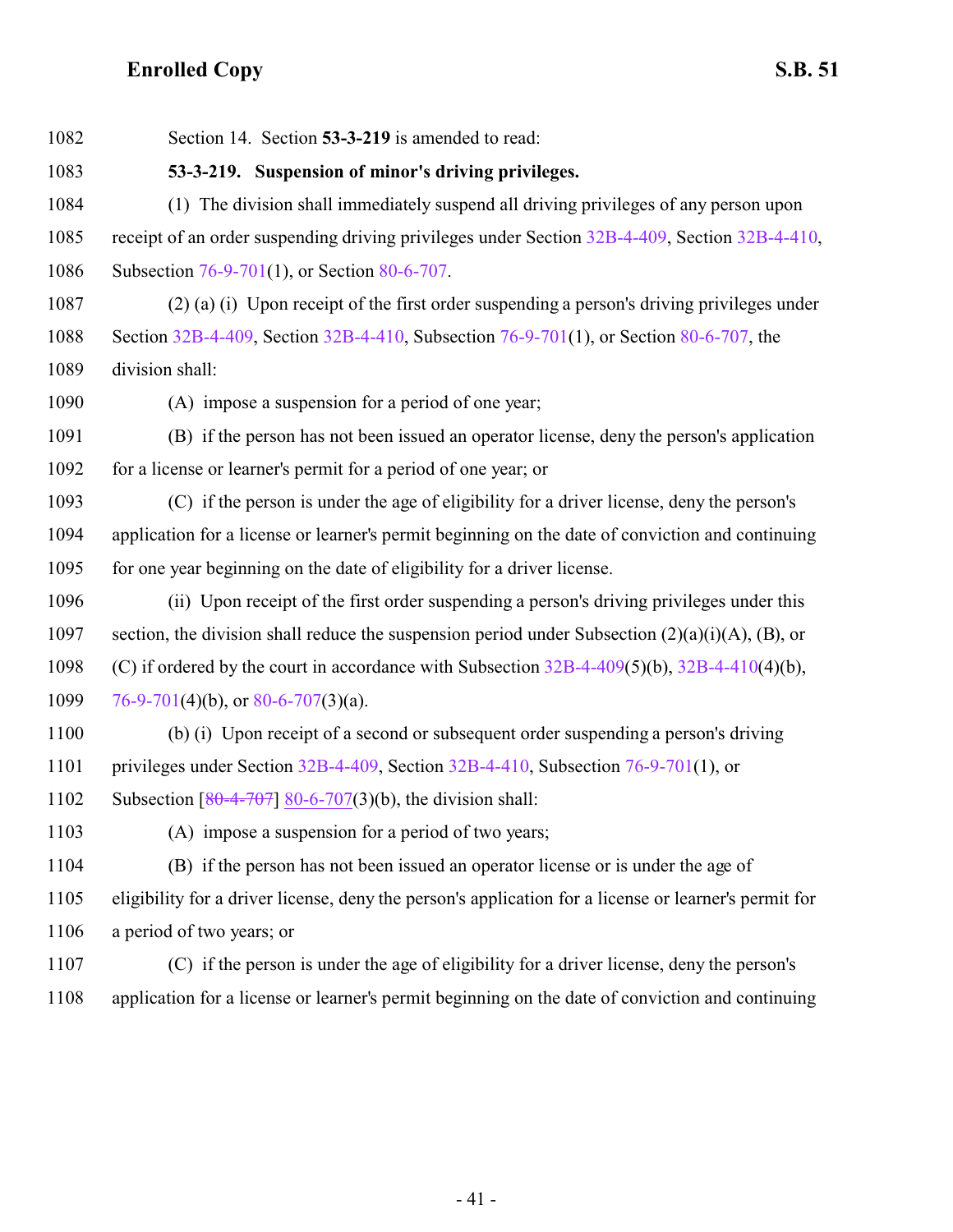Section 14. Section **53-3-219** is amended to read:

**53-3-219. Suspension of minor's driving privileges.**

(1) The division shall immediately suspend all driving privileges of any person upon receipt of an order suspending driving privileges under Section 32B-4-409, Section 32B-4-410, Subsection 76-9-701(1), or Section 80-6-707.

(2) (a) (i) Upon receipt of the first order suspending a person's driving privileges under Section 32B-4-409, Section 32B-4-410, Subsection 76-9-701(1), or Section 80-6-707, the division shall:

(A) impose a suspension for a period of one year;

(B) if the person has not been issued an operator license, deny the person's application for a license or learner's permit for a period of one year; or

(C) if the person is under the age of eligibility for a driver license, deny the person's application for a license or learner's permit beginning on the date of conviction and continuing for one year beginning on the date of eligibility for a driver license.

(ii) Upon receipt of the first order suspending a person's driving privileges under this section, the division shall reduce the suspension period under Subsection (2)(a)(i)(A), (B), or (C) if ordered by the court in accordance with Subsection 32B-4-409(5)(b), 32B-4-410(4)(b), 76-9-701(4)(b), or 80-6-707(3)(a).

(b) (i) Upon receipt of a second or subsequent order suspending a person's driving privileges under Section 32B-4-409, Section 32B-4-410, Subsection 76-9-701(1), or Subsection [~~80-4-707~~] 80-6-707(3)(b), the division shall:

(A) impose a suspension for a period of two years;

(B) if the person has not been issued an operator license or is under the age of eligibility for a driver license, deny the person's application for a license or learner's permit for a period of two years; or

(C) if the person is under the age of eligibility for a driver license, deny the person's application for a license or learner's permit beginning on the date of conviction and continuing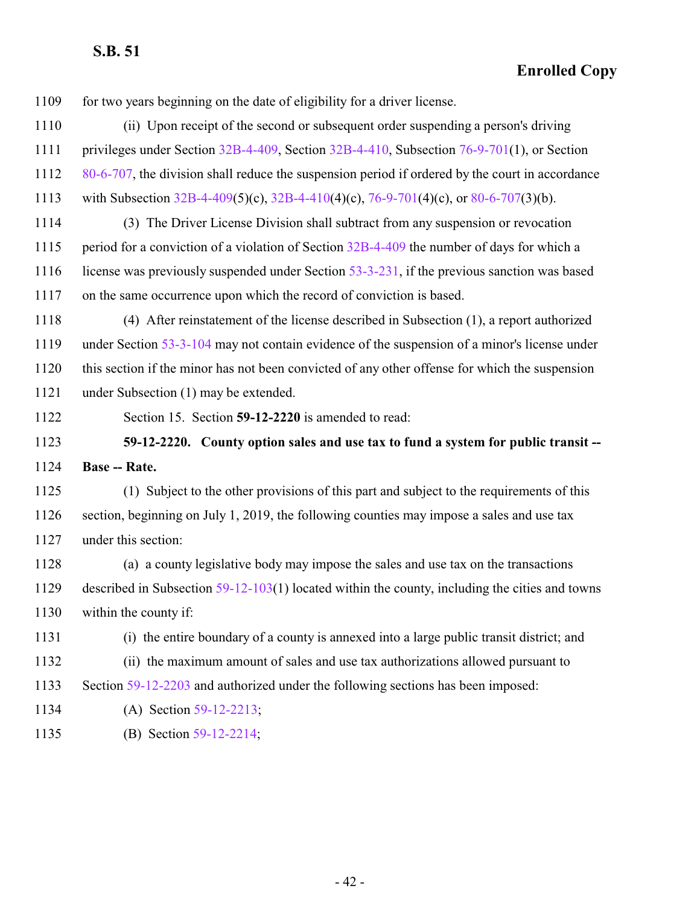for two years beginning on the date of eligibility for a driver license.

(ii) Upon receipt of the second or subsequent order suspending a person's driving privileges under Section 32B-4-409, Section 32B-4-410, Subsection 76-9-701(1), or Section 80-6-707, the division shall reduce the suspension period if ordered by the court in accordance with Subsection 32B-4-409(5)(c), 32B-4-410(4)(c), 76-9-701(4)(c), or 80-6-707(3)(b).

(3) The Driver License Division shall subtract from any suspension or revocation period for a conviction of a violation of Section 32B-4-409 the number of days for which a license was previously suspended under Section 53-3-231, if the previous sanction was based on the same occurrence upon which the record of conviction is based.

(4) After reinstatement of the license described in Subsection (1), a report authorized under Section 53-3-104 may not contain evidence of the suspension of a minor's license under this section if the minor has not been convicted of any other offense for which the suspension under Subsection (1) may be extended.

Section 15. Section **59-12-2220** is amended to read:

**59-12-2220. County option sales and use tax to fund a system for public transit -- Base -- Rate.**

(1) Subject to the other provisions of this part and subject to the requirements of this section, beginning on July 1, 2019, the following counties may impose a sales and use tax under this section:

(a) a county legislative body may impose the sales and use tax on the transactions described in Subsection 59-12-103(1) located within the county, including the cities and towns within the county if:

(i) the entire boundary of a county is annexed into a large public transit district; and

(ii) the maximum amount of sales and use tax authorizations allowed pursuant to Section 59-12-2203 and authorized under the following sections has been imposed:

(A) Section 59-12-2213;

(B) Section 59-12-2214;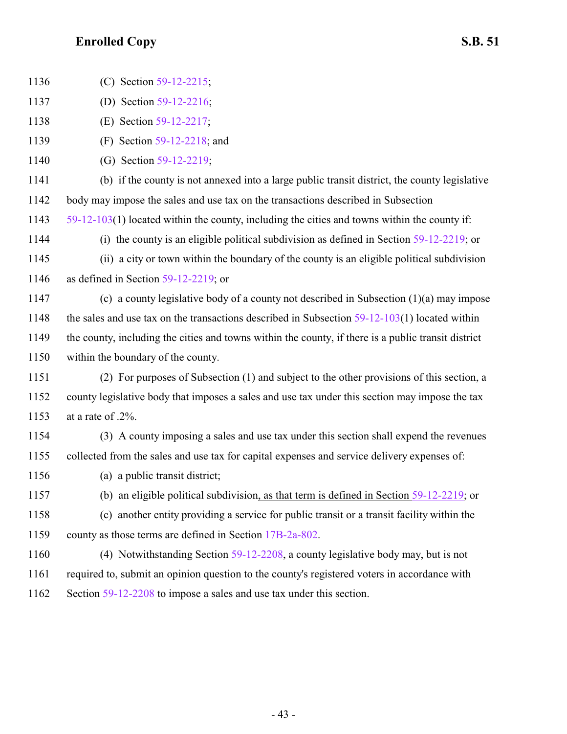(C) Section 59-12-2215;

(D) Section 59-12-2216;

(E) Section 59-12-2217;

(F) Section 59-12-2218; and

(G) Section 59-12-2219;

(b) if the county is not annexed into a large public transit district, the county legislative body may impose the sales and use tax on the transactions described in Subsection 59-12-103(1) located within the county, including the cities and towns within the county if:

(i) the county is an eligible political subdivision as defined in Section 59-12-2219; or

(ii) a city or town within the boundary of the county is an eligible political subdivision as defined in Section 59-12-2219; or

(c) a county legislative body of a county not described in Subsection (1)(a) may impose the sales and use tax on the transactions described in Subsection 59-12-103(1) located within the county, including the cities and towns within the county, if there is a public transit district within the boundary of the county.

(2) For purposes of Subsection (1) and subject to the other provisions of this section, a county legislative body that imposes a sales and use tax under this section may impose the tax at a rate of .2%.

(3) A county imposing a sales and use tax under this section shall expend the revenues collected from the sales and use tax for capital expenses and service delivery expenses of:

(a) a public transit district;

(b) an eligible political subdivision, as that term is defined in Section 59-12-2219; or

(c) another entity providing a service for public transit or a transit facility within the county as those terms are defined in Section 17B-2a-802.

(4) Notwithstanding Section 59-12-2208, a county legislative body may, but is not required to, submit an opinion question to the county's registered voters in accordance with Section 59-12-2208 to impose a sales and use tax under this section.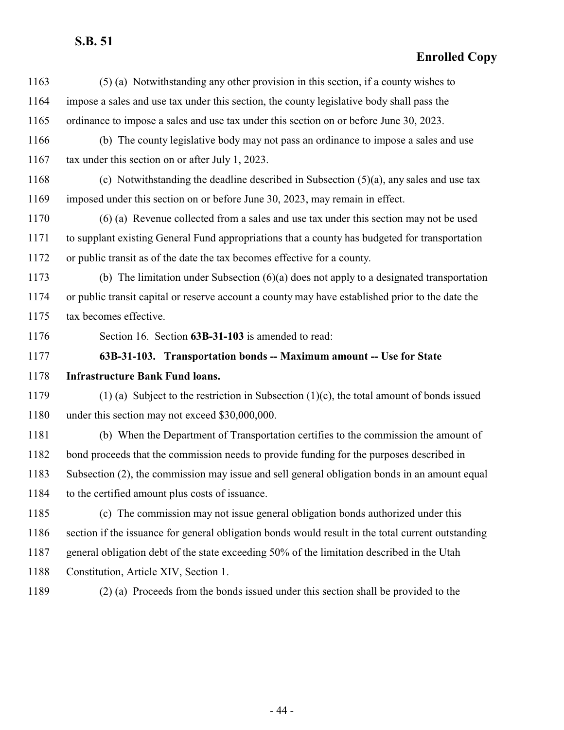(5) (a) Notwithstanding any other provision in this section, if a county wishes to impose a sales and use tax under this section, the county legislative body shall pass the ordinance to impose a sales and use tax under this section on or before June 30, 2023.

(b) The county legislative body may not pass an ordinance to impose a sales and use tax under this section on or after July 1, 2023.

(c) Notwithstanding the deadline described in Subsection (5)(a), any sales and use tax imposed under this section on or before June 30, 2023, may remain in effect.

(6) (a) Revenue collected from a sales and use tax under this section may not be used to supplant existing General Fund appropriations that a county has budgeted for transportation or public transit as of the date the tax becomes effective for a county.

(b) The limitation under Subsection (6)(a) does not apply to a designated transportation or public transit capital or reserve account a county may have established prior to the date the tax becomes effective.

Section 16. Section **63B-31-103** is amended to read:

**63B-31-103. Transportation bonds -- Maximum amount -- Use for State Infrastructure Bank Fund loans.**

(1) (a) Subject to the restriction in Subsection (1)(c), the total amount of bonds issued under this section may not exceed $30,000,000.

(b) When the Department of Transportation certifies to the commission the amount of bond proceeds that the commission needs to provide funding for the purposes described in Subsection (2), the commission may issue and sell general obligation bonds in an amount equal to the certified amount plus costs of issuance.

(c) The commission may not issue general obligation bonds authorized under this section if the issuance for general obligation bonds would result in the total current outstanding general obligation debt of the state exceeding 50% of the limitation described in the Utah Constitution, Article XIV, Section 1.

(2) (a) Proceeds from the bonds issued under this section shall be provided to the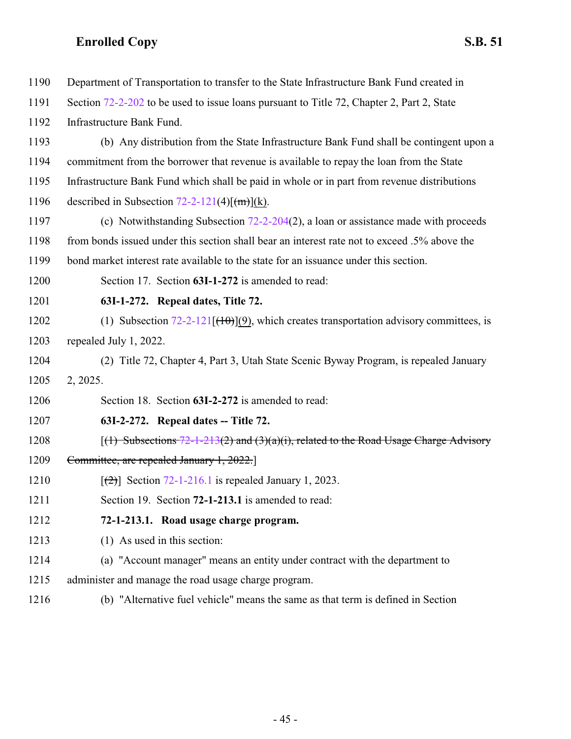1190 Department of Transportation to transfer to the State Infrastructure Bank Fund created in

1191 Section 72-2-202 to be used to issue loans pursuant to Title 72, Chapter 2, Part 2, State

1192 Infrastructure Bank Fund.

1193 (b) Any distribution from the State Infrastructure Bank Fund shall be contingent upon a

1194 commitment from the borrower that revenue is available to repay the loan from the State

1195 Infrastructure Bank Fund which shall be paid in whole or in part from revenue distributions

1196 described in Subsection 72-2-121(4)[~~(m)~~](k).

1197 (c) Notwithstanding Subsection 72-2-204(2), a loan or assistance made with proceeds

1198 from bonds issued under this section shall bear an interest rate not to exceed .5% above the

1199 bond market interest rate available to the state for an issuance under this section.

1200 Section 17. Section **63I-1-272** is amended to read:

1201 **63I-1-272. Repeal dates, Title 72.**

1202 (1) Subsection 72-2-121[~~(10)~~](9), which creates transportation advisory committees, is

1203 repealed July 1, 2022.

1204 (2) Title 72, Chapter 4, Part 3, Utah State Scenic Byway Program, is repealed January

1205 2, 2025.

1206 Section 18. Section **63I-2-272** is amended to read:

1207 **63I-2-272. Repeal dates -- Title 72.**

1208 [~~(1) Subsections 72-1-213(2) and (3)(a)(i), related to the Road Usage Charge Advisory~~

1209 ~~Committee, are repealed January 1, 2022.~~]

1210 [~~(2)~~] Section 72-1-216.1 is repealed January 1, 2023.

1211 Section 19. Section **72-1-213.1** is amended to read:

1212 **72-1-213.1. Road usage charge program.**

1213 (1) As used in this section:

1214 (a) "Account manager" means an entity under contract with the department to

1215 administer and manage the road usage charge program.

1216 (b) "Alternative fuel vehicle" means the same as that term is defined in Section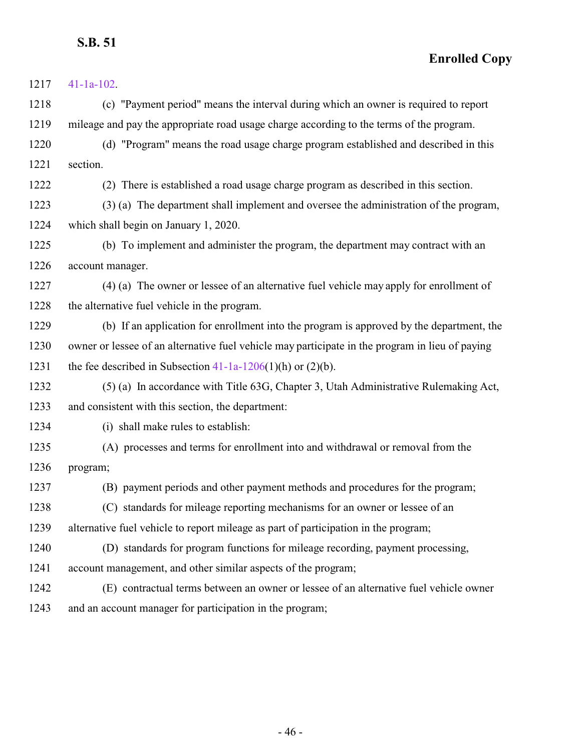41-1a-102.

(c) "Payment period" means the interval during which an owner is required to report mileage and pay the appropriate road usage charge according to the terms of the program.

(d) "Program" means the road usage charge program established and described in this section.

(2) There is established a road usage charge program as described in this section.

(3) (a) The department shall implement and oversee the administration of the program, which shall begin on January 1, 2020.

(b) To implement and administer the program, the department may contract with an account manager.

(4) (a) The owner or lessee of an alternative fuel vehicle may apply for enrollment of the alternative fuel vehicle in the program.

(b) If an application for enrollment into the program is approved by the department, the owner or lessee of an alternative fuel vehicle may participate in the program in lieu of paying the fee described in Subsection 41-1a-1206(1)(h) or (2)(b).

(5) (a) In accordance with Title 63G, Chapter 3, Utah Administrative Rulemaking Act, and consistent with this section, the department:

(i) shall make rules to establish:

(A) processes and terms for enrollment into and withdrawal or removal from the program;

(B) payment periods and other payment methods and procedures for the program;

(C) standards for mileage reporting mechanisms for an owner or lessee of an alternative fuel vehicle to report mileage as part of participation in the program;

(D) standards for program functions for mileage recording, payment processing, account management, and other similar aspects of the program;

(E) contractual terms between an owner or lessee of an alternative fuel vehicle owner and an account manager for participation in the program;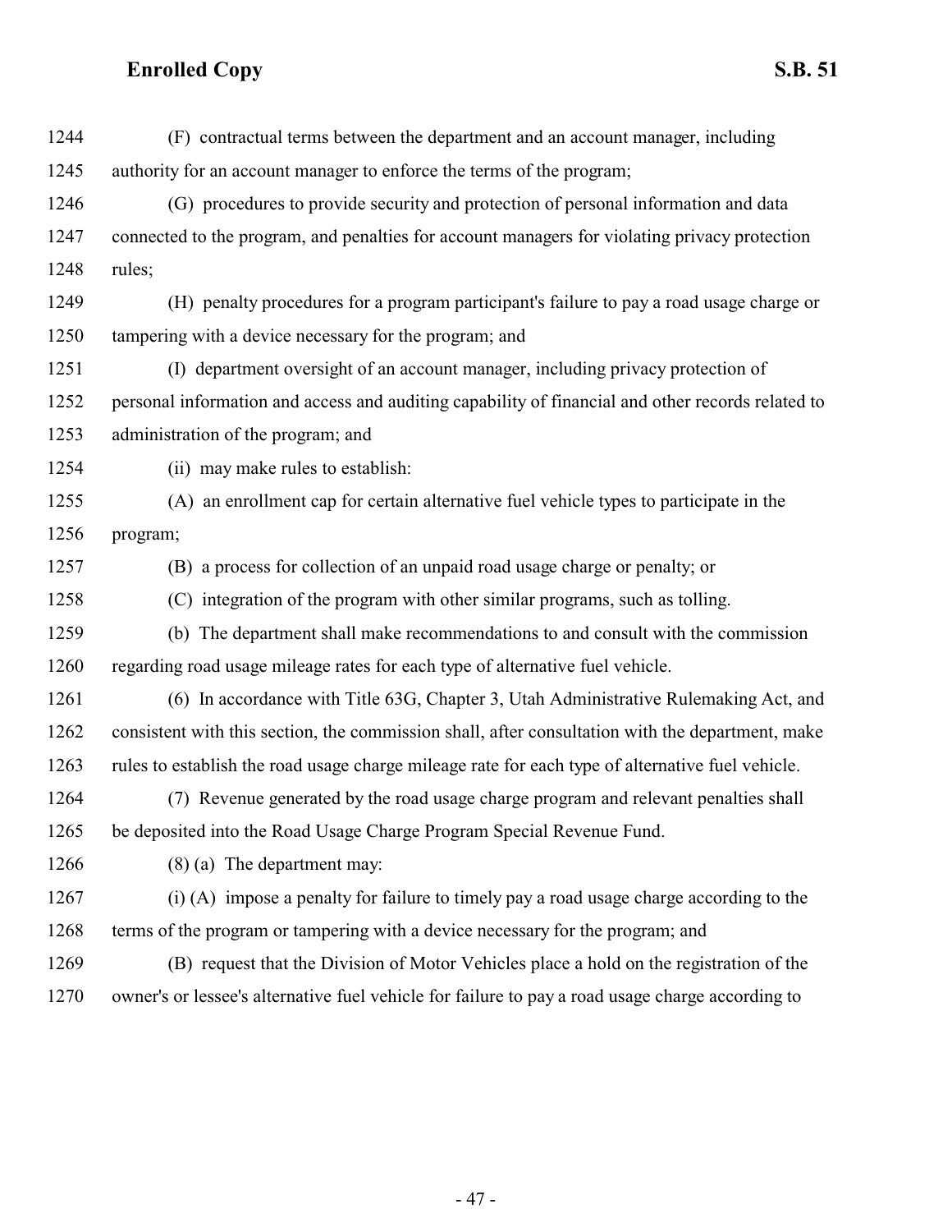(F) contractual terms between the department and an account manager, including authority for an account manager to enforce the terms of the program;

(G) procedures to provide security and protection of personal information and data connected to the program, and penalties for account managers for violating privacy protection rules;

(H) penalty procedures for a program participant's failure to pay a road usage charge or tampering with a device necessary for the program; and

(I) department oversight of an account manager, including privacy protection of personal information and access and auditing capability of financial and other records related to administration of the program; and

(ii) may make rules to establish:

(A) an enrollment cap for certain alternative fuel vehicle types to participate in the program;

(B) a process for collection of an unpaid road usage charge or penalty; or

(C) integration of the program with other similar programs, such as tolling.

(b) The department shall make recommendations to and consult with the commission regarding road usage mileage rates for each type of alternative fuel vehicle.

(6) In accordance with Title 63G, Chapter 3, Utah Administrative Rulemaking Act, and consistent with this section, the commission shall, after consultation with the department, make rules to establish the road usage charge mileage rate for each type of alternative fuel vehicle.

(7) Revenue generated by the road usage charge program and relevant penalties shall be deposited into the Road Usage Charge Program Special Revenue Fund.

(8) (a) The department may:

(i) (A) impose a penalty for failure to timely pay a road usage charge according to the terms of the program or tampering with a device necessary for the program; and

(B) request that the Division of Motor Vehicles place a hold on the registration of the owner's or lessee's alternative fuel vehicle for failure to pay a road usage charge according to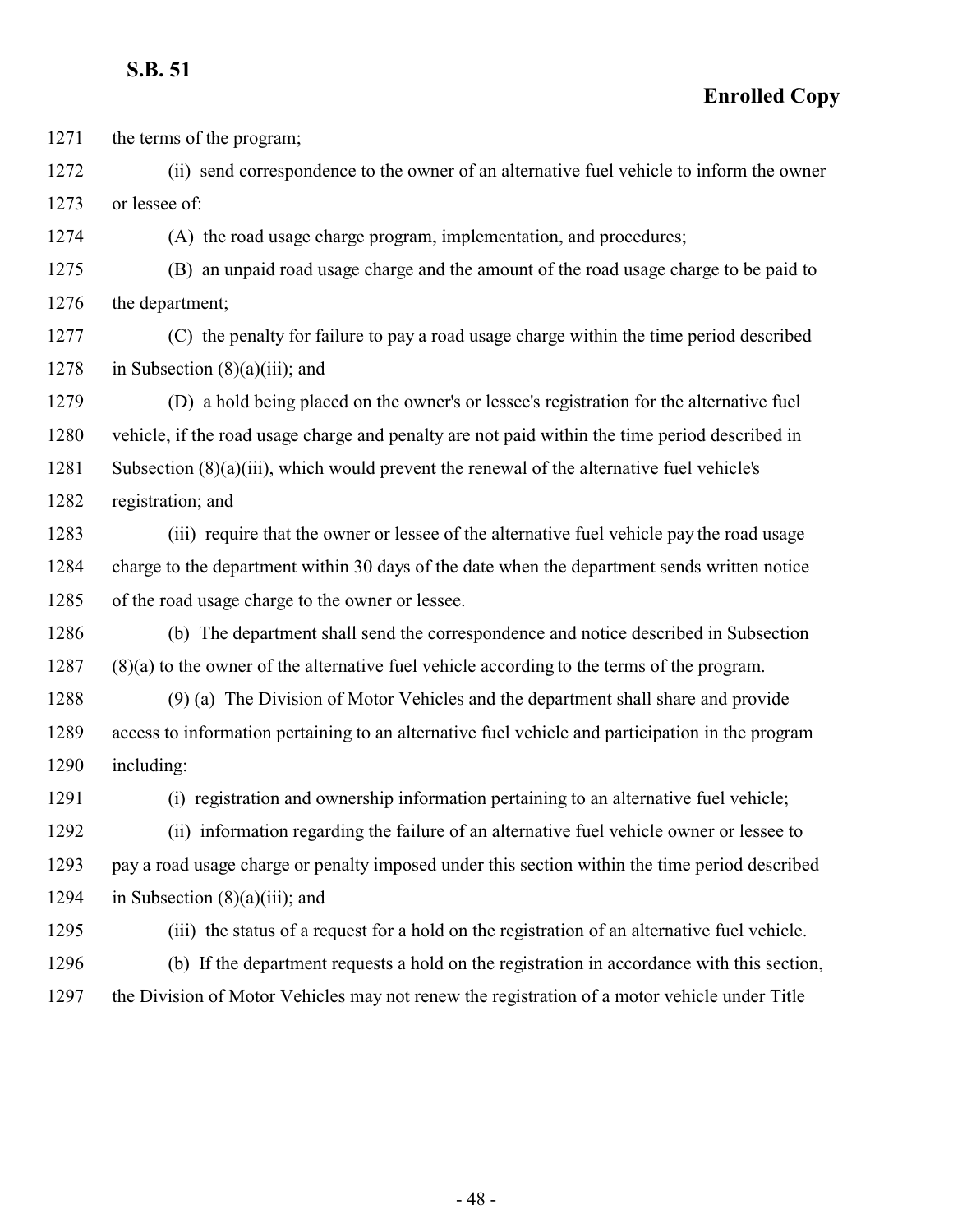the terms of the program;

(ii) send correspondence to the owner of an alternative fuel vehicle to inform the owner or lessee of:

(A) the road usage charge program, implementation, and procedures;

(B) an unpaid road usage charge and the amount of the road usage charge to be paid to the department;

(C) the penalty for failure to pay a road usage charge within the time period described in Subsection (8)(a)(iii); and

(D) a hold being placed on the owner's or lessee's registration for the alternative fuel vehicle, if the road usage charge and penalty are not paid within the time period described in Subsection (8)(a)(iii), which would prevent the renewal of the alternative fuel vehicle's registration; and

(iii) require that the owner or lessee of the alternative fuel vehicle pay the road usage charge to the department within 30 days of the date when the department sends written notice of the road usage charge to the owner or lessee.

(b) The department shall send the correspondence and notice described in Subsection (8)(a) to the owner of the alternative fuel vehicle according to the terms of the program.

(9) (a) The Division of Motor Vehicles and the department shall share and provide access to information pertaining to an alternative fuel vehicle and participation in the program including:

(i) registration and ownership information pertaining to an alternative fuel vehicle;

(ii) information regarding the failure of an alternative fuel vehicle owner or lessee to pay a road usage charge or penalty imposed under this section within the time period described in Subsection (8)(a)(iii); and

(iii) the status of a request for a hold on the registration of an alternative fuel vehicle.

(b) If the department requests a hold on the registration in accordance with this section, the Division of Motor Vehicles may not renew the registration of a motor vehicle under Title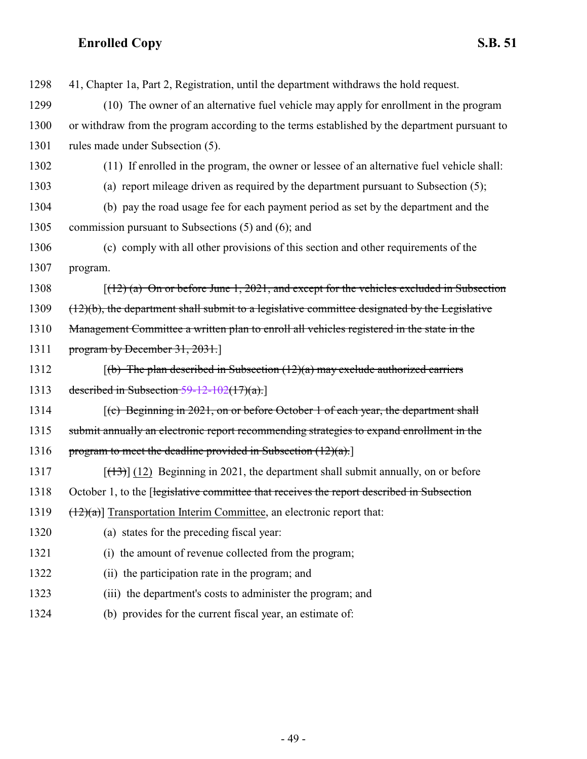1298 41, Chapter 1a, Part 2, Registration, until the department withdraws the hold request.

1299 (10) The owner of an alternative fuel vehicle may apply for enrollment in the program

1300 or withdraw from the program according to the terms established by the department pursuant to

1301 rules made under Subsection (5).

1302 (11) If enrolled in the program, the owner or lessee of an alternative fuel vehicle shall:

1303 (a) report mileage driven as required by the department pursuant to Subsection (5);

1304 (b) pay the road usage fee for each payment period as set by the department and the

1305 commission pursuant to Subsections (5) and (6); and

1306 (c) comply with all other provisions of this section and other requirements of the

1307 program.

1308 [~~(12) (a) On or before June 1, 2021, and except for the vehicles excluded in Subsection~~

1309 ~~(12)(b), the department shall submit to a legislative committee designated by the Legislative~~

1310 ~~Management Committee a written plan to enroll all vehicles registered in the state in the~~

1311 ~~program by December 31, 2031.~~]

1312 [~~(b) The plan described in Subsection (12)(a) may exclude authorized carriers~~

1313 ~~described in Subsection 59-12-102(17)(a).~~]

1314 [~~(c) Beginning in 2021, on or before October 1 of each year, the department shall~~

1315 ~~submit annually an electronic report recommending strategies to expand enrollment in the~~

1316 ~~program to meet the deadline provided in Subsection (12)(a).~~]

1317 [~~(13)~~] (12) Beginning in 2021, the department shall submit annually, on or before

1318 October 1, to the [~~legislative committee that receives the report described in Subsection~~

1319 ~~(12)(a)~~] Transportation Interim Committee, an electronic report that:

1320 (a) states for the preceding fiscal year:

1321 (i) the amount of revenue collected from the program;

1322 (ii) the participation rate in the program; and

1323 (iii) the department's costs to administer the program; and

1324 (b) provides for the current fiscal year, an estimate of: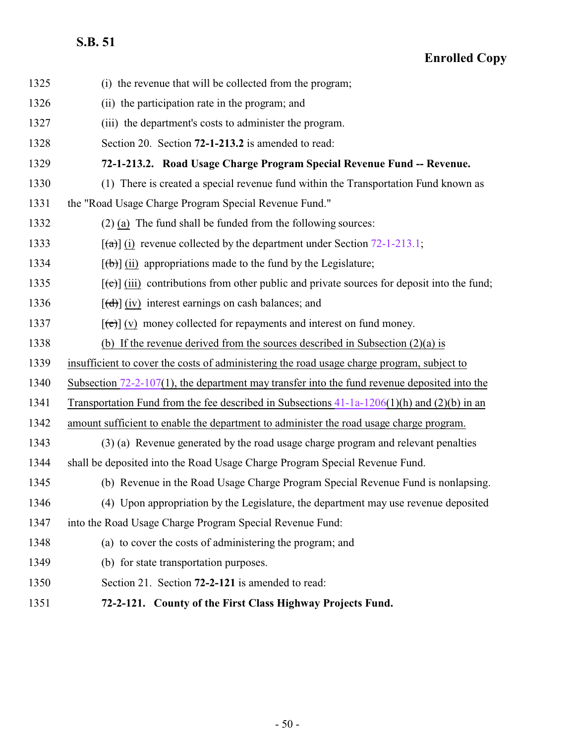1325 (i) the revenue that will be collected from the program;

1326 (ii) the participation rate in the program; and

1327 (iii) the department's costs to administer the program.

1328 Section 20. Section **72-1-213.2** is amended to read:

1329 **72-1-213.2. Road Usage Charge Program Special Revenue Fund -- Revenue.**

1330 (1) There is created a special revenue fund within the Transportation Fund known as

1331 the "Road Usage Charge Program Special Revenue Fund."

1332 (2) (a) The fund shall be funded from the following sources:

1333 [~~(a)~~] (i) revenue collected by the department under Section 72-1-213.1;

1334 [~~(b)~~] (ii) appropriations made to the fund by the Legislature;

1335 [~~(c)~~] (iii) contributions from other public and private sources for deposit into the fund;

1336 [~~(d)~~] (iv) interest earnings on cash balances; and

1337 [~~(e)~~] (v) money collected for repayments and interest on fund money.

1338 (b) If the revenue derived from the sources described in Subsection (2)(a) is

1339 insufficient to cover the costs of administering the road usage charge program, subject to

1340 Subsection 72-2-107(1), the department may transfer into the fund revenue deposited into the

1341 Transportation Fund from the fee described in Subsections 41-1a-1206(1)(h) and (2)(b) in an

1342 amount sufficient to enable the department to administer the road usage charge program.

1343 (3) (a) Revenue generated by the road usage charge program and relevant penalties

1344 shall be deposited into the Road Usage Charge Program Special Revenue Fund.

1345 (b) Revenue in the Road Usage Charge Program Special Revenue Fund is nonlapsing.

1346 (4) Upon appropriation by the Legislature, the department may use revenue deposited

1347 into the Road Usage Charge Program Special Revenue Fund:

1348 (a) to cover the costs of administering the program; and

1349 (b) for state transportation purposes.

1350 Section 21. Section **72-2-121** is amended to read:

1351 **72-2-121. County of the First Class Highway Projects Fund.**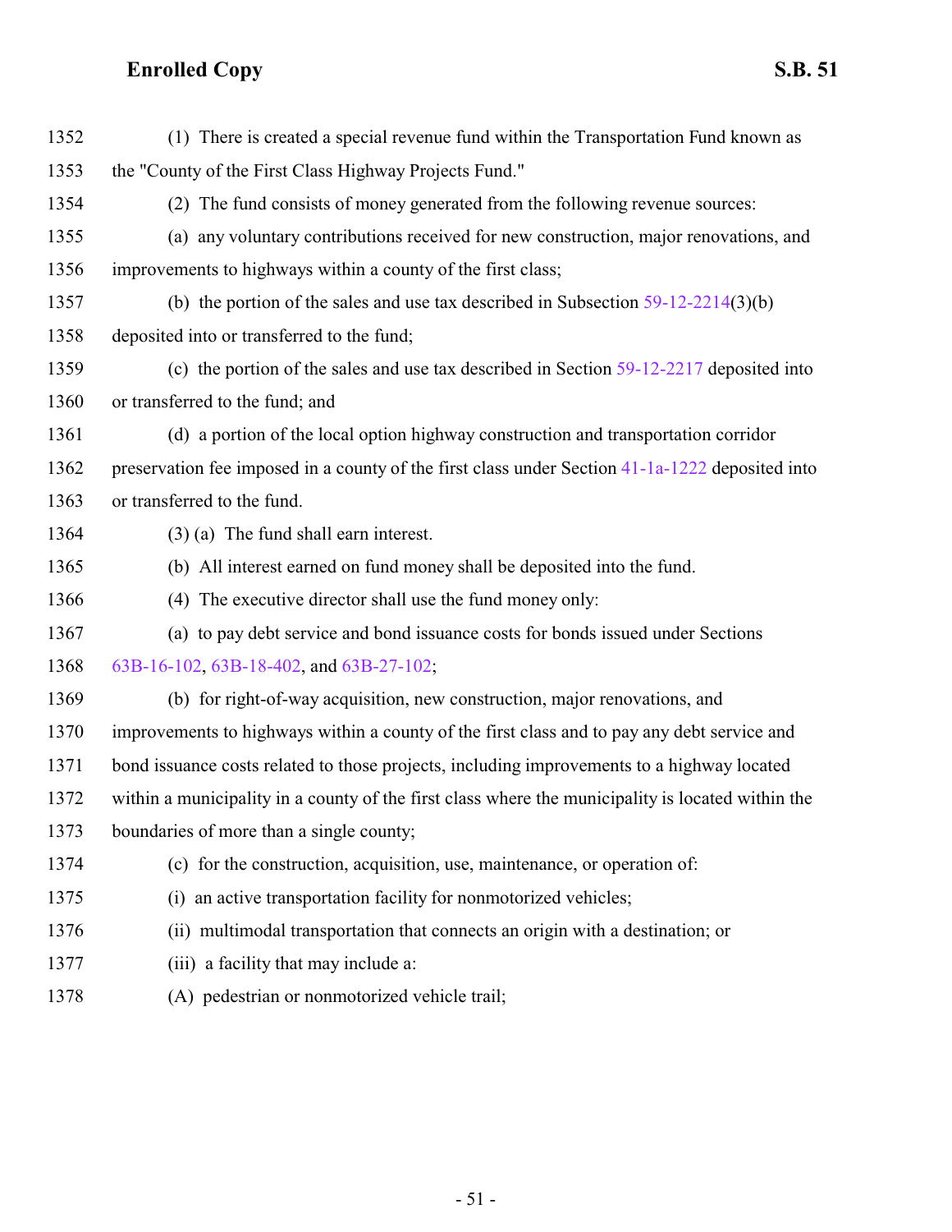(1) There is created a special revenue fund within the Transportation Fund known as the "County of the First Class Highway Projects Fund."

(2) The fund consists of money generated from the following revenue sources:

(a) any voluntary contributions received for new construction, major renovations, and improvements to highways within a county of the first class;

(b) the portion of the sales and use tax described in Subsection 59-12-2214(3)(b) deposited into or transferred to the fund;

(c) the portion of the sales and use tax described in Section 59-12-2217 deposited into or transferred to the fund; and

(d) a portion of the local option highway construction and transportation corridor preservation fee imposed in a county of the first class under Section 41-1a-1222 deposited into or transferred to the fund.

(3) (a) The fund shall earn interest.

(b) All interest earned on fund money shall be deposited into the fund.

(4) The executive director shall use the fund money only:

(a) to pay debt service and bond issuance costs for bonds issued under Sections 63B-16-102, 63B-18-402, and 63B-27-102;

(b) for right-of-way acquisition, new construction, major renovations, and improvements to highways within a county of the first class and to pay any debt service and bond issuance costs related to those projects, including improvements to a highway located within a municipality in a county of the first class where the municipality is located within the boundaries of more than a single county;

(c) for the construction, acquisition, use, maintenance, or operation of:

(i) an active transportation facility for nonmotorized vehicles;

(ii) multimodal transportation that connects an origin with a destination; or

(iii) a facility that may include a:

(A) pedestrian or nonmotorized vehicle trail;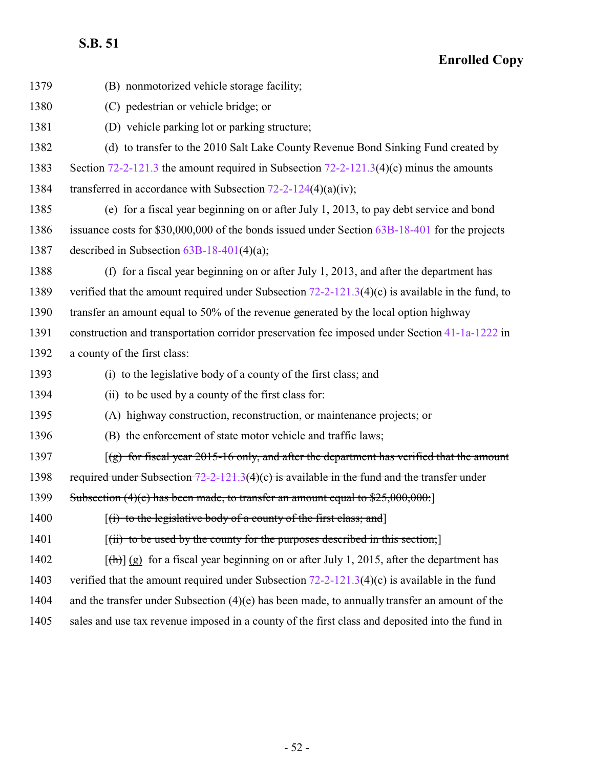1379 (B) nonmotorized vehicle storage facility;

1380 (C) pedestrian or vehicle bridge; or

1381 (D) vehicle parking lot or parking structure;

1382 (d) to transfer to the 2010 Salt Lake County Revenue Bond Sinking Fund created by

1383 Section 72-2-121.3 the amount required in Subsection 72-2-121.3(4)(c) minus the amounts

1384 transferred in accordance with Subsection 72-2-124(4)(a)(iv);

1385 (e) for a fiscal year beginning on or after July 1, 2013, to pay debt service and bond

1386 issuance costs for $30,000,000 of the bonds issued under Section 63B-18-401 for the projects

1387 described in Subsection 63B-18-401(4)(a);

1388 (f) for a fiscal year beginning on or after July 1, 2013, and after the department has

1389 verified that the amount required under Subsection 72-2-121.3(4)(c) is available in the fund, to

1390 transfer an amount equal to 50% of the revenue generated by the local option highway

1391 construction and transportation corridor preservation fee imposed under Section 41-1a-1222 in

1392 a county of the first class:

1393 (i) to the legislative body of a county of the first class; and

1394 (ii) to be used by a county of the first class for:

1395 (A) highway construction, reconstruction, or maintenance projects; or

1396 (B) the enforcement of state motor vehicle and traffic laws;

1397 [~~(g) for fiscal year 2015-16 only, and after the department has verified that the amount~~

1398 ~~required under Subsection 72-2-121.3(4)(c) is available in the fund and the transfer under~~

1399 ~~Subsection (4)(e) has been made, to transfer an amount equal to $25,000,000:~~]

1400 [~~(i) to the legislative body of a county of the first class; and~~]

1401 [~~(ii) to be used by the county for the purposes described in this section;~~]

1402 [~~(h)~~] <u>(g)</u> for a fiscal year beginning on or after July 1, 2015, after the department has

1403 verified that the amount required under Subsection 72-2-121.3(4)(c) is available in the fund

1404 and the transfer under Subsection (4)(e) has been made, to annually transfer an amount of the

1405 sales and use tax revenue imposed in a county of the first class and deposited into the fund in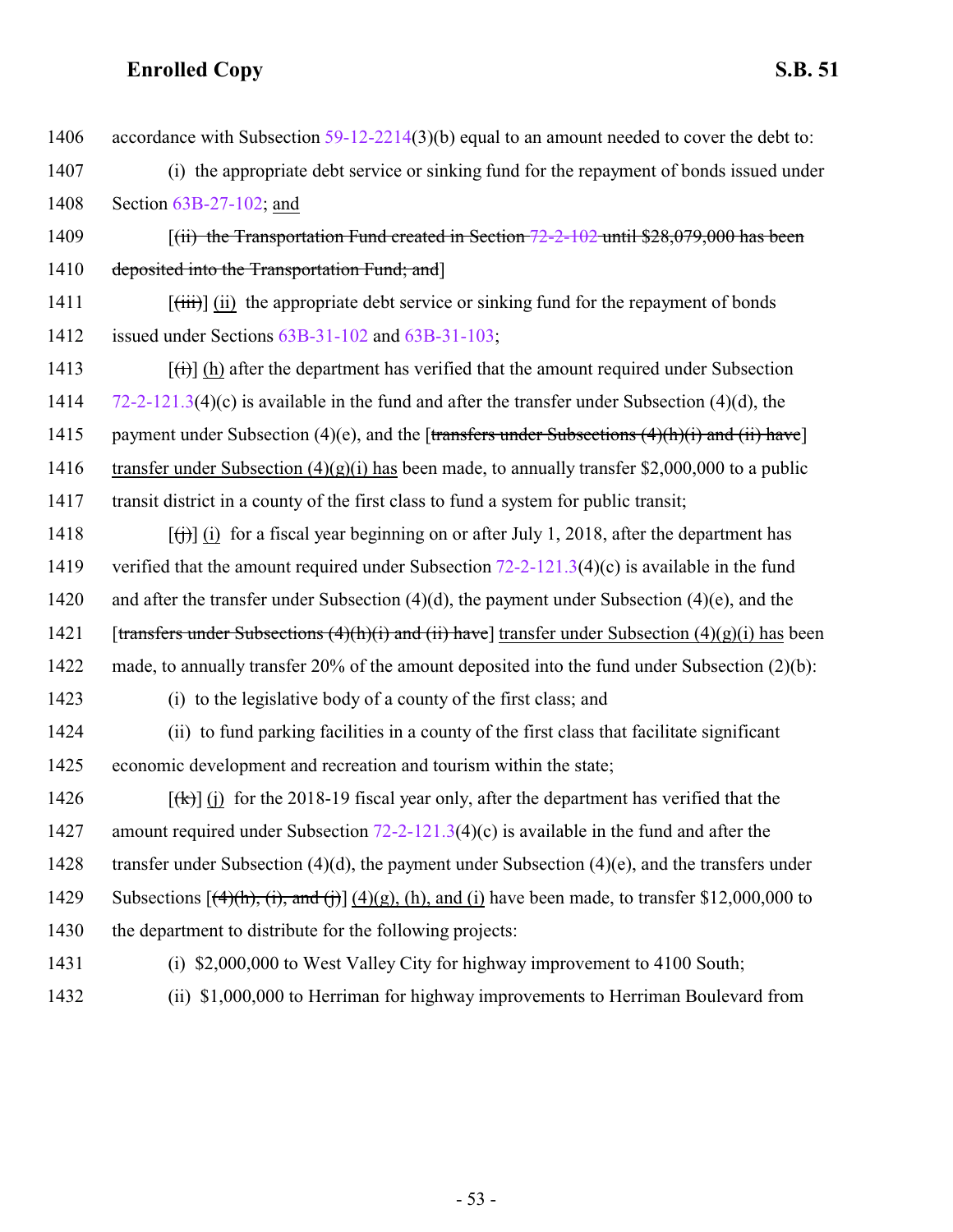1406 accordance with Subsection 59-12-2214(3)(b) equal to an amount needed to cover the debt to:

1407 (i) the appropriate debt service or sinking fund for the repayment of bonds issued under

1408 Section 63B-27-102; and

1409 [~~(ii) the Transportation Fund created in Section 72-2-102 until $28,079,000 has been~~

1410 ~~deposited into the Transportation Fund; and~~]

1411 [~~(iii)~~] (ii) the appropriate debt service or sinking fund for the repayment of bonds

1412 issued under Sections 63B-31-102 and 63B-31-103;

1413 [~~(i)~~] (h) after the department has verified that the amount required under Subsection

1414 72-2-121.3(4)(c) is available in the fund and after the transfer under Subsection (4)(d), the

1415 payment under Subsection (4)(e), and the [~~transfers under Subsections (4)(h)(i) and (ii) have~~]

1416 transfer under Subsection (4)(g)(i) has been made, to annually transfer $2,000,000 to a public

1417 transit district in a county of the first class to fund a system for public transit;

1418 [~~(j)~~] (i) for a fiscal year beginning on or after July 1, 2018, after the department has

1419 verified that the amount required under Subsection 72-2-121.3(4)(c) is available in the fund

1420 and after the transfer under Subsection (4)(d), the payment under Subsection (4)(e), and the

1421 [~~transfers under Subsections (4)(h)(i) and (ii) have~~] transfer under Subsection (4)(g)(i) has been

1422 made, to annually transfer 20% of the amount deposited into the fund under Subsection (2)(b):

1423 (i) to the legislative body of a county of the first class; and

1424 (ii) to fund parking facilities in a county of the first class that facilitate significant

1425 economic development and recreation and tourism within the state;

1426 [~~(k)~~] (j) for the 2018-19 fiscal year only, after the department has verified that the

1427 amount required under Subsection 72-2-121.3(4)(c) is available in the fund and after the

1428 transfer under Subsection (4)(d), the payment under Subsection (4)(e), and the transfers under

1429 Subsections [~~(4)(h), (i), and (j)~~] (4)(g), (h), and (i) have been made, to transfer $12,000,000 to

1430 the department to distribute for the following projects:

1431 (i) $2,000,000 to West Valley City for highway improvement to 4100 South;

1432 (ii) $1,000,000 to Herriman for highway improvements to Herriman Boulevard from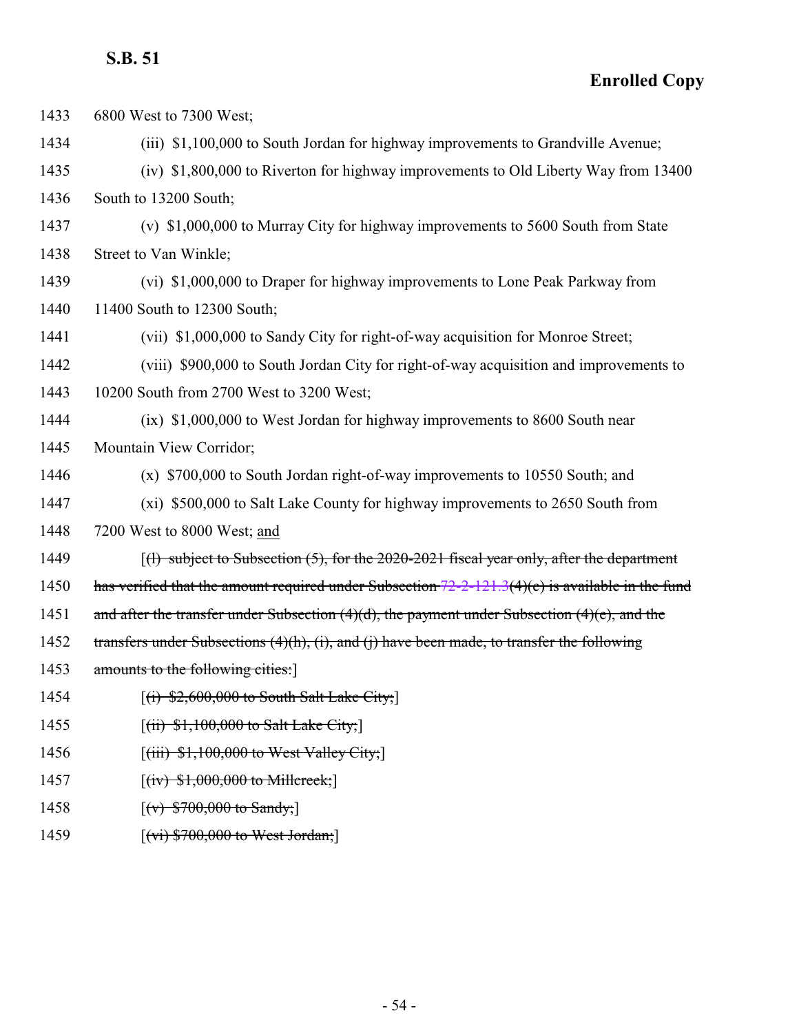1433 6800 West to 7300 West;

1434 (iii) $1,100,000 to South Jordan for highway improvements to Grandville Avenue;

1435 (iv) $1,800,000 to Riverton for highway improvements to Old Liberty Way from 13400

1436 South to 13200 South;

1437 (v) $1,000,000 to Murray City for highway improvements to 5600 South from State

1438 Street to Van Winkle;

1439 (vi) $1,000,000 to Draper for highway improvements to Lone Peak Parkway from

1440 11400 South to 12300 South;

1441 (vii) $1,000,000 to Sandy City for right-of-way acquisition for Monroe Street;

1442 (viii) $900,000 to South Jordan City for right-of-way acquisition and improvements to

1443 10200 South from 2700 West to 3200 West;

1444 (ix) $1,000,000 to West Jordan for highway improvements to 8600 South near

1445 Mountain View Corridor;

1446 (x) $700,000 to South Jordan right-of-way improvements to 10550 South; and

1447 (xi) $500,000 to Salt Lake County for highway improvements to 2650 South from

1448 7200 West to 8000 West; <ins>and</ins>

1449 [~~(l) subject to Subsection (5), for the 2020-2021 fiscal year only, after the department~~

1450 ~~has verified that the amount required under Subsection 72-2-121.3(4)(c) is available in the fund~~

1451 ~~and after the transfer under Subsection (4)(d), the payment under Subsection (4)(e), and the~~

1452 ~~transfers under Subsections (4)(h), (i), and (j) have been made, to transfer the following~~

1453 ~~amounts to the following cities:~~]

1454 [~~(i) $2,600,000 to South Salt Lake City;~~]

1455 [~~(ii) $1,100,000 to Salt Lake City;~~]

1456 [~~(iii) $1,100,000 to West Valley City;~~]

1457 [~~(iv) $1,000,000 to Millcreek;~~]

1458 [~~(v) $700,000 to Sandy;~~]

1459 [~~(vi) $700,000 to West Jordan;~~]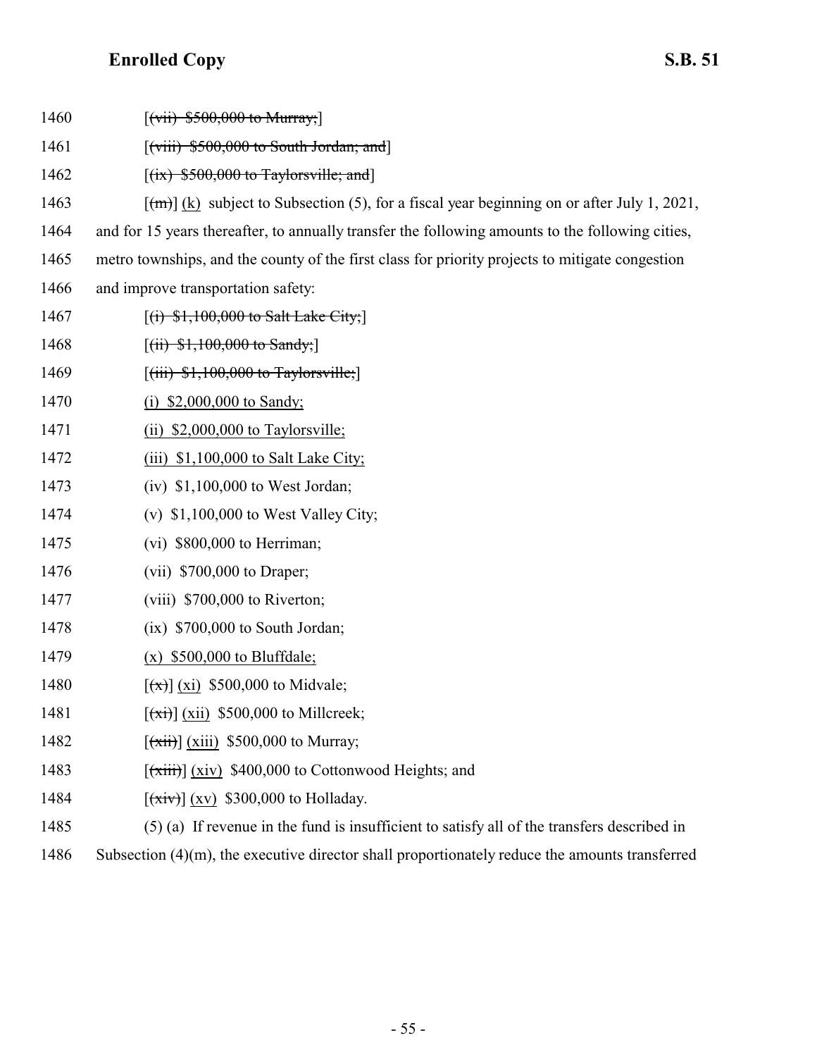1460 [~~(vii) $500,000 to Murray;~~]

1461 [~~(viii) $500,000 to South Jordan; and~~]

1462 [~~(ix) $500,000 to Taylorsville; and~~]

1463 [~~(m)~~] <u>(k)</u> subject to Subsection (5), for a fiscal year beginning on or after July 1, 2021,

1464 and for 15 years thereafter, to annually transfer the following amounts to the following cities,

1465 metro townships, and the county of the first class for priority projects to mitigate congestion

1466 and improve transportation safety:

1467 [~~(i) $1,100,000 to Salt Lake City;~~]

1468 [~~(ii) $1,100,000 to Sandy;~~]

1469 [~~(iii) $1,100,000 to Taylorsville;~~]

1470 <u>(i) $2,000,000 to Sandy;</u>

1471 <u>(ii) $2,000,000 to Taylorsville;</u>

1472 <u>(iii) $1,100,000 to Salt Lake City;</u>

1473 (iv) $1,100,000 to West Jordan;

1474 (v) $1,100,000 to West Valley City;

1475 (vi) $800,000 to Herriman;

1476 (vii) $700,000 to Draper;

1477 (viii) $700,000 to Riverton;

1478 (ix) $700,000 to South Jordan;

1479 <u>(x) $500,000 to Bluffdale;</u>

1480 [~~(x)~~] <u>(xi)</u> $500,000 to Midvale;

1481 [~~(xi)~~] <u>(xii)</u> $500,000 to Millcreek;

1482 [~~(xii)~~] <u>(xiii)</u> $500,000 to Murray;

1483 [~~(xiii)~~] <u>(xiv)</u> $400,000 to Cottonwood Heights; and

1484 [~~(xiv)~~] <u>(xv)</u> $300,000 to Holladay.

1485 (5) (a) If revenue in the fund is insufficient to satisfy all of the transfers described in

1486 Subsection (4)(m), the executive director shall proportionately reduce the amounts transferred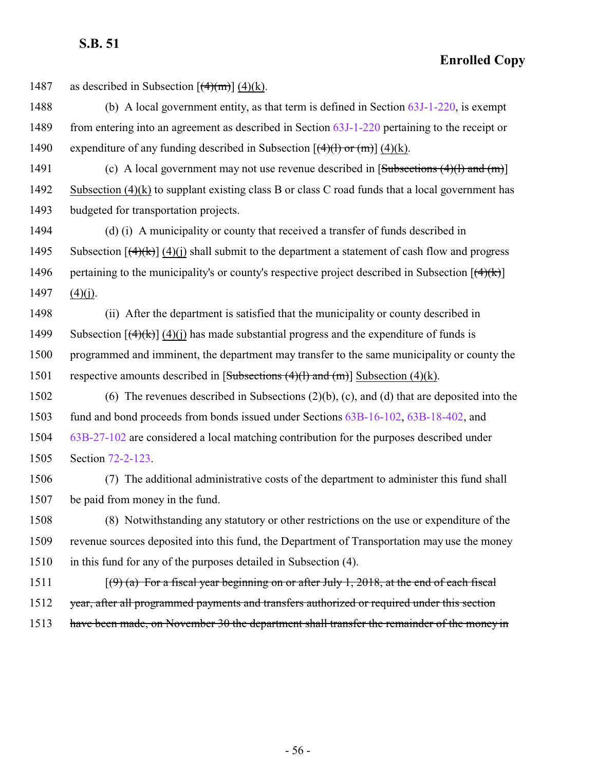as described in Subsection [~~(4)(m)~~] (4)(k).

(b) A local government entity, as that term is defined in Section 63J-1-220, is exempt from entering into an agreement as described in Section 63J-1-220 pertaining to the receipt or expenditure of any funding described in Subsection [~~(4)(l) or (m)~~] (4)(k).

(c) A local government may not use revenue described in [~~Subsections (4)(l) and (m)~~] Subsection (4)(k) to supplant existing class B or class C road funds that a local government has budgeted for transportation projects.

(d) (i) A municipality or county that received a transfer of funds described in Subsection [~~(4)(k)~~] (4)(j) shall submit to the department a statement of cash flow and progress pertaining to the municipality's or county's respective project described in Subsection [~~(4)(k)~~] (4)(j).

(ii) After the department is satisfied that the municipality or county described in Subsection [~~(4)(k)~~] (4)(j) has made substantial progress and the expenditure of funds is programmed and imminent, the department may transfer to the same municipality or county the respective amounts described in [~~Subsections (4)(l) and (m)~~] Subsection (4)(k).

(6) The revenues described in Subsections (2)(b), (c), and (d) that are deposited into the fund and bond proceeds from bonds issued under Sections 63B-16-102, 63B-18-402, and 63B-27-102 are considered a local matching contribution for the purposes described under Section 72-2-123.

(7) The additional administrative costs of the department to administer this fund shall be paid from money in the fund.

(8) Notwithstanding any statutory or other restrictions on the use or expenditure of the revenue sources deposited into this fund, the Department of Transportation may use the money in this fund for any of the purposes detailed in Subsection (4).

[~~(9) (a) For a fiscal year beginning on or after July 1, 2018, at the end of each fiscal year, after all programmed payments and transfers authorized or required under this section have been made, on November 30 the department shall transfer the remainder of the money in~~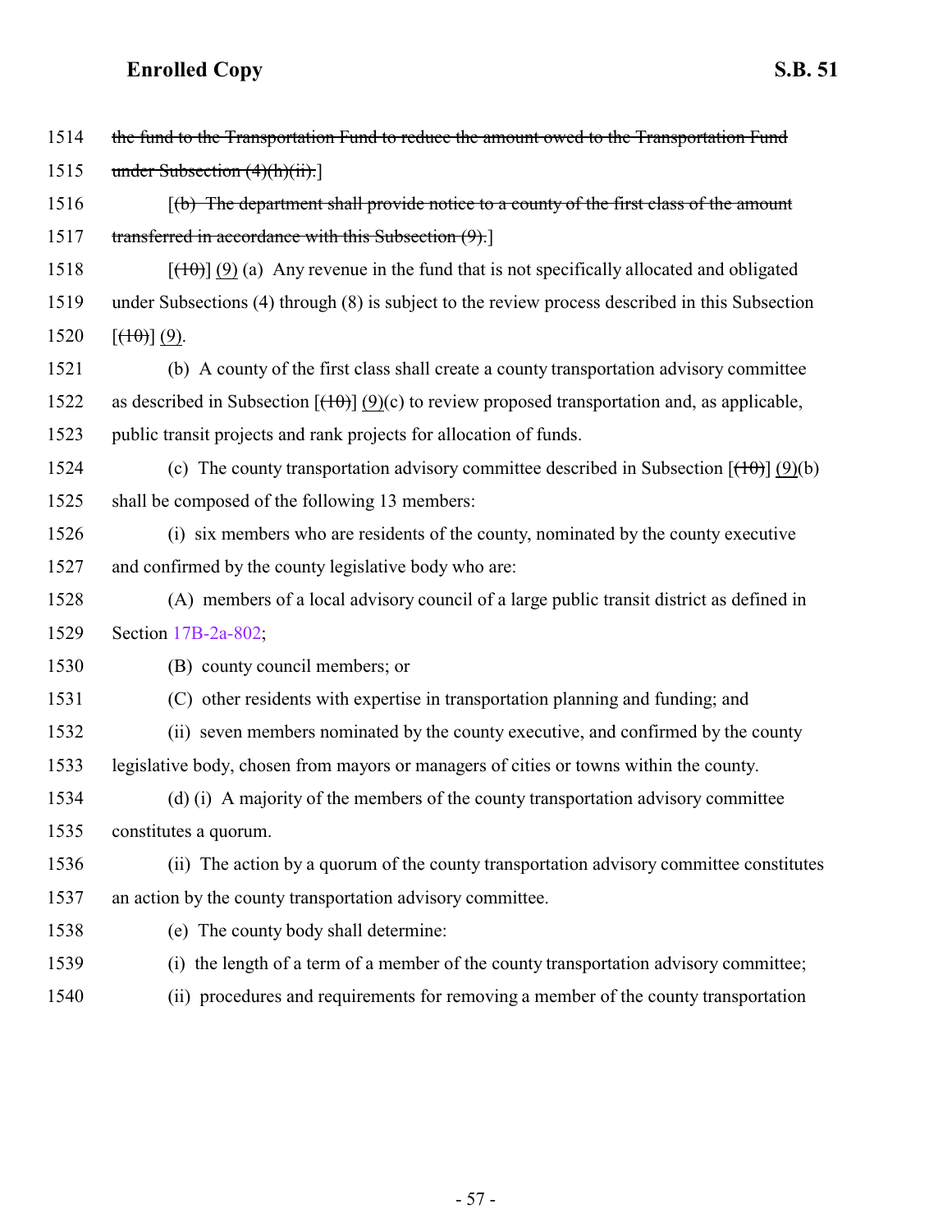1514 ~~the fund to the Transportation Fund to reduce the amount owed to the Transportation Fund~~

1515 ~~under Subsection (4)(h)(ii).~~]

1516 [~~(b) The department shall provide notice to a county of the first class of the amount~~

1517 ~~transferred in accordance with this Subsection (9).~~]

1518 [~~(10)~~] (9) (a) Any revenue in the fund that is not specifically allocated and obligated

1519 under Subsections (4) through (8) is subject to the review process described in this Subsection

1520 [~~(10)~~] (9).

1521 (b) A county of the first class shall create a county transportation advisory committee

1522 as described in Subsection [~~(10)~~] (9)(c) to review proposed transportation and, as applicable,

1523 public transit projects and rank projects for allocation of funds.

1524 (c) The county transportation advisory committee described in Subsection [~~(10)~~] (9)(b)

1525 shall be composed of the following 13 members:

1526 (i) six members who are residents of the county, nominated by the county executive

1527 and confirmed by the county legislative body who are:

1528 (A) members of a local advisory council of a large public transit district as defined in

1529 Section 17B-2a-802;

1530 (B) county council members; or

1531 (C) other residents with expertise in transportation planning and funding; and

1532 (ii) seven members nominated by the county executive, and confirmed by the county

1533 legislative body, chosen from mayors or managers of cities or towns within the county.

1534 (d) (i) A majority of the members of the county transportation advisory committee

1535 constitutes a quorum.

1536 (ii) The action by a quorum of the county transportation advisory committee constitutes

1537 an action by the county transportation advisory committee.

1538 (e) The county body shall determine:

1539 (i) the length of a term of a member of the county transportation advisory committee;

1540 (ii) procedures and requirements for removing a member of the county transportation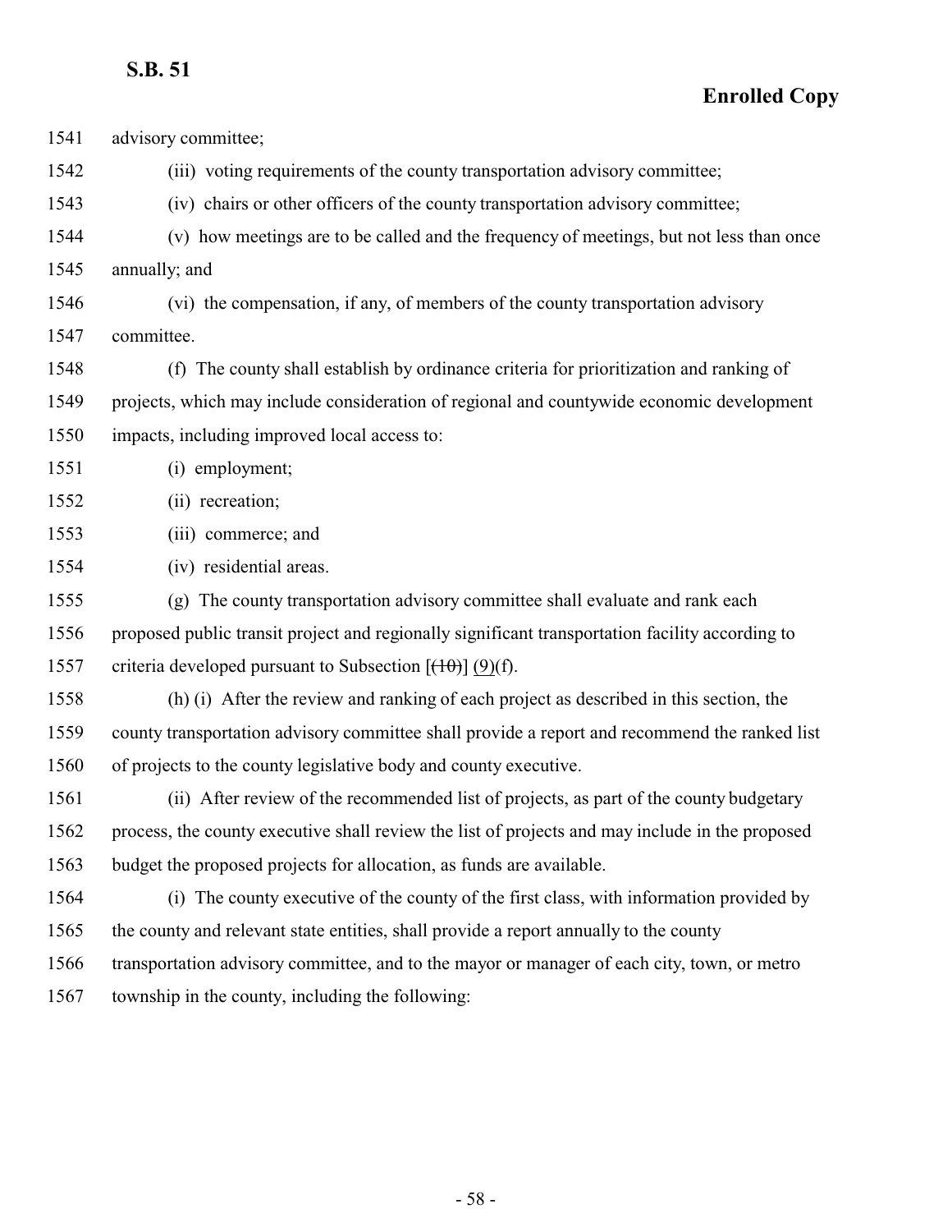advisory committee;

(iii) voting requirements of the county transportation advisory committee;

(iv) chairs or other officers of the county transportation advisory committee;

(v) how meetings are to be called and the frequency of meetings, but not less than once annually; and

(vi) the compensation, if any, of members of the county transportation advisory committee.

(f) The county shall establish by ordinance criteria for prioritization and ranking of projects, which may include consideration of regional and countywide economic development impacts, including improved local access to:

(i) employment;

(ii) recreation;

(iii) commerce; and

(iv) residential areas.

(g) The county transportation advisory committee shall evaluate and rank each proposed public transit project and regionally significant transportation facility according to criteria developed pursuant to Subsection [~~(10)~~] (9)(f).

(h) (i) After the review and ranking of each project as described in this section, the county transportation advisory committee shall provide a report and recommend the ranked list of projects to the county legislative body and county executive.

(ii) After review of the recommended list of projects, as part of the county budgetary process, the county executive shall review the list of projects and may include in the proposed budget the proposed projects for allocation, as funds are available.

(i) The county executive of the county of the first class, with information provided by the county and relevant state entities, shall provide a report annually to the county transportation advisory committee, and to the mayor or manager of each city, town, or metro township in the county, including the following: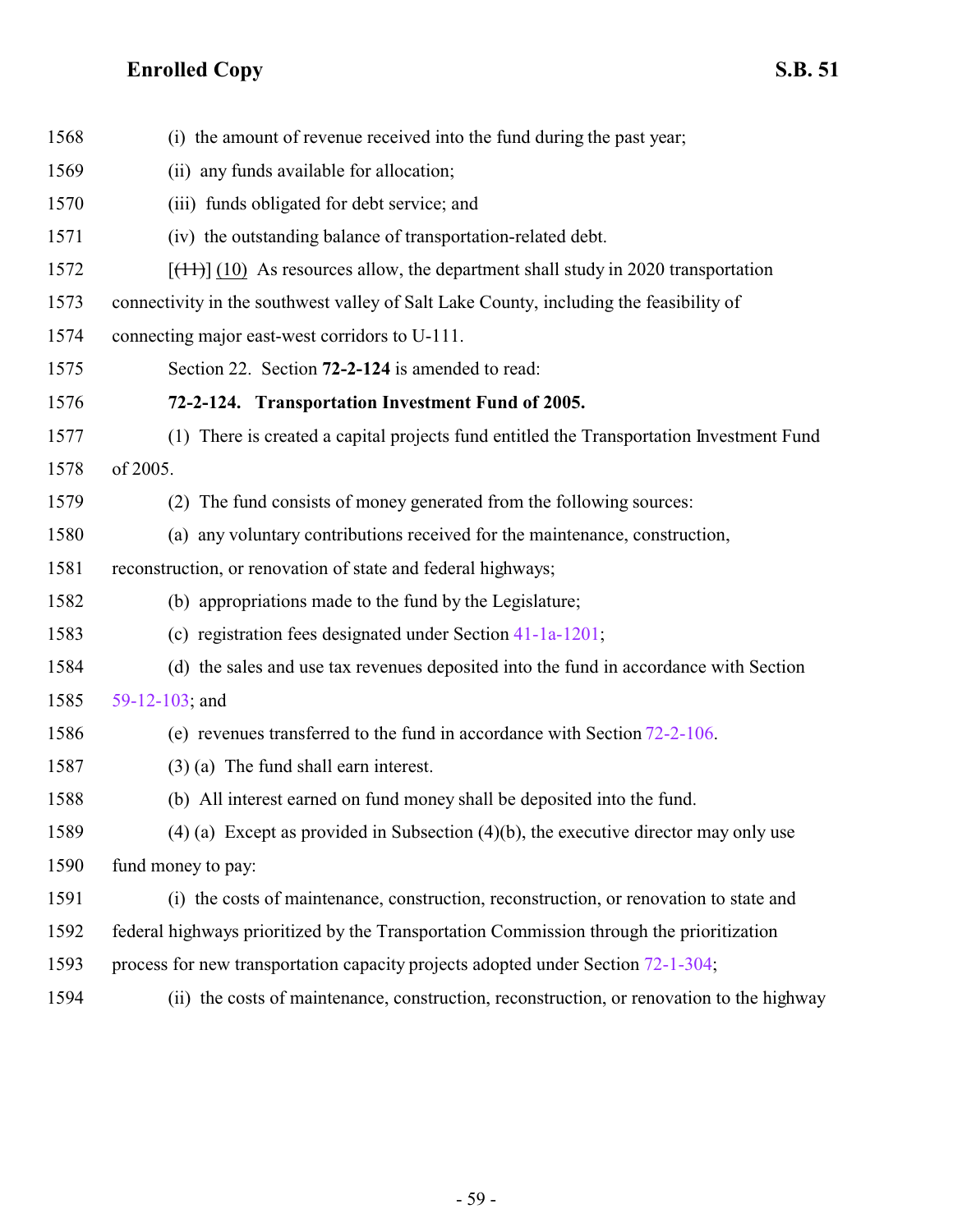(i) the amount of revenue received into the fund during the past year;

(ii) any funds available for allocation;

(iii) funds obligated for debt service; and

(iv) the outstanding balance of transportation-related debt.

[~~(11)~~] (10) As resources allow, the department shall study in 2020 transportation connectivity in the southwest valley of Salt Lake County, including the feasibility of connecting major east-west corridors to U-111.

Section 22. Section **72-2-124** is amended to read:

**72-2-124. Transportation Investment Fund of 2005.**

(1) There is created a capital projects fund entitled the Transportation Investment Fund of 2005.

(2) The fund consists of money generated from the following sources:

(a) any voluntary contributions received for the maintenance, construction, reconstruction, or renovation of state and federal highways;

(b) appropriations made to the fund by the Legislature;

(c) registration fees designated under Section 41-1a-1201;

(d) the sales and use tax revenues deposited into the fund in accordance with Section 59-12-103; and

(e) revenues transferred to the fund in accordance with Section 72-2-106.

(3) (a) The fund shall earn interest.

(b) All interest earned on fund money shall be deposited into the fund.

(4) (a) Except as provided in Subsection (4)(b), the executive director may only use fund money to pay:

(i) the costs of maintenance, construction, reconstruction, or renovation to state and federal highways prioritized by the Transportation Commission through the prioritization process for new transportation capacity projects adopted under Section 72-1-304;

(ii) the costs of maintenance, construction, reconstruction, or renovation to the highway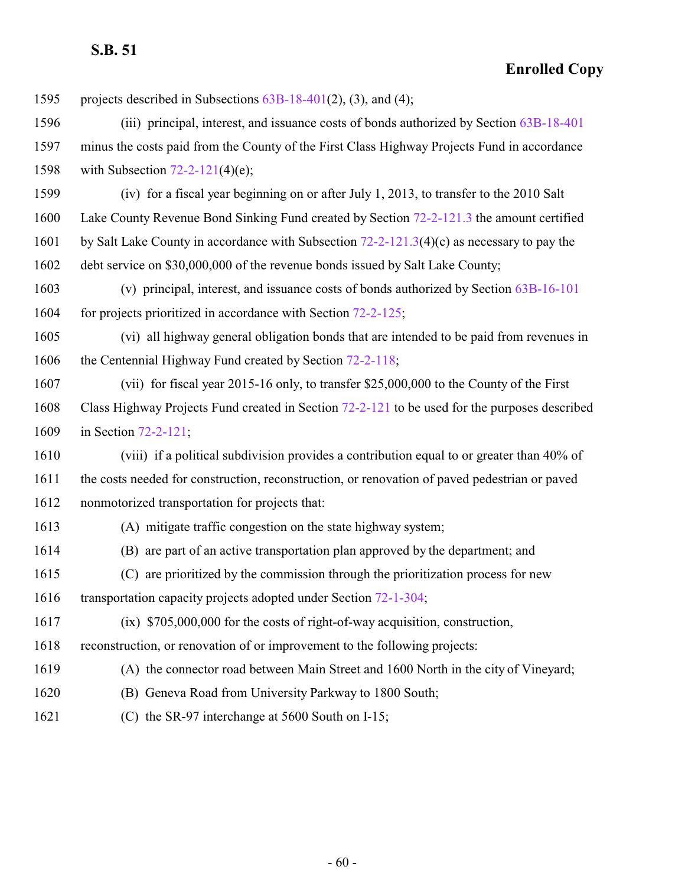projects described in Subsections 63B-18-401(2), (3), and (4);

(iii) principal, interest, and issuance costs of bonds authorized by Section 63B-18-401 minus the costs paid from the County of the First Class Highway Projects Fund in accordance with Subsection 72-2-121(4)(e);

(iv) for a fiscal year beginning on or after July 1, 2013, to transfer to the 2010 Salt Lake County Revenue Bond Sinking Fund created by Section 72-2-121.3 the amount certified by Salt Lake County in accordance with Subsection 72-2-121.3(4)(c) as necessary to pay the debt service on $30,000,000 of the revenue bonds issued by Salt Lake County;

(v) principal, interest, and issuance costs of bonds authorized by Section 63B-16-101 for projects prioritized in accordance with Section 72-2-125;

(vi) all highway general obligation bonds that are intended to be paid from revenues in the Centennial Highway Fund created by Section 72-2-118;

(vii) for fiscal year 2015-16 only, to transfer $25,000,000 to the County of the First Class Highway Projects Fund created in Section 72-2-121 to be used for the purposes described in Section 72-2-121;

(viii) if a political subdivision provides a contribution equal to or greater than 40% of the costs needed for construction, reconstruction, or renovation of paved pedestrian or paved nonmotorized transportation for projects that:

(A) mitigate traffic congestion on the state highway system;

(B) are part of an active transportation plan approved by the department; and

(C) are prioritized by the commission through the prioritization process for new transportation capacity projects adopted under Section 72-1-304;

(ix) $705,000,000 for the costs of right-of-way acquisition, construction, reconstruction, or renovation of or improvement to the following projects:

(A) the connector road between Main Street and 1600 North in the city of Vineyard;

(B) Geneva Road from University Parkway to 1800 South;

(C) the SR-97 interchange at 5600 South on I-15;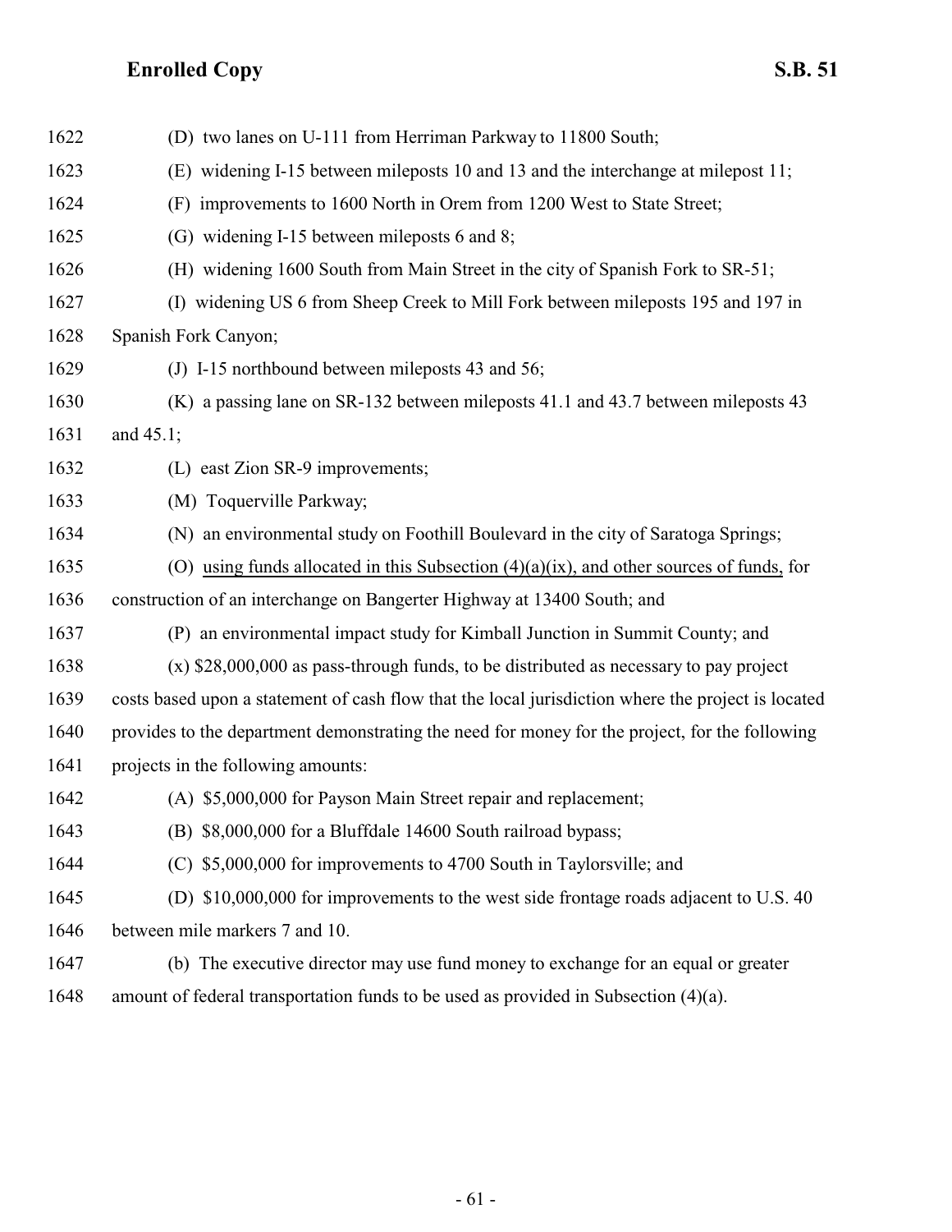1622 (D) two lanes on U-111 from Herriman Parkway to 11800 South;

1623 (E) widening I-15 between mileposts 10 and 13 and the interchange at milepost 11;

1624 (F) improvements to 1600 North in Orem from 1200 West to State Street;

1625 (G) widening I-15 between mileposts 6 and 8;

1626 (H) widening 1600 South from Main Street in the city of Spanish Fork to SR-51;

1627 (I) widening US 6 from Sheep Creek to Mill Fork between mileposts 195 and 197 in

1628 Spanish Fork Canyon;

1629 (J) I-15 northbound between mileposts 43 and 56;

1630 (K) a passing lane on SR-132 between mileposts 41.1 and 43.7 between mileposts 43

1631 and 45.1;

1632 (L) east Zion SR-9 improvements;

1633 (M) Toquerville Parkway;

1634 (N) an environmental study on Foothill Boulevard in the city of Saratoga Springs;

1635 (O) <u>using funds allocated in this Subsection (4)(a)(ix), and other sources of funds,</u> for

1636 construction of an interchange on Bangerter Highway at 13400 South; and

1637 (P) an environmental impact study for Kimball Junction in Summit County; and

1638 (x) $28,000,000 as pass-through funds, to be distributed as necessary to pay project

1639 costs based upon a statement of cash flow that the local jurisdiction where the project is located

1640 provides to the department demonstrating the need for money for the project, for the following

1641 projects in the following amounts:

1642 (A) $5,000,000 for Payson Main Street repair and replacement;

1643 (B) $8,000,000 for a Bluffdale 14600 South railroad bypass;

1644 (C) $5,000,000 for improvements to 4700 South in Taylorsville; and

1645 (D) $10,000,000 for improvements to the west side frontage roads adjacent to U.S. 40

1646 between mile markers 7 and 10.

1647 (b) The executive director may use fund money to exchange for an equal or greater

1648 amount of federal transportation funds to be used as provided in Subsection (4)(a).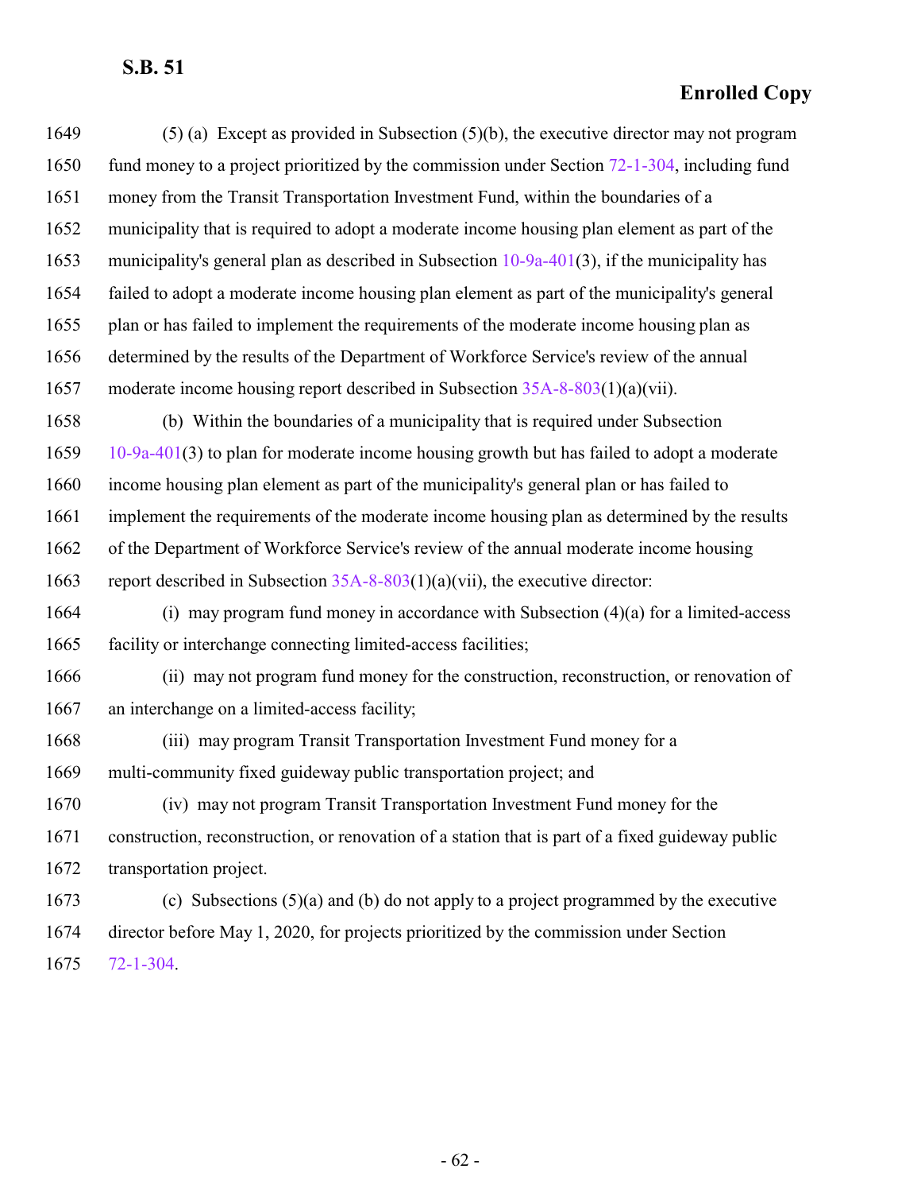(5) (a) Except as provided in Subsection (5)(b), the executive director may not program fund money to a project prioritized by the commission under Section 72-1-304, including fund money from the Transit Transportation Investment Fund, within the boundaries of a municipality that is required to adopt a moderate income housing plan element as part of the municipality's general plan as described in Subsection 10-9a-401(3), if the municipality has failed to adopt a moderate income housing plan element as part of the municipality's general plan or has failed to implement the requirements of the moderate income housing plan as determined by the results of the Department of Workforce Service's review of the annual moderate income housing report described in Subsection 35A-8-803(1)(a)(vii).

(b) Within the boundaries of a municipality that is required under Subsection 10-9a-401(3) to plan for moderate income housing growth but has failed to adopt a moderate income housing plan element as part of the municipality's general plan or has failed to implement the requirements of the moderate income housing plan as determined by the results of the Department of Workforce Service's review of the annual moderate income housing report described in Subsection 35A-8-803(1)(a)(vii), the executive director:

(i) may program fund money in accordance with Subsection (4)(a) for a limited-access facility or interchange connecting limited-access facilities;

(ii) may not program fund money for the construction, reconstruction, or renovation of an interchange on a limited-access facility;

(iii) may program Transit Transportation Investment Fund money for a multi-community fixed guideway public transportation project; and

(iv) may not program Transit Transportation Investment Fund money for the construction, reconstruction, or renovation of a station that is part of a fixed guideway public transportation project.

(c) Subsections (5)(a) and (b) do not apply to a project programmed by the executive director before May 1, 2020, for projects prioritized by the commission under Section 72-1-304.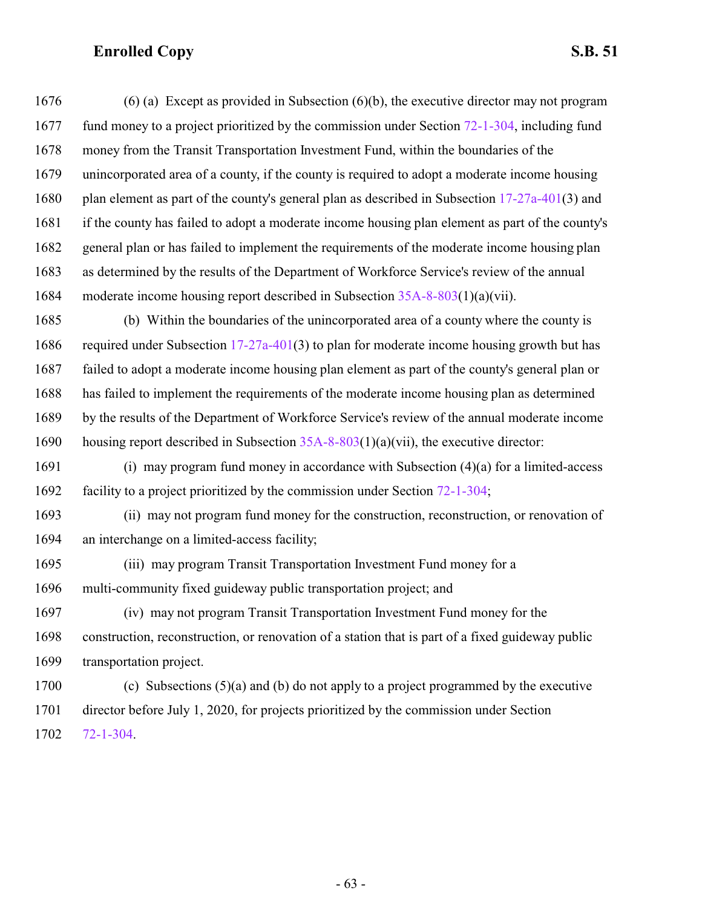(6) (a) Except as provided in Subsection (6)(b), the executive director may not program fund money to a project prioritized by the commission under Section 72-1-304, including fund money from the Transit Transportation Investment Fund, within the boundaries of the unincorporated area of a county, if the county is required to adopt a moderate income housing plan element as part of the county's general plan as described in Subsection 17-27a-401(3) and if the county has failed to adopt a moderate income housing plan element as part of the county's general plan or has failed to implement the requirements of the moderate income housing plan as determined by the results of the Department of Workforce Service's review of the annual moderate income housing report described in Subsection 35A-8-803(1)(a)(vii).

(b) Within the boundaries of the unincorporated area of a county where the county is required under Subsection 17-27a-401(3) to plan for moderate income housing growth but has failed to adopt a moderate income housing plan element as part of the county's general plan or has failed to implement the requirements of the moderate income housing plan as determined by the results of the Department of Workforce Service's review of the annual moderate income housing report described in Subsection 35A-8-803(1)(a)(vii), the executive director:

(i) may program fund money in accordance with Subsection (4)(a) for a limited-access facility to a project prioritized by the commission under Section 72-1-304;

(ii) may not program fund money for the construction, reconstruction, or renovation of an interchange on a limited-access facility;

(iii) may program Transit Transportation Investment Fund money for a multi-community fixed guideway public transportation project; and

(iv) may not program Transit Transportation Investment Fund money for the construction, reconstruction, or renovation of a station that is part of a fixed guideway public transportation project.

(c) Subsections (5)(a) and (b) do not apply to a project programmed by the executive director before July 1, 2020, for projects prioritized by the commission under Section 72-1-304.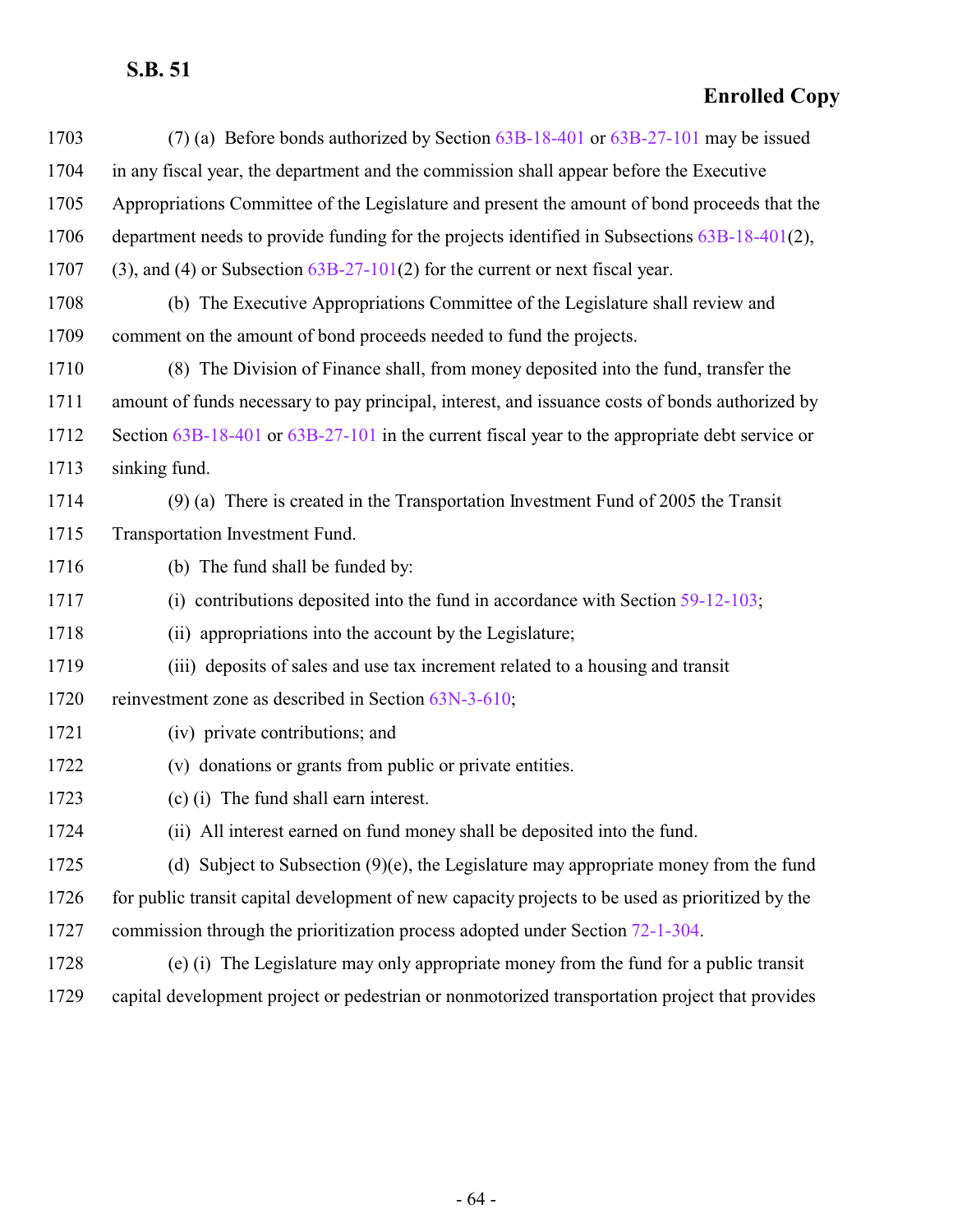(7) (a) Before bonds authorized by Section 63B-18-401 or 63B-27-101 may be issued in any fiscal year, the department and the commission shall appear before the Executive Appropriations Committee of the Legislature and present the amount of bond proceeds that the department needs to provide funding for the projects identified in Subsections 63B-18-401(2), (3), and (4) or Subsection 63B-27-101(2) for the current or next fiscal year.

(b) The Executive Appropriations Committee of the Legislature shall review and comment on the amount of bond proceeds needed to fund the projects.

(8) The Division of Finance shall, from money deposited into the fund, transfer the amount of funds necessary to pay principal, interest, and issuance costs of bonds authorized by Section 63B-18-401 or 63B-27-101 in the current fiscal year to the appropriate debt service or sinking fund.

(9) (a) There is created in the Transportation Investment Fund of 2005 the Transit Transportation Investment Fund.

(b) The fund shall be funded by:

(i) contributions deposited into the fund in accordance with Section 59-12-103;

(ii) appropriations into the account by the Legislature;

(iii) deposits of sales and use tax increment related to a housing and transit reinvestment zone as described in Section 63N-3-610;

(iv) private contributions; and

(v) donations or grants from public or private entities.

(c) (i) The fund shall earn interest.

(ii) All interest earned on fund money shall be deposited into the fund.

(d) Subject to Subsection (9)(e), the Legislature may appropriate money from the fund for public transit capital development of new capacity projects to be used as prioritized by the commission through the prioritization process adopted under Section 72-1-304.

(e) (i) The Legislature may only appropriate money from the fund for a public transit capital development project or pedestrian or nonmotorized transportation project that provides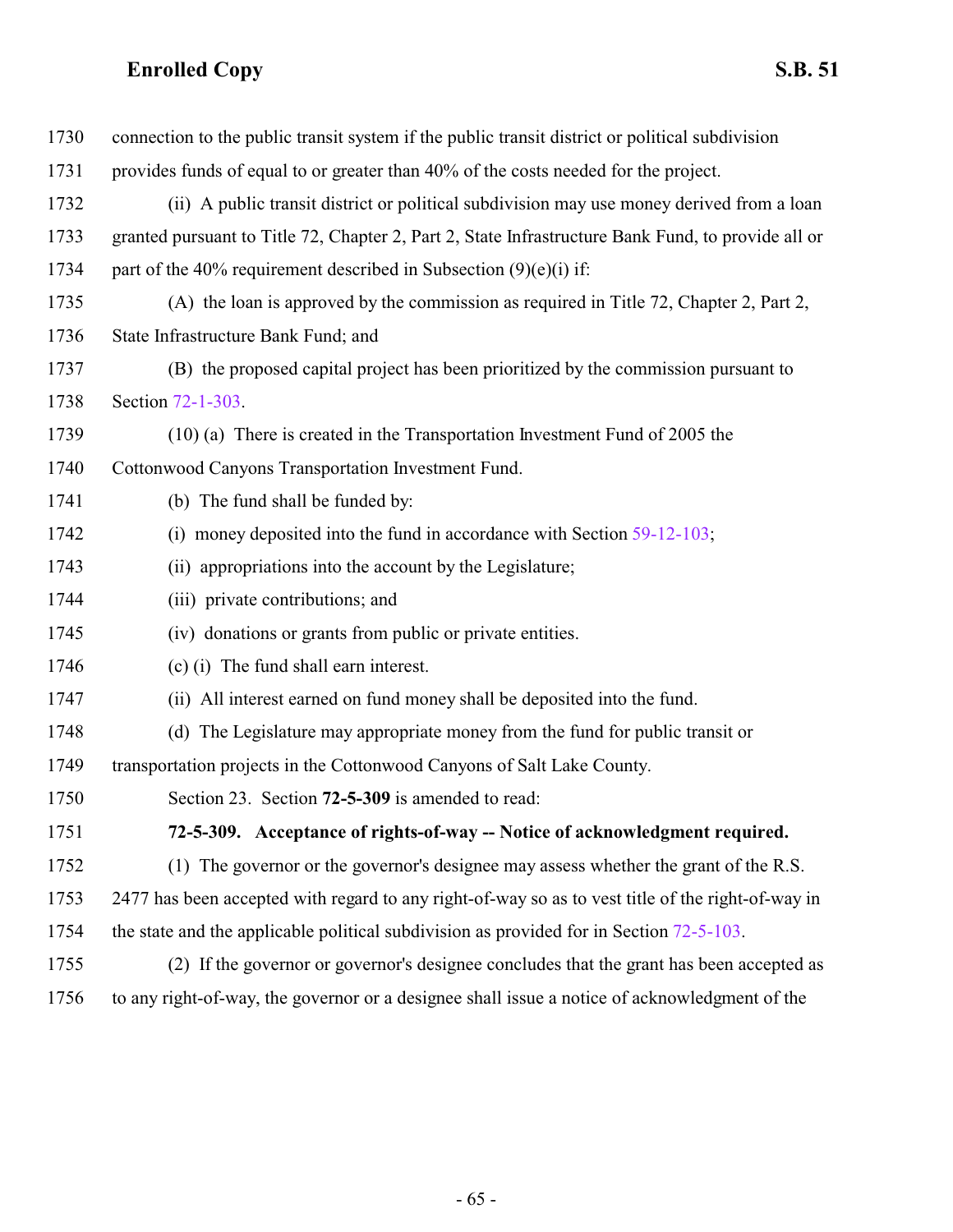connection to the public transit system if the public transit district or political subdivision provides funds of equal to or greater than 40% of the costs needed for the project.

(ii) A public transit district or political subdivision may use money derived from a loan granted pursuant to Title 72, Chapter 2, Part 2, State Infrastructure Bank Fund, to provide all or part of the 40% requirement described in Subsection (9)(e)(i) if:

(A) the loan is approved by the commission as required in Title 72, Chapter 2, Part 2, State Infrastructure Bank Fund; and

(B) the proposed capital project has been prioritized by the commission pursuant to Section 72-1-303.

(10) (a) There is created in the Transportation Investment Fund of 2005 the Cottonwood Canyons Transportation Investment Fund.

(b) The fund shall be funded by:

(i) money deposited into the fund in accordance with Section 59-12-103;

(ii) appropriations into the account by the Legislature;

(iii) private contributions; and

(iv) donations or grants from public or private entities.

(c) (i) The fund shall earn interest.

(ii) All interest earned on fund money shall be deposited into the fund.

(d) The Legislature may appropriate money from the fund for public transit or transportation projects in the Cottonwood Canyons of Salt Lake County.

Section 23. Section **72-5-309** is amended to read:

**72-5-309. Acceptance of rights-of-way -- Notice of acknowledgment required.**

(1) The governor or the governor's designee may assess whether the grant of the R.S. 2477 has been accepted with regard to any right-of-way so as to vest title of the right-of-way in the state and the applicable political subdivision as provided for in Section 72-5-103.

(2) If the governor or governor's designee concludes that the grant has been accepted as to any right-of-way, the governor or a designee shall issue a notice of acknowledgment of the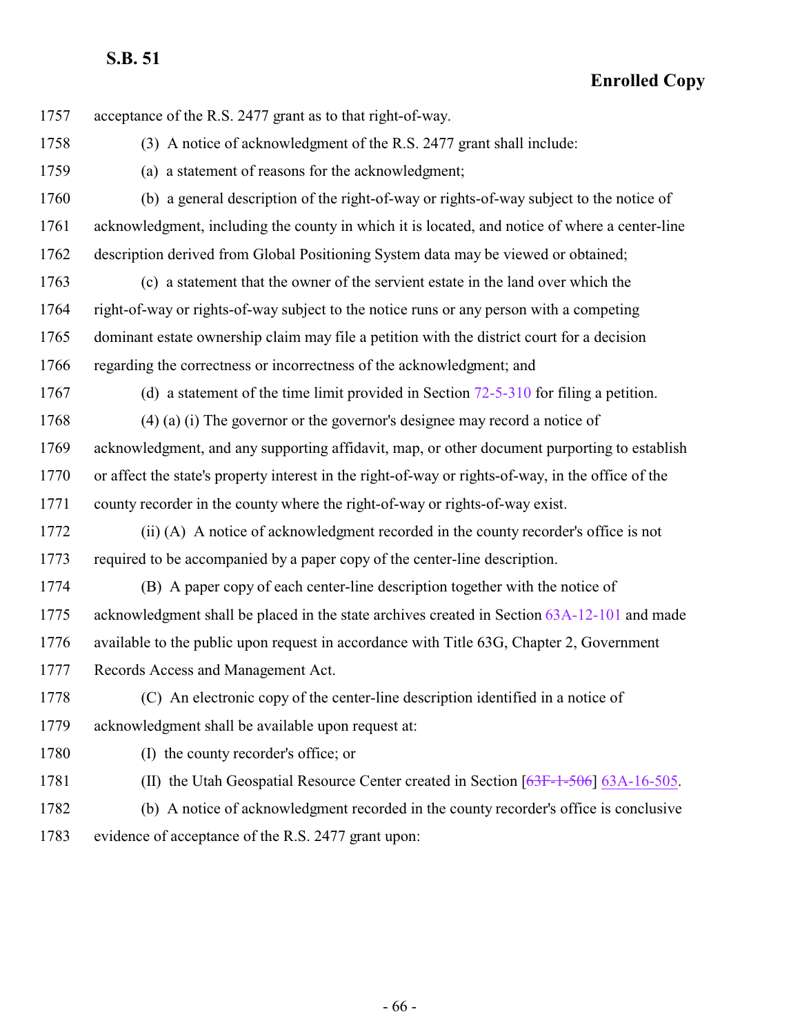acceptance of the R.S. 2477 grant as to that right-of-way.

(3) A notice of acknowledgment of the R.S. 2477 grant shall include:

(a) a statement of reasons for the acknowledgment;

(b) a general description of the right-of-way or rights-of-way subject to the notice of acknowledgment, including the county in which it is located, and notice of where a center-line description derived from Global Positioning System data may be viewed or obtained;

(c) a statement that the owner of the servient estate in the land over which the right-of-way or rights-of-way subject to the notice runs or any person with a competing dominant estate ownership claim may file a petition with the district court for a decision regarding the correctness or incorrectness of the acknowledgment; and

(d) a statement of the time limit provided in Section 72-5-310 for filing a petition.

(4) (a) (i) The governor or the governor's designee may record a notice of acknowledgment, and any supporting affidavit, map, or other document purporting to establish or affect the state's property interest in the right-of-way or rights-of-way, in the office of the county recorder in the county where the right-of-way or rights-of-way exist.

(ii) (A) A notice of acknowledgment recorded in the county recorder's office is not required to be accompanied by a paper copy of the center-line description.

(B) A paper copy of each center-line description together with the notice of acknowledgment shall be placed in the state archives created in Section 63A-12-101 and made available to the public upon request in accordance with Title 63G, Chapter 2, Government Records Access and Management Act.

(C) An electronic copy of the center-line description identified in a notice of acknowledgment shall be available upon request at:

(I) the county recorder's office; or

(II) the Utah Geospatial Resource Center created in Section [~~63F-1-506~~] 63A-16-505.

(b) A notice of acknowledgment recorded in the county recorder's office is conclusive evidence of acceptance of the R.S. 2477 grant upon: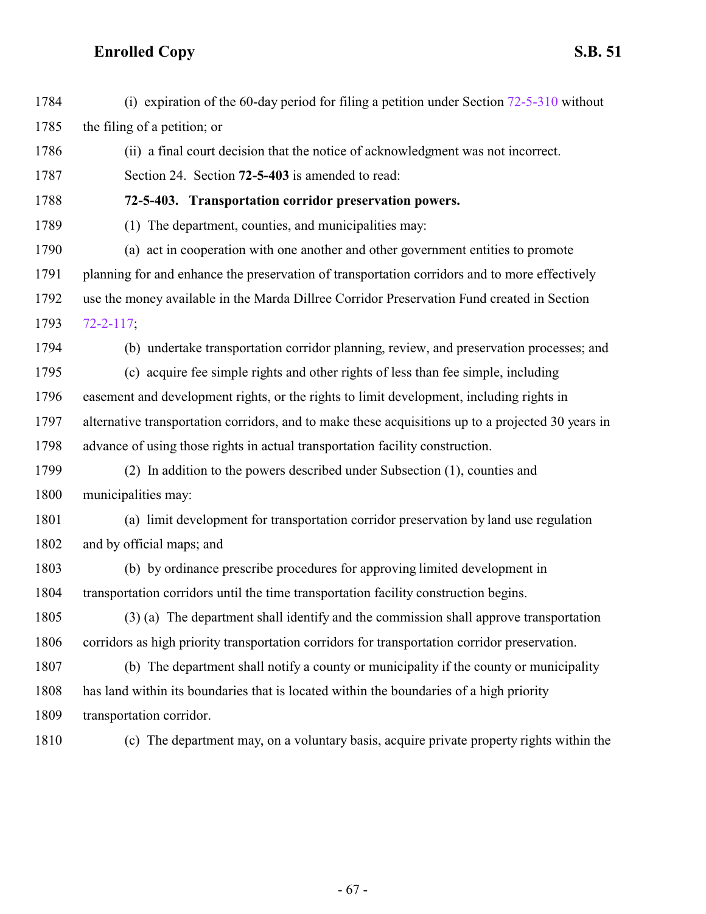(i) expiration of the 60-day period for filing a petition under Section 72-5-310 without the filing of a petition; or

(ii) a final court decision that the notice of acknowledgment was not incorrect.

Section 24. Section **72-5-403** is amended to read:

**72-5-403. Transportation corridor preservation powers.**

(1) The department, counties, and municipalities may:

(a) act in cooperation with one another and other government entities to promote planning for and enhance the preservation of transportation corridors and to more effectively use the money available in the Marda Dillree Corridor Preservation Fund created in Section 72-2-117;

(b) undertake transportation corridor planning, review, and preservation processes; and

(c) acquire fee simple rights and other rights of less than fee simple, including easement and development rights, or the rights to limit development, including rights in alternative transportation corridors, and to make these acquisitions up to a projected 30 years in advance of using those rights in actual transportation facility construction.

(2) In addition to the powers described under Subsection (1), counties and municipalities may:

(a) limit development for transportation corridor preservation by land use regulation and by official maps; and

(b) by ordinance prescribe procedures for approving limited development in transportation corridors until the time transportation facility construction begins.

(3) (a) The department shall identify and the commission shall approve transportation corridors as high priority transportation corridors for transportation corridor preservation.

(b) The department shall notify a county or municipality if the county or municipality has land within its boundaries that is located within the boundaries of a high priority transportation corridor.

(c) The department may, on a voluntary basis, acquire private property rights within the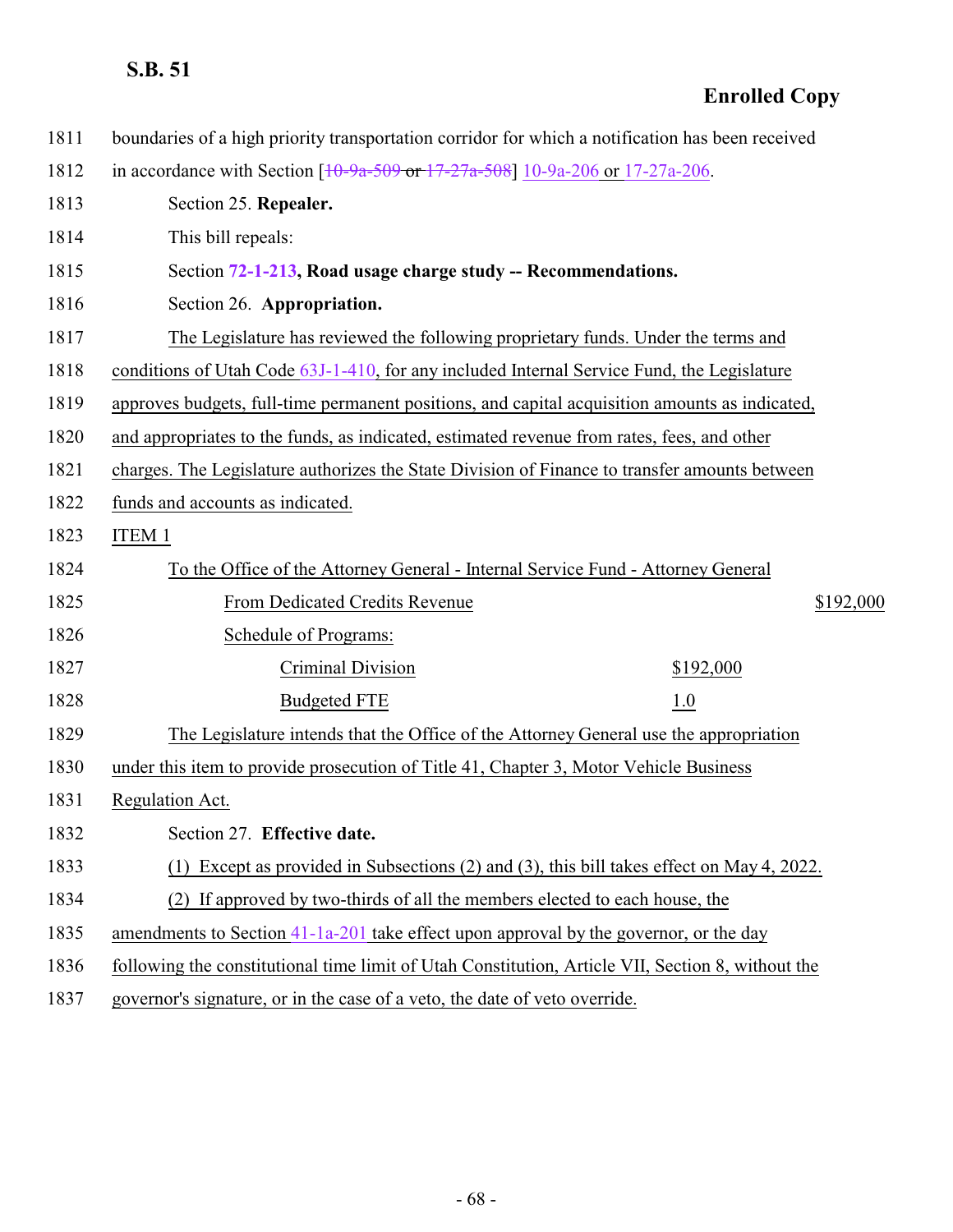boundaries of a high priority transportation corridor for which a notification has been received in accordance with Section [~~10-9a-509~~ or ~~17-27a-508~~] 10-9a-206 or 17-27a-206.

Section 25. **Repealer.**

This bill repeals:

Section **72-1-213, Road usage charge study -- Recommendations.**

Section 26. **Appropriation.**

The Legislature has reviewed the following proprietary funds. Under the terms and conditions of Utah Code 63J-1-410, for any included Internal Service Fund, the Legislature approves budgets, full-time permanent positions, and capital acquisition amounts as indicated, and appropriates to the funds, as indicated, estimated revenue from rates, fees, and other charges. The Legislature authorizes the State Division of Finance to transfer amounts between funds and accounts as indicated.

ITEM 1

To the Office of the Attorney General - Internal Service Fund - Attorney General

| | | |
|---|---|---|
| From Dedicated Credits Revenue | | $192,000 |
| Schedule of Programs: | | |
| Criminal Division | $192,000 | |
| Budgeted FTE | 1.0 | |

The Legislature intends that the Office of the Attorney General use the appropriation under this item to provide prosecution of Title 41, Chapter 3, Motor Vehicle Business Regulation Act.

Section 27. **Effective date.**

(1) Except as provided in Subsections (2) and (3), this bill takes effect on May 4, 2022.

(2) If approved by two-thirds of all the members elected to each house, the amendments to Section 41-1a-201 take effect upon approval by the governor, or the day following the constitutional time limit of Utah Constitution, Article VII, Section 8, without the governor's signature, or in the case of a veto, the date of veto override.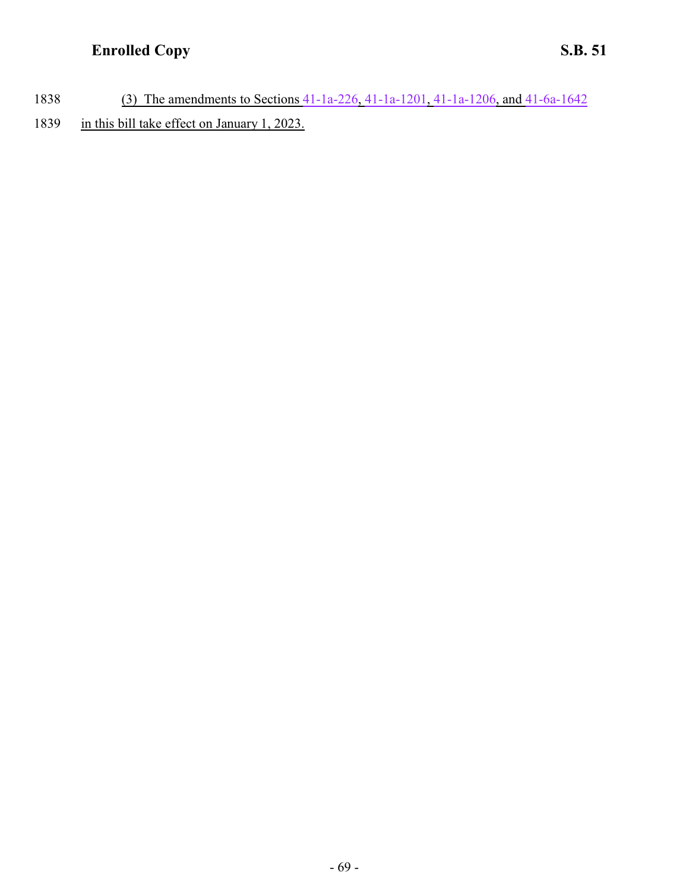1838 (3) The amendments to Sections 41-1a-226, 41-1a-1201, 41-1a-1206, and 41-6a-1642

1839 in this bill take effect on January 1, 2023.